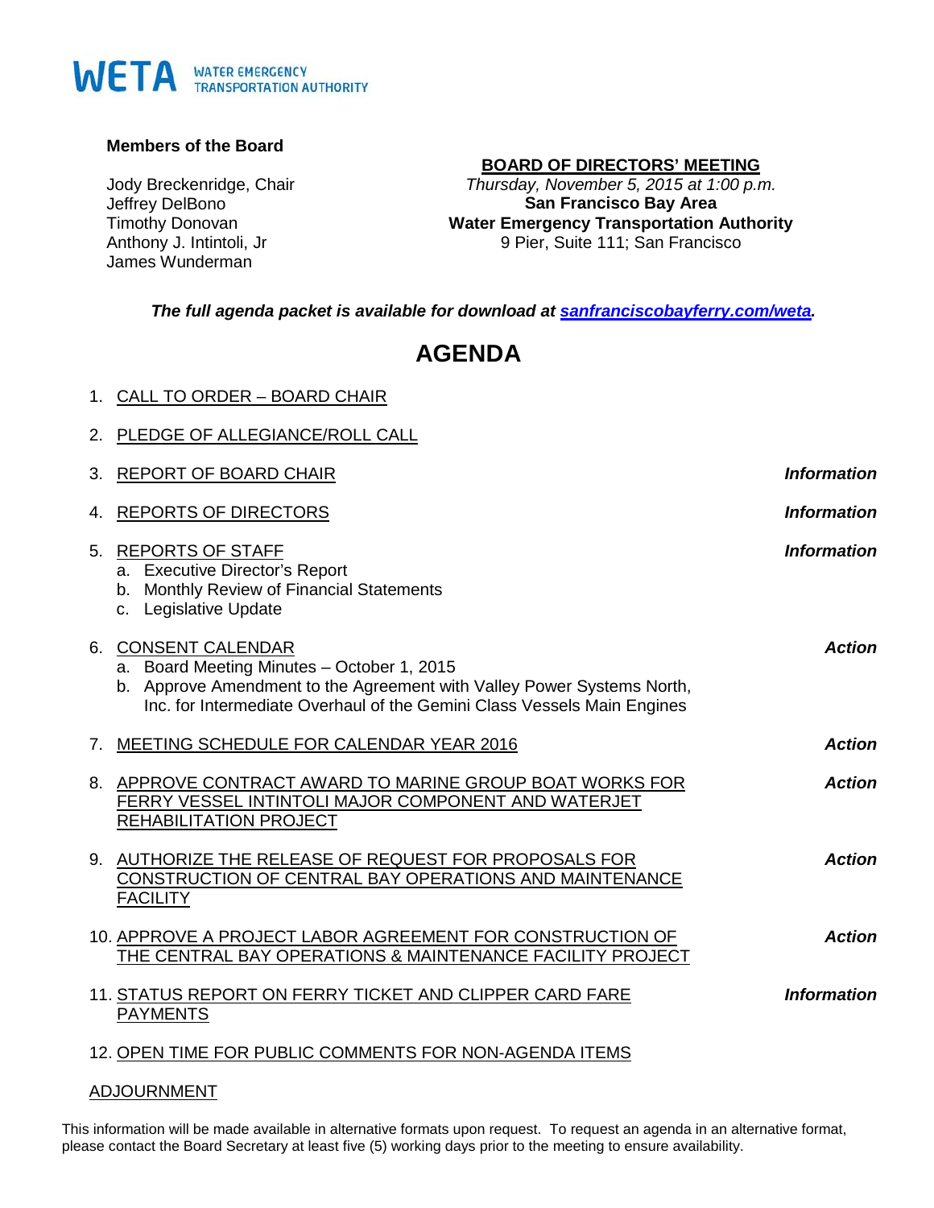WETA WATER EMERGENCY TRANSPORTATION AUTHORITY

**Members of the Board**

Jody Breckenridge, Chair
Jeffrey DelBono
Timothy Donovan
Anthony J. Intintoli, Jr
James Wunderman

**BOARD OF DIRECTORS' MEETING**
*Thursday, November 5, 2015 at 1:00 p.m.*
**San Francisco Bay Area**
**Water Emergency Transportation Authority**
9 Pier, Suite 111; San Francisco

***The full agenda packet is available for download at [sanfranciscobayferry.com/weta](sanfranciscobayferry.com/weta).***

# AGENDA

1. CALL TO ORDER – BOARD CHAIR

2. PLEDGE OF ALLEGIANCE/ROLL CALL

3. REPORT OF BOARD CHAIR — ***Information***

4. REPORTS OF DIRECTORS — ***Information***

5. REPORTS OF STAFF — ***Information***
   a. Executive Director's Report
   b. Monthly Review of Financial Statements
   c. Legislative Update

6. CONSENT CALENDAR — ***Action***
   a. Board Meeting Minutes – October 1, 2015
   b. Approve Amendment to the Agreement with Valley Power Systems North, Inc. for Intermediate Overhaul of the Gemini Class Vessels Main Engines

7. MEETING SCHEDULE FOR CALENDAR YEAR 2016 — ***Action***

8. APPROVE CONTRACT AWARD TO MARINE GROUP BOAT WORKS FOR FERRY VESSEL INTINTOLI MAJOR COMPONENT AND WATERJET REHABILITATION PROJECT — ***Action***

9. AUTHORIZE THE RELEASE OF REQUEST FOR PROPOSALS FOR CONSTRUCTION OF CENTRAL BAY OPERATIONS AND MAINTENANCE FACILITY — ***Action***

10. APPROVE A PROJECT LABOR AGREEMENT FOR CONSTRUCTION OF THE CENTRAL BAY OPERATIONS & MAINTENANCE FACILITY PROJECT — ***Action***

11. STATUS REPORT ON FERRY TICKET AND CLIPPER CARD FARE PAYMENTS — ***Information***

12. OPEN TIME FOR PUBLIC COMMENTS FOR NON-AGENDA ITEMS

ADJOURNMENT

This information will be made available in alternative formats upon request. To request an agenda in an alternative format, please contact the Board Secretary at least five (5) working days prior to the meeting to ensure availability.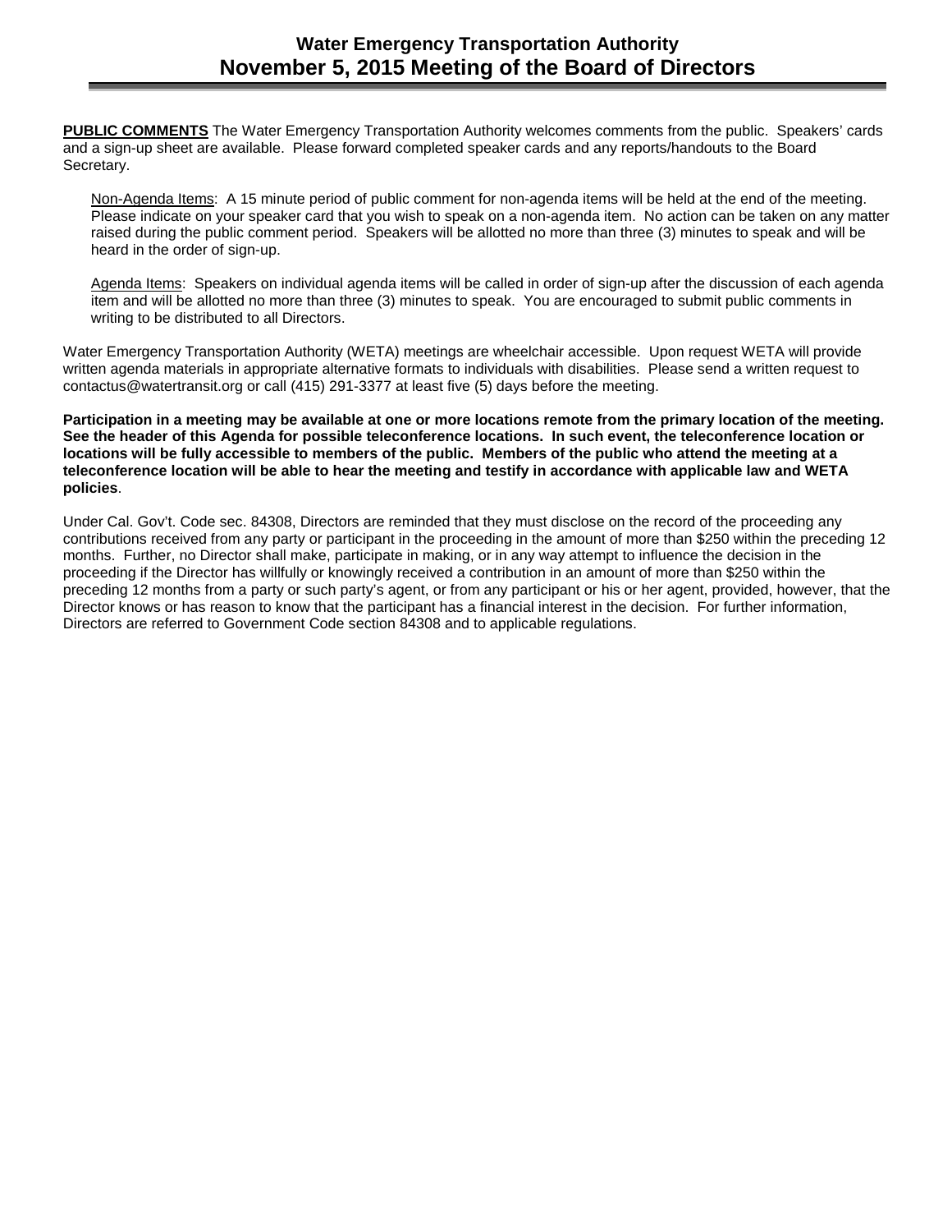**PUBLIC COMMENTS** The Water Emergency Transportation Authority welcomes comments from the public. Speakers' cards and a sign-up sheet are available. Please forward completed speaker cards and any reports/handouts to the Board Secretary.

Non-Agenda Items: A 15 minute period of public comment for non-agenda items will be held at the end of the meeting. Please indicate on your speaker card that you wish to speak on a non-agenda item. No action can be taken on any matter raised during the public comment period. Speakers will be allotted no more than three (3) minutes to speak and will be heard in the order of sign-up.

Agenda Items: Speakers on individual agenda items will be called in order of sign-up after the discussion of each agenda item and will be allotted no more than three (3) minutes to speak. You are encouraged to submit public comments in writing to be distributed to all Directors.

Water Emergency Transportation Authority (WETA) meetings are wheelchair accessible. Upon request WETA will provide written agenda materials in appropriate alternative formats to individuals with disabilities. Please send a written request to contactus@watertransit.org or call (415) 291-3377 at least five (5) days before the meeting.

**Participation in a meeting may be available at one or more locations remote from the primary location of the meeting. See the header of this Agenda for possible teleconference locations. In such event, the teleconference location or locations will be fully accessible to members of the public. Members of the public who attend the meeting at a teleconference location will be able to hear the meeting and testify in accordance with applicable law and WETA policies**.

Under Cal. Gov't. Code sec. 84308, Directors are reminded that they must disclose on the record of the proceeding any contributions received from any party or participant in the proceeding in the amount of more than $250 within the preceding 12 months. Further, no Director shall make, participate in making, or in any way attempt to influence the decision in the proceeding if the Director has willfully or knowingly received a contribution in an amount of more than $250 within the preceding 12 months from a party or such party's agent, or from any participant or his or her agent, provided, however, that the Director knows or has reason to know that the participant has a financial interest in the decision. For further information, Directors are referred to Government Code section 84308 and to applicable regulations.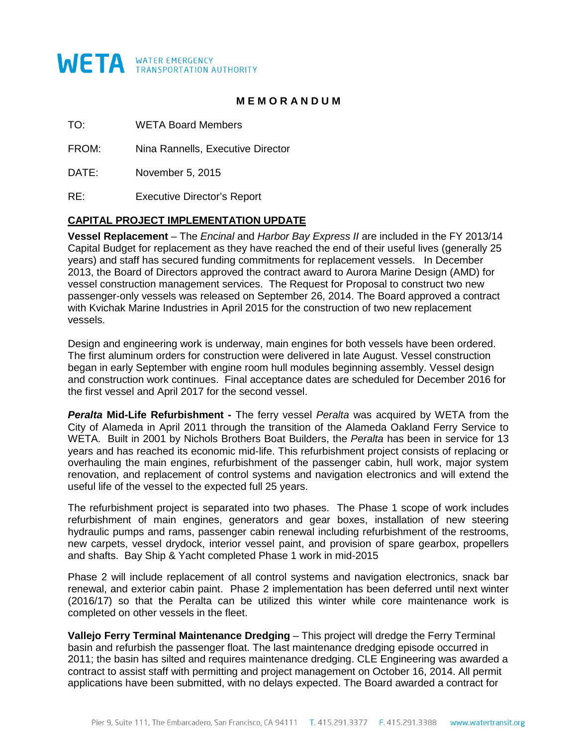**WETA** WATER EMERGENCY TRANSPORTATION AUTHORITY

# MEMORANDUM

TO: WETA Board Members

FROM: Nina Rannells, Executive Director

DATE: November 5, 2015

RE: Executive Director's Report

## CAPITAL PROJECT IMPLEMENTATION UPDATE

**Vessel Replacement** – The *Encinal* and *Harbor Bay Express II* are included in the FY 2013/14 Capital Budget for replacement as they have reached the end of their useful lives (generally 25 years) and staff has secured funding commitments for replacement vessels. In December 2013, the Board of Directors approved the contract award to Aurora Marine Design (AMD) for vessel construction management services. The Request for Proposal to construct two new passenger-only vessels was released on September 26, 2014. The Board approved a contract with Kvichak Marine Industries in April 2015 for the construction of two new replacement vessels.

Design and engineering work is underway, main engines for both vessels have been ordered. The first aluminum orders for construction were delivered in late August. Vessel construction began in early September with engine room hull modules beginning assembly. Vessel design and construction work continues. Final acceptance dates are scheduled for December 2016 for the first vessel and April 2017 for the second vessel.

***Peralta* Mid-Life Refurbishment -** The ferry vessel *Peralta* was acquired by WETA from the City of Alameda in April 2011 through the transition of the Alameda Oakland Ferry Service to WETA. Built in 2001 by Nichols Brothers Boat Builders, the *Peralta* has been in service for 13 years and has reached its economic mid-life. This refurbishment project consists of replacing or overhauling the main engines, refurbishment of the passenger cabin, hull work, major system renovation, and replacement of control systems and navigation electronics and will extend the useful life of the vessel to the expected full 25 years.

The refurbishment project is separated into two phases. The Phase 1 scope of work includes refurbishment of main engines, generators and gear boxes, installation of new steering hydraulic pumps and rams, passenger cabin renewal including refurbishment of the restrooms, new carpets, vessel drydock, interior vessel paint, and provision of spare gearbox, propellers and shafts. Bay Ship & Yacht completed Phase 1 work in mid-2015

Phase 2 will include replacement of all control systems and navigation electronics, snack bar renewal, and exterior cabin paint. Phase 2 implementation has been deferred until next winter (2016/17) so that the Peralta can be utilized this winter while core maintenance work is completed on other vessels in the fleet.

**Vallejo Ferry Terminal Maintenance Dredging** – This project will dredge the Ferry Terminal basin and refurbish the passenger float. The last maintenance dredging episode occurred in 2011; the basin has silted and requires maintenance dredging. CLE Engineering was awarded a contract to assist staff with permitting and project management on October 16, 2014. All permit applications have been submitted, with no delays expected. The Board awarded a contract for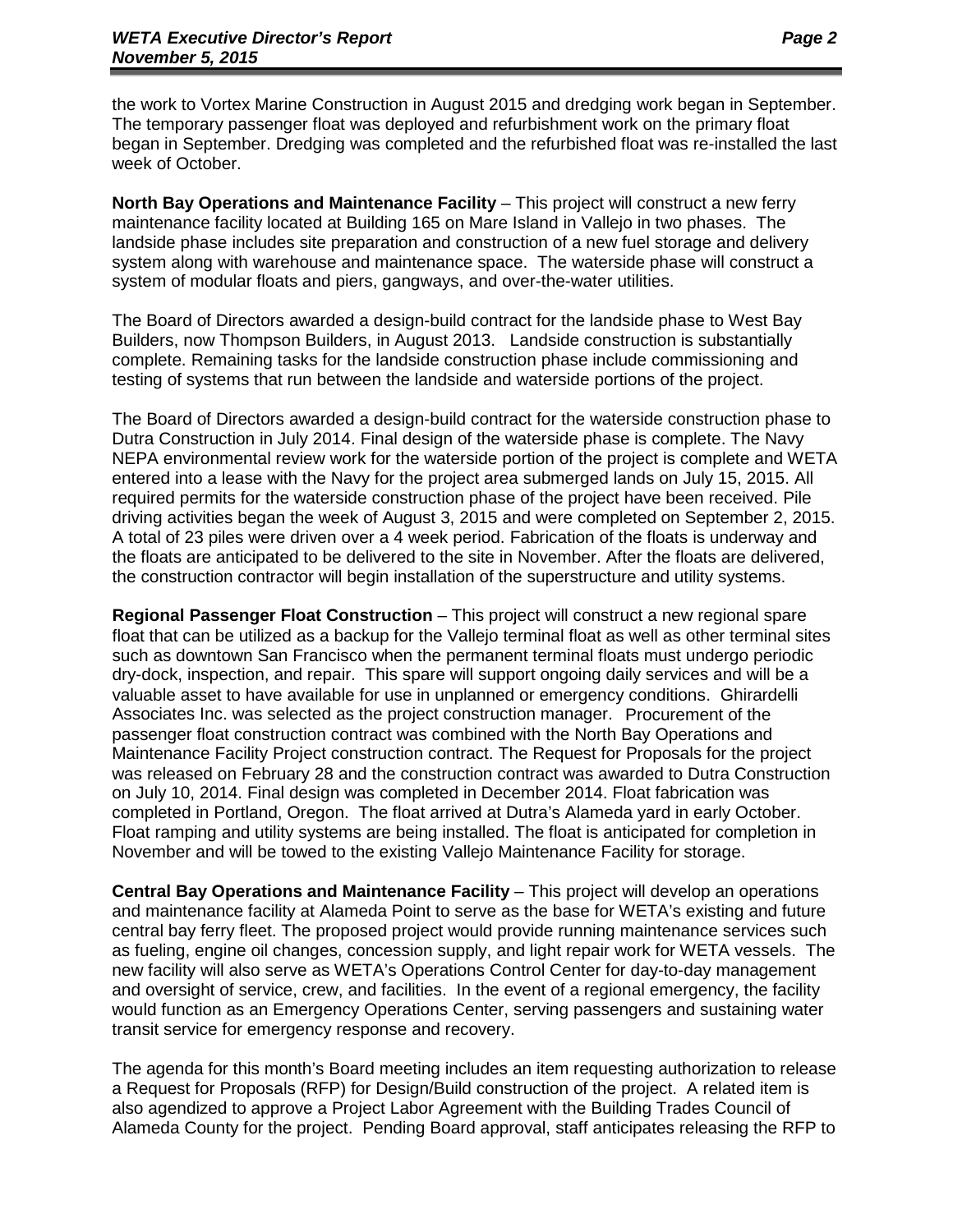the work to Vortex Marine Construction in August 2015 and dredging work began in September. The temporary passenger float was deployed and refurbishment work on the primary float began in September. Dredging was completed and the refurbished float was re-installed the last week of October.

**North Bay Operations and Maintenance Facility** – This project will construct a new ferry maintenance facility located at Building 165 on Mare Island in Vallejo in two phases. The landside phase includes site preparation and construction of a new fuel storage and delivery system along with warehouse and maintenance space. The waterside phase will construct a system of modular floats and piers, gangways, and over-the-water utilities.

The Board of Directors awarded a design-build contract for the landside phase to West Bay Builders, now Thompson Builders, in August 2013. Landside construction is substantially complete. Remaining tasks for the landside construction phase include commissioning and testing of systems that run between the landside and waterside portions of the project.

The Board of Directors awarded a design-build contract for the waterside construction phase to Dutra Construction in July 2014. Final design of the waterside phase is complete. The Navy NEPA environmental review work for the waterside portion of the project is complete and WETA entered into a lease with the Navy for the project area submerged lands on July 15, 2015. All required permits for the waterside construction phase of the project have been received. Pile driving activities began the week of August 3, 2015 and were completed on September 2, 2015. A total of 23 piles were driven over a 4 week period. Fabrication of the floats is underway and the floats are anticipated to be delivered to the site in November. After the floats are delivered, the construction contractor will begin installation of the superstructure and utility systems.

**Regional Passenger Float Construction** – This project will construct a new regional spare float that can be utilized as a backup for the Vallejo terminal float as well as other terminal sites such as downtown San Francisco when the permanent terminal floats must undergo periodic dry-dock, inspection, and repair. This spare will support ongoing daily services and will be a valuable asset to have available for use in unplanned or emergency conditions. Ghirardelli Associates Inc. was selected as the project construction manager. Procurement of the passenger float construction contract was combined with the North Bay Operations and Maintenance Facility Project construction contract. The Request for Proposals for the project was released on February 28 and the construction contract was awarded to Dutra Construction on July 10, 2014. Final design was completed in December 2014. Float fabrication was completed in Portland, Oregon. The float arrived at Dutra's Alameda yard in early October. Float ramping and utility systems are being installed. The float is anticipated for completion in November and will be towed to the existing Vallejo Maintenance Facility for storage.

**Central Bay Operations and Maintenance Facility** – This project will develop an operations and maintenance facility at Alameda Point to serve as the base for WETA's existing and future central bay ferry fleet. The proposed project would provide running maintenance services such as fueling, engine oil changes, concession supply, and light repair work for WETA vessels. The new facility will also serve as WETA's Operations Control Center for day-to-day management and oversight of service, crew, and facilities. In the event of a regional emergency, the facility would function as an Emergency Operations Center, serving passengers and sustaining water transit service for emergency response and recovery.

The agenda for this month's Board meeting includes an item requesting authorization to release a Request for Proposals (RFP) for Design/Build construction of the project. A related item is also agendized to approve a Project Labor Agreement with the Building Trades Council of Alameda County for the project. Pending Board approval, staff anticipates releasing the RFP to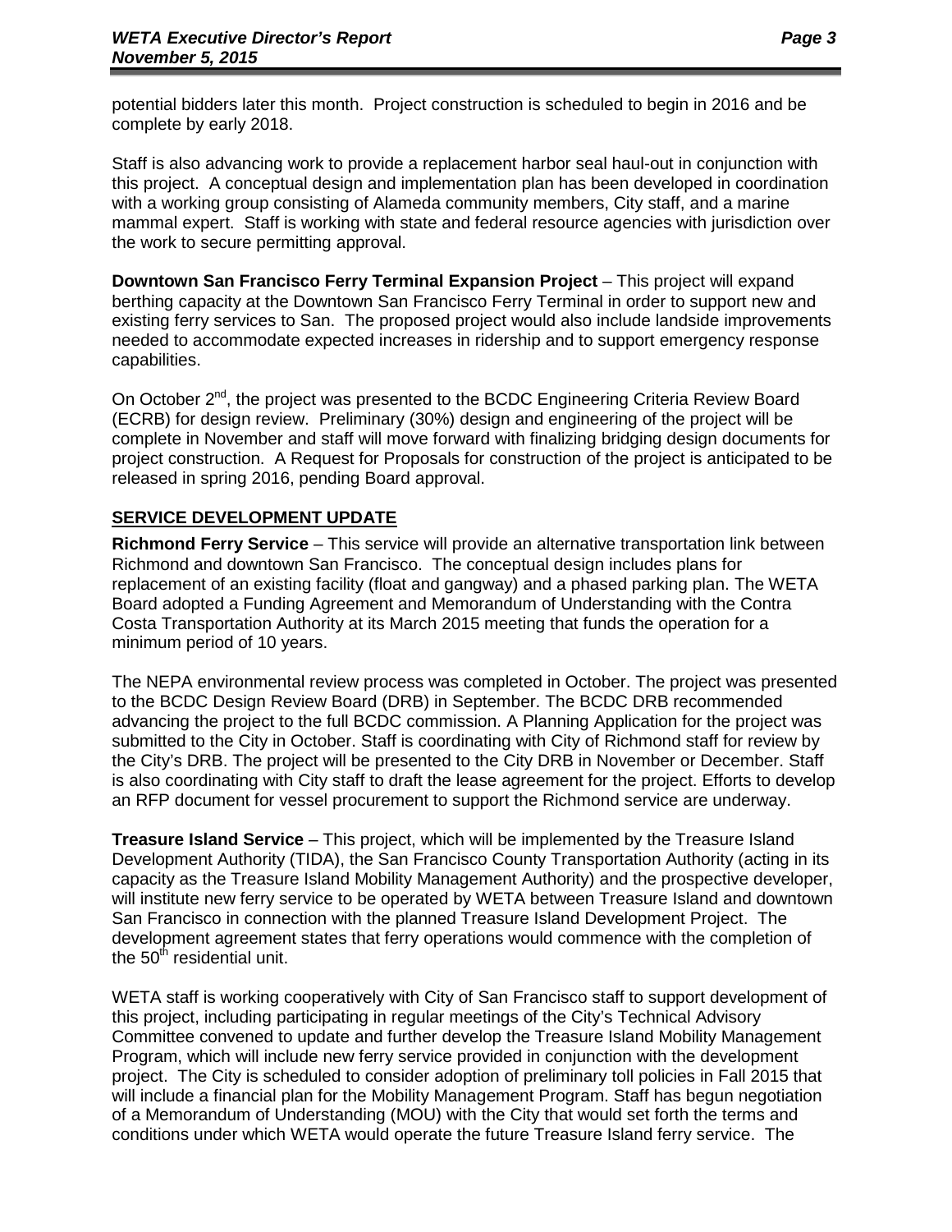potential bidders later this month. Project construction is scheduled to begin in 2016 and be complete by early 2018.

Staff is also advancing work to provide a replacement harbor seal haul-out in conjunction with this project. A conceptual design and implementation plan has been developed in coordination with a working group consisting of Alameda community members, City staff, and a marine mammal expert. Staff is working with state and federal resource agencies with jurisdiction over the work to secure permitting approval.

**Downtown San Francisco Ferry Terminal Expansion Project** – This project will expand berthing capacity at the Downtown San Francisco Ferry Terminal in order to support new and existing ferry services to San. The proposed project would also include landside improvements needed to accommodate expected increases in ridership and to support emergency response capabilities.

On October 2nd, the project was presented to the BCDC Engineering Criteria Review Board (ECRB) for design review. Preliminary (30%) design and engineering of the project will be complete in November and staff will move forward with finalizing bridging design documents for project construction. A Request for Proposals for construction of the project is anticipated to be released in spring 2016, pending Board approval.

## SERVICE DEVELOPMENT UPDATE

**Richmond Ferry Service** – This service will provide an alternative transportation link between Richmond and downtown San Francisco. The conceptual design includes plans for replacement of an existing facility (float and gangway) and a phased parking plan. The WETA Board adopted a Funding Agreement and Memorandum of Understanding with the Contra Costa Transportation Authority at its March 2015 meeting that funds the operation for a minimum period of 10 years.

The NEPA environmental review process was completed in October. The project was presented to the BCDC Design Review Board (DRB) in September. The BCDC DRB recommended advancing the project to the full BCDC commission. A Planning Application for the project was submitted to the City in October. Staff is coordinating with City of Richmond staff for review by the City's DRB. The project will be presented to the City DRB in November or December. Staff is also coordinating with City staff to draft the lease agreement for the project. Efforts to develop an RFP document for vessel procurement to support the Richmond service are underway.

**Treasure Island Service** – This project, which will be implemented by the Treasure Island Development Authority (TIDA), the San Francisco County Transportation Authority (acting in its capacity as the Treasure Island Mobility Management Authority) and the prospective developer, will institute new ferry service to be operated by WETA between Treasure Island and downtown San Francisco in connection with the planned Treasure Island Development Project. The development agreement states that ferry operations would commence with the completion of the 50th residential unit.

WETA staff is working cooperatively with City of San Francisco staff to support development of this project, including participating in regular meetings of the City's Technical Advisory Committee convened to update and further develop the Treasure Island Mobility Management Program, which will include new ferry service provided in conjunction with the development project. The City is scheduled to consider adoption of preliminary toll policies in Fall 2015 that will include a financial plan for the Mobility Management Program. Staff has begun negotiation of a Memorandum of Understanding (MOU) with the City that would set forth the terms and conditions under which WETA would operate the future Treasure Island ferry service. The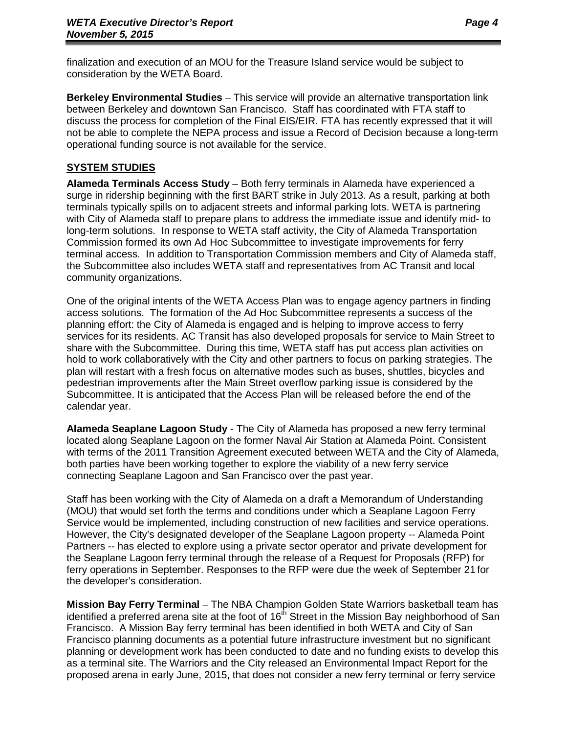finalization and execution of an MOU for the Treasure Island service would be subject to consideration by the WETA Board.

**Berkeley Environmental Studies** – This service will provide an alternative transportation link between Berkeley and downtown San Francisco. Staff has coordinated with FTA staff to discuss the process for completion of the Final EIS/EIR. FTA has recently expressed that it will not be able to complete the NEPA process and issue a Record of Decision because a long-term operational funding source is not available for the service.

## SYSTEM STUDIES

**Alameda Terminals Access Study** – Both ferry terminals in Alameda have experienced a surge in ridership beginning with the first BART strike in July 2013. As a result, parking at both terminals typically spills on to adjacent streets and informal parking lots. WETA is partnering with City of Alameda staff to prepare plans to address the immediate issue and identify mid- to long-term solutions. In response to WETA staff activity, the City of Alameda Transportation Commission formed its own Ad Hoc Subcommittee to investigate improvements for ferry terminal access. In addition to Transportation Commission members and City of Alameda staff, the Subcommittee also includes WETA staff and representatives from AC Transit and local community organizations.

One of the original intents of the WETA Access Plan was to engage agency partners in finding access solutions. The formation of the Ad Hoc Subcommittee represents a success of the planning effort: the City of Alameda is engaged and is helping to improve access to ferry services for its residents. AC Transit has also developed proposals for service to Main Street to share with the Subcommittee. During this time, WETA staff has put access plan activities on hold to work collaboratively with the City and other partners to focus on parking strategies. The plan will restart with a fresh focus on alternative modes such as buses, shuttles, bicycles and pedestrian improvements after the Main Street overflow parking issue is considered by the Subcommittee. It is anticipated that the Access Plan will be released before the end of the calendar year.

**Alameda Seaplane Lagoon Study** - The City of Alameda has proposed a new ferry terminal located along Seaplane Lagoon on the former Naval Air Station at Alameda Point. Consistent with terms of the 2011 Transition Agreement executed between WETA and the City of Alameda, both parties have been working together to explore the viability of a new ferry service connecting Seaplane Lagoon and San Francisco over the past year.

Staff has been working with the City of Alameda on a draft a Memorandum of Understanding (MOU) that would set forth the terms and conditions under which a Seaplane Lagoon Ferry Service would be implemented, including construction of new facilities and service operations. However, the City's designated developer of the Seaplane Lagoon property -- Alameda Point Partners -- has elected to explore using a private sector operator and private development for the Seaplane Lagoon ferry terminal through the release of a Request for Proposals (RFP) for ferry operations in September. Responses to the RFP were due the week of September 21 for the developer's consideration.

**Mission Bay Ferry Terminal** – The NBA Champion Golden State Warriors basketball team has identified a preferred arena site at the foot of 16th Street in the Mission Bay neighborhood of San Francisco. A Mission Bay ferry terminal has been identified in both WETA and City of San Francisco planning documents as a potential future infrastructure investment but no significant planning or development work has been conducted to date and no funding exists to develop this as a terminal site. The Warriors and the City released an Environmental Impact Report for the proposed arena in early June, 2015, that does not consider a new ferry terminal or ferry service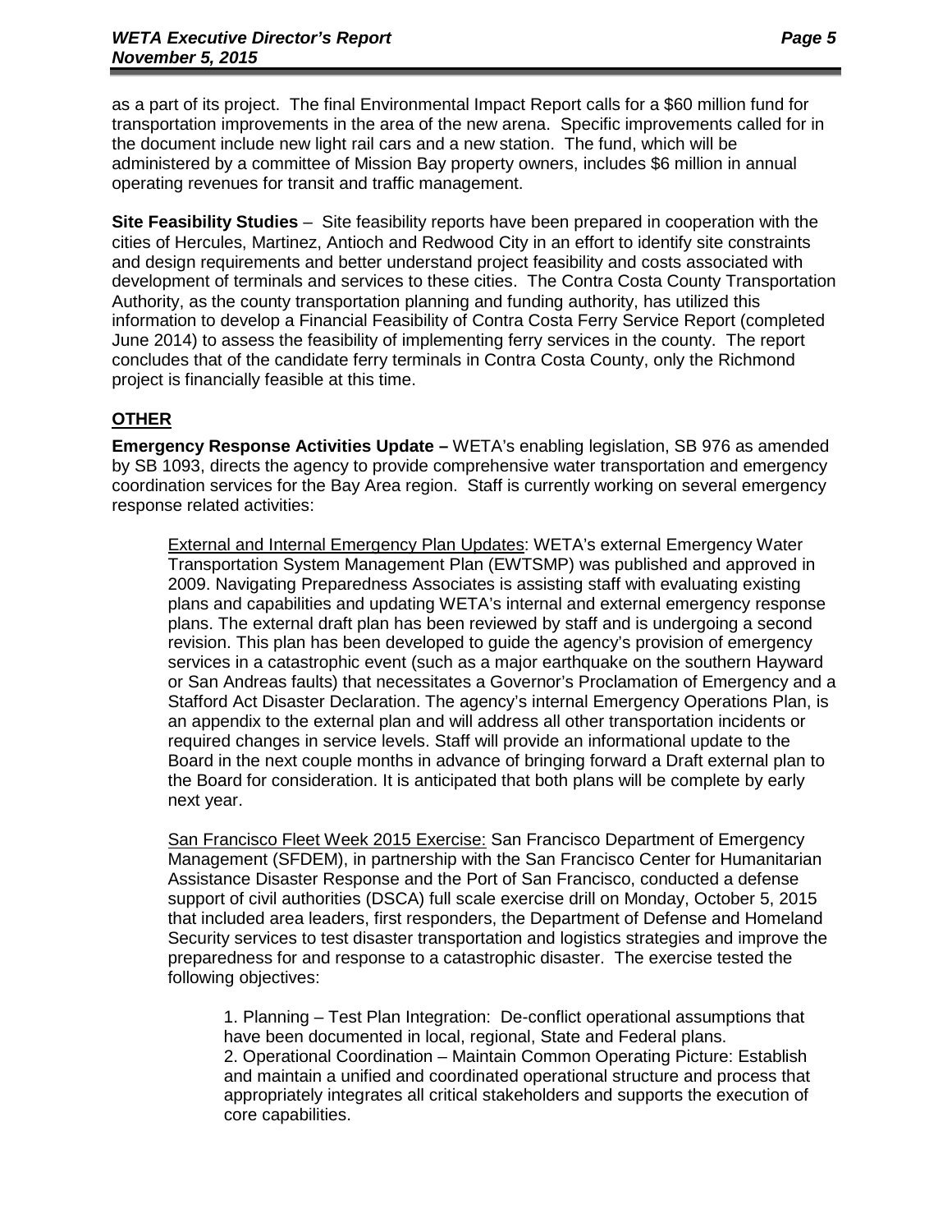as a part of its project. The final Environmental Impact Report calls for a $60 million fund for transportation improvements in the area of the new arena. Specific improvements called for in the document include new light rail cars and a new station. The fund, which will be administered by a committee of Mission Bay property owners, includes $6 million in annual operating revenues for transit and traffic management.

**Site Feasibility Studies** – Site feasibility reports have been prepared in cooperation with the cities of Hercules, Martinez, Antioch and Redwood City in an effort to identify site constraints and design requirements and better understand project feasibility and costs associated with development of terminals and services to these cities. The Contra Costa County Transportation Authority, as the county transportation planning and funding authority, has utilized this information to develop a Financial Feasibility of Contra Costa Ferry Service Report (completed June 2014) to assess the feasibility of implementing ferry services in the county. The report concludes that of the candidate ferry terminals in Contra Costa County, only the Richmond project is financially feasible at this time.

## OTHER

**Emergency Response Activities Update –** WETA's enabling legislation, SB 976 as amended by SB 1093, directs the agency to provide comprehensive water transportation and emergency coordination services for the Bay Area region. Staff is currently working on several emergency response related activities:

External and Internal Emergency Plan Updates: WETA's external Emergency Water Transportation System Management Plan (EWTSMP) was published and approved in 2009. Navigating Preparedness Associates is assisting staff with evaluating existing plans and capabilities and updating WETA's internal and external emergency response plans. The external draft plan has been reviewed by staff and is undergoing a second revision. This plan has been developed to guide the agency's provision of emergency services in a catastrophic event (such as a major earthquake on the southern Hayward or San Andreas faults) that necessitates a Governor's Proclamation of Emergency and a Stafford Act Disaster Declaration. The agency's internal Emergency Operations Plan, is an appendix to the external plan and will address all other transportation incidents or required changes in service levels. Staff will provide an informational update to the Board in the next couple months in advance of bringing forward a Draft external plan to the Board for consideration. It is anticipated that both plans will be complete by early next year.

San Francisco Fleet Week 2015 Exercise: San Francisco Department of Emergency Management (SFDEM), in partnership with the San Francisco Center for Humanitarian Assistance Disaster Response and the Port of San Francisco, conducted a defense support of civil authorities (DSCA) full scale exercise drill on Monday, October 5, 2015 that included area leaders, first responders, the Department of Defense and Homeland Security services to test disaster transportation and logistics strategies and improve the preparedness for and response to a catastrophic disaster. The exercise tested the following objectives:

1. Planning – Test Plan Integration: De-conflict operational assumptions that have been documented in local, regional, State and Federal plans.
2. Operational Coordination – Maintain Common Operating Picture: Establish and maintain a unified and coordinated operational structure and process that appropriately integrates all critical stakeholders and supports the execution of core capabilities.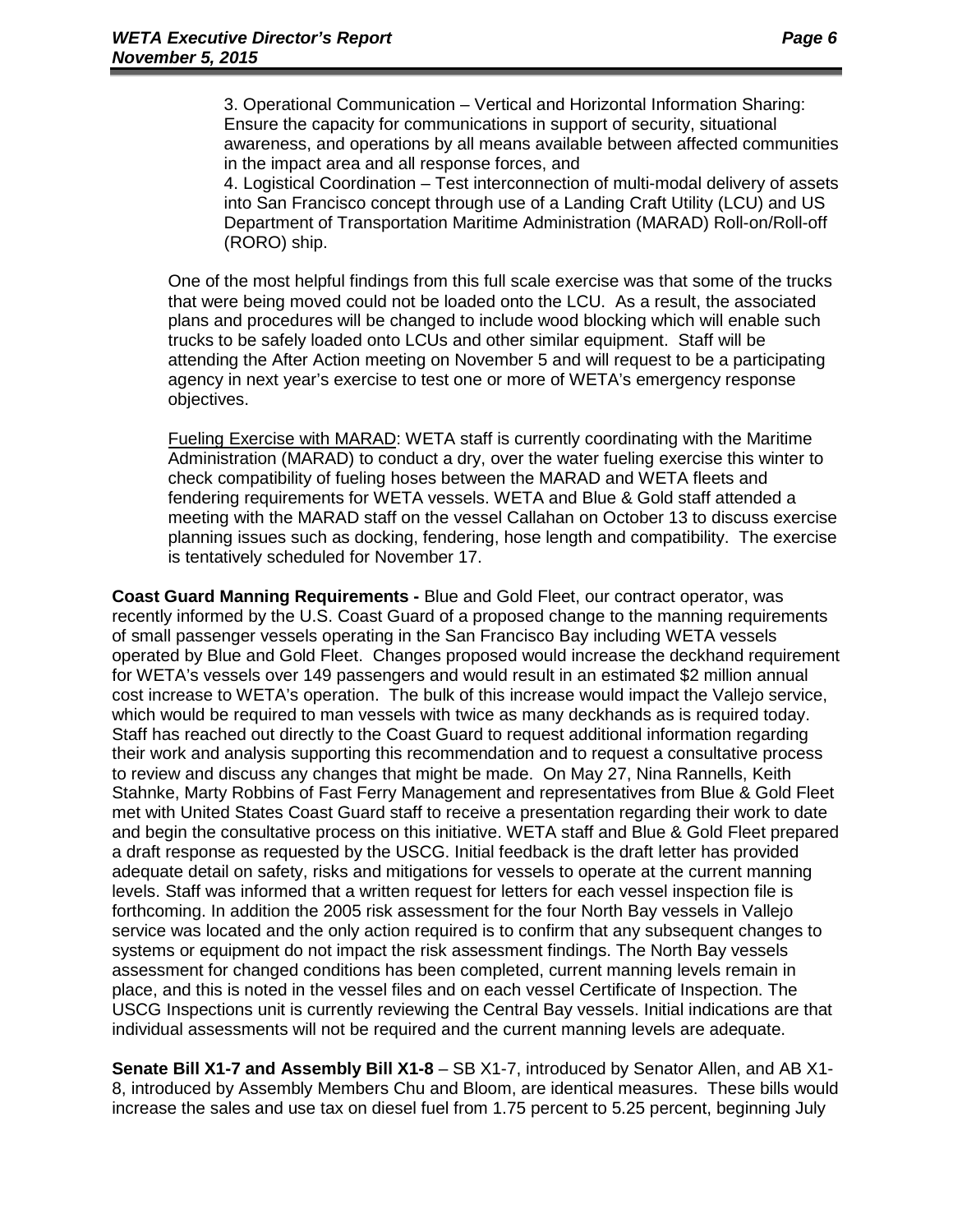3. Operational Communication – Vertical and Horizontal Information Sharing: Ensure the capacity for communications in support of security, situational awareness, and operations by all means available between affected communities in the impact area and all response forces, and

4. Logistical Coordination – Test interconnection of multi-modal delivery of assets into San Francisco concept through use of a Landing Craft Utility (LCU) and US Department of Transportation Maritime Administration (MARAD) Roll-on/Roll-off (RORO) ship.

One of the most helpful findings from this full scale exercise was that some of the trucks that were being moved could not be loaded onto the LCU. As a result, the associated plans and procedures will be changed to include wood blocking which will enable such trucks to be safely loaded onto LCUs and other similar equipment. Staff will be attending the After Action meeting on November 5 and will request to be a participating agency in next year's exercise to test one or more of WETA's emergency response objectives.

Fueling Exercise with MARAD: WETA staff is currently coordinating with the Maritime Administration (MARAD) to conduct a dry, over the water fueling exercise this winter to check compatibility of fueling hoses between the MARAD and WETA fleets and fendering requirements for WETA vessels. WETA and Blue & Gold staff attended a meeting with the MARAD staff on the vessel Callahan on October 13 to discuss exercise planning issues such as docking, fendering, hose length and compatibility. The exercise is tentatively scheduled for November 17.

**Coast Guard Manning Requirements -** Blue and Gold Fleet, our contract operator, was recently informed by the U.S. Coast Guard of a proposed change to the manning requirements of small passenger vessels operating in the San Francisco Bay including WETA vessels operated by Blue and Gold Fleet. Changes proposed would increase the deckhand requirement for WETA's vessels over 149 passengers and would result in an estimated $2 million annual cost increase to WETA's operation. The bulk of this increase would impact the Vallejo service, which would be required to man vessels with twice as many deckhands as is required today. Staff has reached out directly to the Coast Guard to request additional information regarding their work and analysis supporting this recommendation and to request a consultative process to review and discuss any changes that might be made. On May 27, Nina Rannells, Keith Stahnke, Marty Robbins of Fast Ferry Management and representatives from Blue & Gold Fleet met with United States Coast Guard staff to receive a presentation regarding their work to date and begin the consultative process on this initiative. WETA staff and Blue & Gold Fleet prepared a draft response as requested by the USCG. Initial feedback is the draft letter has provided adequate detail on safety, risks and mitigations for vessels to operate at the current manning levels. Staff was informed that a written request for letters for each vessel inspection file is forthcoming. In addition the 2005 risk assessment for the four North Bay vessels in Vallejo service was located and the only action required is to confirm that any subsequent changes to systems or equipment do not impact the risk assessment findings. The North Bay vessels assessment for changed conditions has been completed, current manning levels remain in place, and this is noted in the vessel files and on each vessel Certificate of Inspection. The USCG Inspections unit is currently reviewing the Central Bay vessels. Initial indications are that individual assessments will not be required and the current manning levels are adequate.

**Senate Bill X1-7 and Assembly Bill X1-8** – SB X1-7, introduced by Senator Allen, and AB X1-8, introduced by Assembly Members Chu and Bloom, are identical measures. These bills would increase the sales and use tax on diesel fuel from 1.75 percent to 5.25 percent, beginning July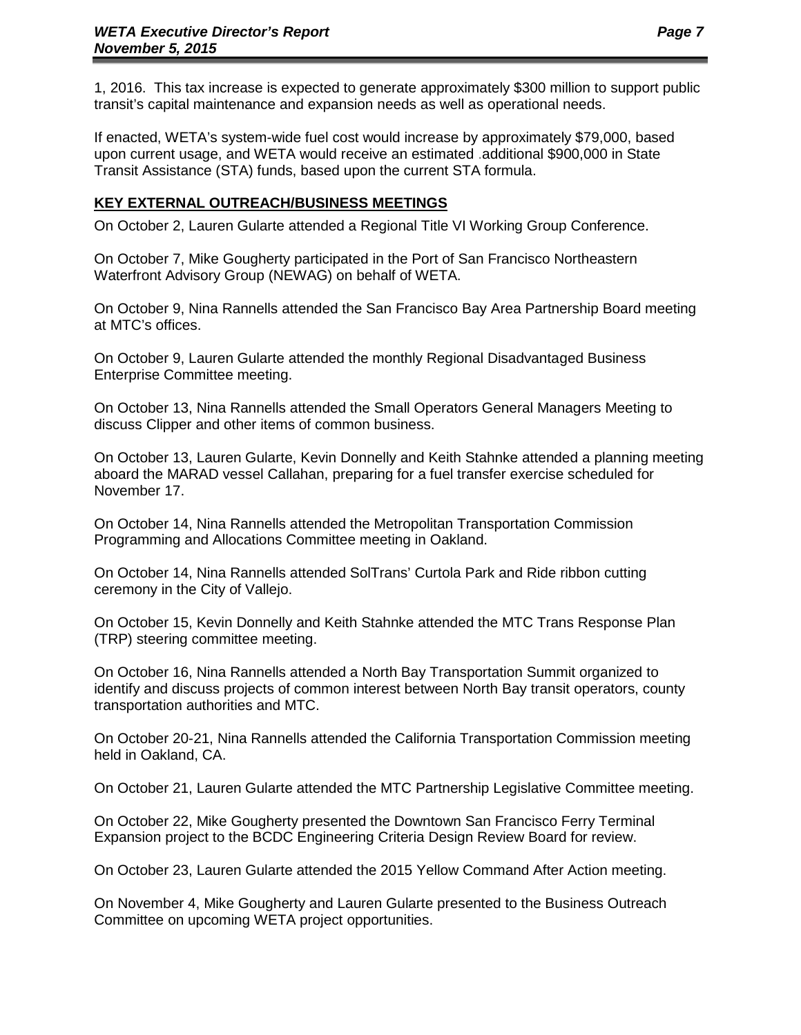1, 2016. This tax increase is expected to generate approximately $300 million to support public transit's capital maintenance and expansion needs as well as operational needs.

If enacted, WETA's system-wide fuel cost would increase by approximately $79,000, based upon current usage, and WETA would receive an estimated additional $900,000 in State Transit Assistance (STA) funds, based upon the current STA formula.

## KEY EXTERNAL OUTREACH/BUSINESS MEETINGS

On October 2, Lauren Gularte attended a Regional Title VI Working Group Conference.

On October 7, Mike Gougherty participated in the Port of San Francisco Northeastern Waterfront Advisory Group (NEWAG) on behalf of WETA.

On October 9, Nina Rannells attended the San Francisco Bay Area Partnership Board meeting at MTC's offices.

On October 9, Lauren Gularte attended the monthly Regional Disadvantaged Business Enterprise Committee meeting.

On October 13, Nina Rannells attended the Small Operators General Managers Meeting to discuss Clipper and other items of common business.

On October 13, Lauren Gularte, Kevin Donnelly and Keith Stahnke attended a planning meeting aboard the MARAD vessel Callahan, preparing for a fuel transfer exercise scheduled for November 17.

On October 14, Nina Rannells attended the Metropolitan Transportation Commission Programming and Allocations Committee meeting in Oakland.

On October 14, Nina Rannells attended SolTrans' Curtola Park and Ride ribbon cutting ceremony in the City of Vallejo.

On October 15, Kevin Donnelly and Keith Stahnke attended the MTC Trans Response Plan (TRP) steering committee meeting.

On October 16, Nina Rannells attended a North Bay Transportation Summit organized to identify and discuss projects of common interest between North Bay transit operators, county transportation authorities and MTC.

On October 20-21, Nina Rannells attended the California Transportation Commission meeting held in Oakland, CA.

On October 21, Lauren Gularte attended the MTC Partnership Legislative Committee meeting.

On October 22, Mike Gougherty presented the Downtown San Francisco Ferry Terminal Expansion project to the BCDC Engineering Criteria Design Review Board for review.

On October 23, Lauren Gularte attended the 2015 Yellow Command After Action meeting.

On November 4, Mike Gougherty and Lauren Gularte presented to the Business Outreach Committee on upcoming WETA project opportunities.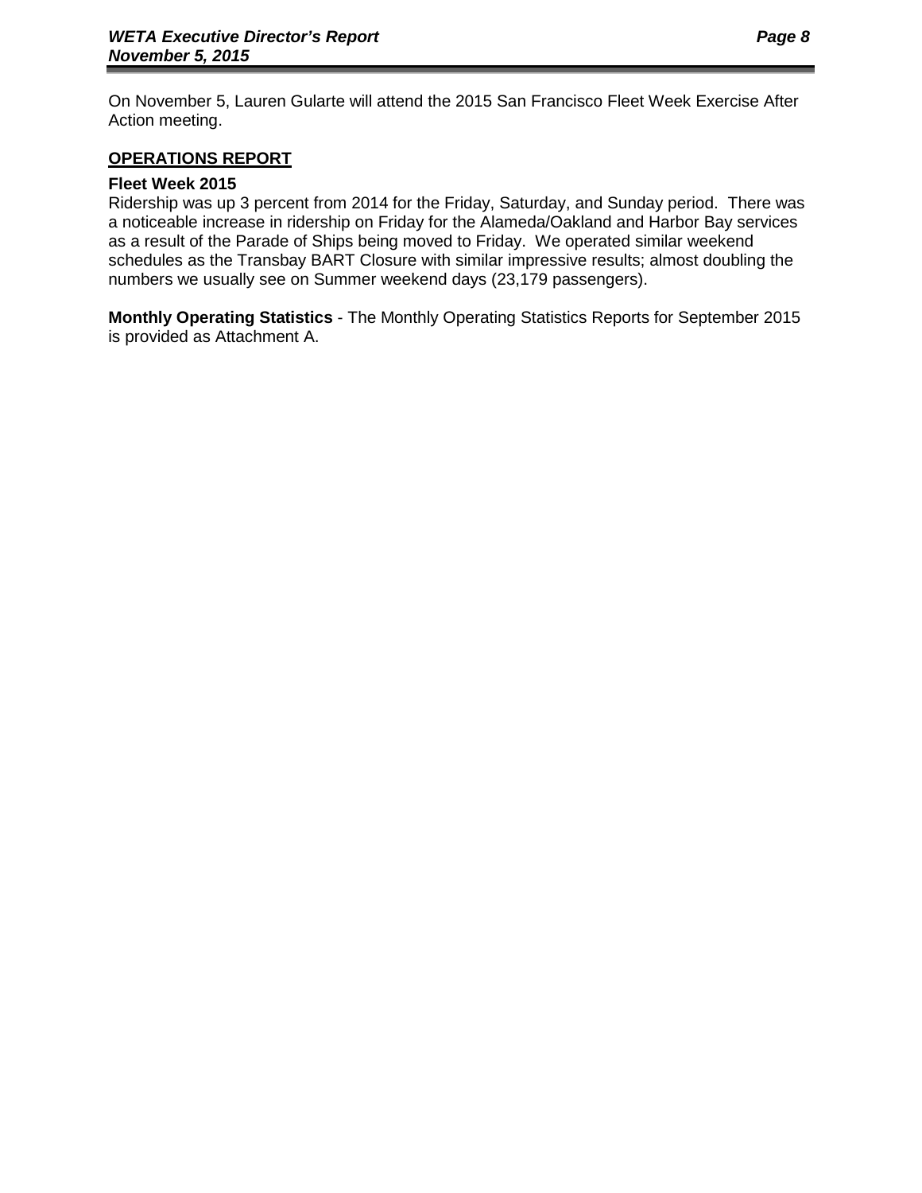On November 5, Lauren Gularte will attend the 2015 San Francisco Fleet Week Exercise After Action meeting.

## OPERATIONS REPORT

### Fleet Week 2015

Ridership was up 3 percent from 2014 for the Friday, Saturday, and Sunday period. There was a noticeable increase in ridership on Friday for the Alameda/Oakland and Harbor Bay services as a result of the Parade of Ships being moved to Friday. We operated similar weekend schedules as the Transbay BART Closure with similar impressive results; almost doubling the numbers we usually see on Summer weekend days (23,179 passengers).

**Monthly Operating Statistics** - The Monthly Operating Statistics Reports for September 2015 is provided as Attachment A.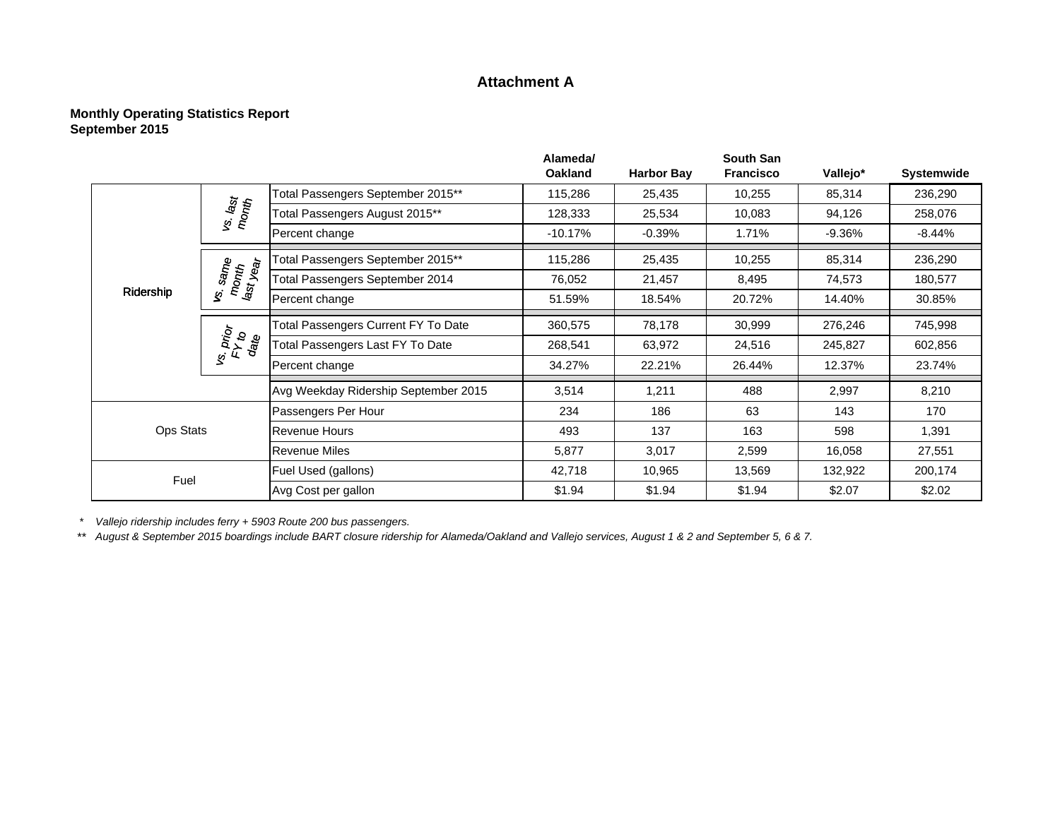# Attachment A

**Monthly Operating Statistics Report**
**September 2015**

| | | | Alameda/ Oakland | Harbor Bay | South San Francisco | Vallejo* | Systemwide |
|---|---|---|---|---|---|---|---|
| Ridership | vs. last month | Total Passengers September 2015** | 115,286 | 25,435 | 10,255 | 85,314 | 236,290 |
| | | Total Passengers August 2015** | 128,333 | 25,534 | 10,083 | 94,126 | 258,076 |
| | | Percent change | -10.17% | -0.39% | 1.71% | -9.36% | -8.44% |
| | vs. same month last year | Total Passengers September 2015** | 115,286 | 25,435 | 10,255 | 85,314 | 236,290 |
| | | Total Passengers September 2014 | 76,052 | 21,457 | 8,495 | 74,573 | 180,577 |
| | | Percent change | 51.59% | 18.54% | 20.72% | 14.40% | 30.85% |
| | vs. prior FY to date | Total Passengers Current FY To Date | 360,575 | 78,178 | 30,999 | 276,246 | 745,998 |
| | | Total Passengers Last FY To Date | 268,541 | 63,972 | 24,516 | 245,827 | 602,856 |
| | | Percent change | 34.27% | 22.21% | 26.44% | 12.37% | 23.74% |
| | | Avg Weekday Ridership September 2015 | 3,514 | 1,211 | 488 | 2,997 | 8,210 |
| Ops Stats | | Passengers Per Hour | 234 | 186 | 63 | 143 | 170 |
| | | Revenue Hours | 493 | 137 | 163 | 598 | 1,391 |
| | | Revenue Miles | 5,877 | 3,017 | 2,599 | 16,058 | 27,551 |
| Fuel | | Fuel Used (gallons) | 42,718 | 10,965 | 13,569 | 132,922 | 200,174 |
| | | Avg Cost per gallon | $1.94 | $1.94 | $1.94 | $2.07 | $2.02 |

\* *Vallejo ridership includes ferry + 5903 Route 200 bus passengers.*

\*\* *August & September 2015 boardings include BART closure ridership for Alameda/Oakland and Vallejo services, August 1 & 2 and September 5, 6 & 7.*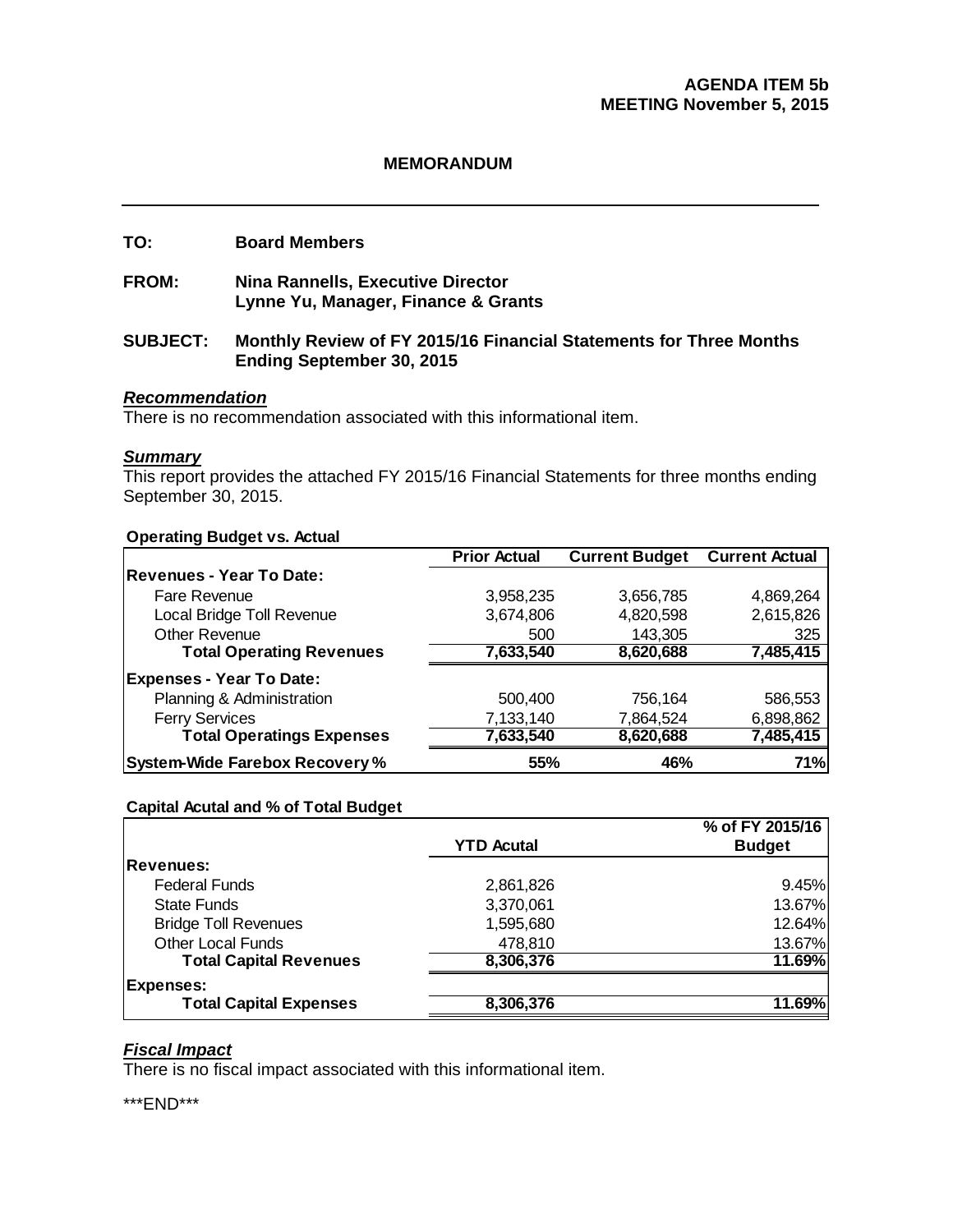**AGENDA ITEM 5b**
**MEETING November 5, 2015**

**MEMORANDUM**

---

**TO:** Board Members

**FROM:** Nina Rannells, Executive Director
Lynne Yu, Manager, Finance & Grants

**SUBJECT:** Monthly Review of FY 2015/16 Financial Statements for Three Months Ending September 30, 2015

***Recommendation***
There is no recommendation associated with this informational item.

***Summary***
This report provides the attached FY 2015/16 Financial Statements for three months ending September 30, 2015.

**Operating Budget vs. Actual**

| | Prior Actual | Current Budget | Current Actual |
|---|---|---|---|
| **Revenues - Year To Date:** | | | |
| Fare Revenue | 3,958,235 | 3,656,785 | 4,869,264 |
| Local Bridge Toll Revenue | 3,674,806 | 4,820,598 | 2,615,826 |
| Other Revenue | 500 | 143,305 | 325 |
| **Total Operating Revenues** | **7,633,540** | **8,620,688** | **7,485,415** |
| **Expenses - Year To Date:** | | | |
| Planning & Administration | 500,400 | 756,164 | 586,553 |
| Ferry Services | 7,133,140 | 7,864,524 | 6,898,862 |
| **Total Operatings Expenses** | **7,633,540** | **8,620,688** | **7,485,415** |
| **System-Wide Farebox Recovery %** | **55%** | **46%** | **71%** |

**Capital Acutal and % of Total Budget**

| | YTD Acutal | % of FY 2015/16 Budget |
|---|---|---|
| **Revenues:** | | |
| Federal Funds | 2,861,826 | 9.45% |
| State Funds | 3,370,061 | 13.67% |
| Bridge Toll Revenues | 1,595,680 | 12.64% |
| Other Local Funds | 478,810 | 13.67% |
| **Total Capital Revenues** | **8,306,376** | **11.69%** |
| **Expenses:** | | |
| **Total Capital Expenses** | **8,306,376** | **11.69%** |

***Fiscal Impact***
There is no fiscal impact associated with this informational item.

\*\*\*END\*\*\*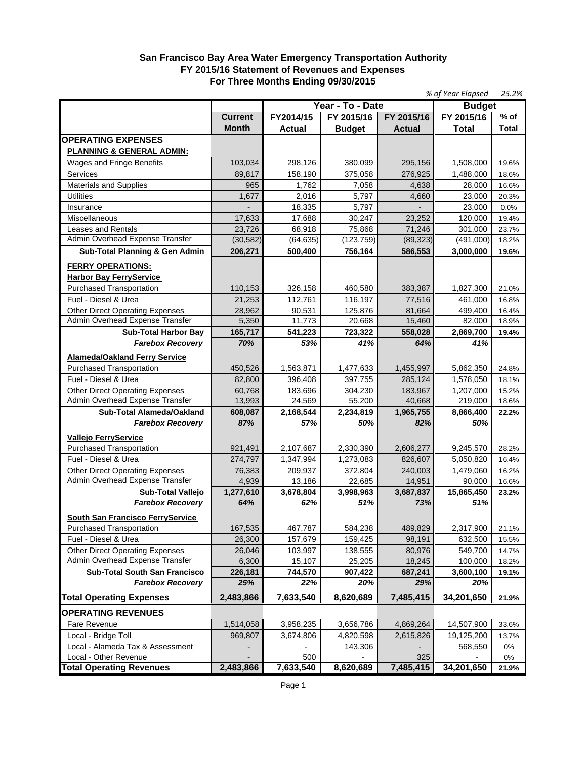**San Francisco Bay Area Water Emergency Transportation Authority**
**FY 2015/16 Statement of Revenues and Expenses**
**For Three Months Ending 09/30/2015**

*% of Year Elapsed 25.2%*

| | Current Month | Year - To - Date FY2014/15 Actual | FY 2015/16 Budget | FY 2015/16 Actual | Budget FY 2015/16 Total | % of Total |
|---|---|---|---|---|---|---|
| **OPERATING EXPENSES** | | | | | | |
| **PLANNING & GENERAL ADMIN:** | | | | | | |
| Wages and Fringe Benefits | 103,034 | 298,126 | 380,099 | 295,156 | 1,508,000 | 19.6% |
| Services | 89,817 | 158,190 | 375,058 | 276,925 | 1,488,000 | 18.6% |
| Materials and Supplies | 965 | 1,762 | 7,058 | 4,638 | 28,000 | 16.6% |
| Utilities | 1,677 | 2,016 | 5,797 | 4,660 | 23,000 | 20.3% |
| Insurance | - | 18,335 | 5,797 | - | 23,000 | 0.0% |
| Miscellaneous | 17,633 | 17,688 | 30,247 | 23,252 | 120,000 | 19.4% |
| Leases and Rentals | 23,726 | 68,918 | 75,868 | 71,246 | 301,000 | 23.7% |
| Admin Overhead Expense Transfer | (30,582) | (64,635) | (123,759) | (89,323) | (491,000) | 18.2% |
| **Sub-Total Planning & Gen Admin** | **206,271** | **500,400** | **756,164** | **586,553** | **3,000,000** | **19.6%** |
| **FERRY OPERATIONS:** | | | | | | |
| **Harbor Bay FerryService** | | | | | | |
| Purchased Transportation | 110,153 | 326,158 | 460,580 | 383,387 | 1,827,300 | 21.0% |
| Fuel - Diesel & Urea | 21,253 | 112,761 | 116,197 | 77,516 | 461,000 | 16.8% |
| Other Direct Operating Expenses | 28,962 | 90,531 | 125,876 | 81,664 | 499,400 | 16.4% |
| Admin Overhead Expense Transfer | 5,350 | 11,773 | 20,668 | 15,460 | 82,000 | 18.9% |
| **Sub-Total Harbor Bay** | **165,717** | **541,223** | **723,322** | **558,028** | **2,869,700** | **19.4%** |
| ***Farebox Recovery*** | ***70%*** | ***53%*** | ***41%*** | ***64%*** | ***41%*** | |
| **Alameda/Oakland Ferry Service** | | | | | | |
| Purchased Transportation | 450,526 | 1,563,871 | 1,477,633 | 1,455,997 | 5,862,350 | 24.8% |
| Fuel - Diesel & Urea | 82,800 | 396,408 | 397,755 | 285,124 | 1,578,050 | 18.1% |
| Other Direct Operating Expenses | 60,768 | 183,696 | 304,230 | 183,967 | 1,207,000 | 15.2% |
| Admin Overhead Expense Transfer | 13,993 | 24,569 | 55,200 | 40,668 | 219,000 | 18.6% |
| **Sub-Total Alameda/Oakland** | **608,087** | **2,168,544** | **2,234,819** | **1,965,755** | **8,866,400** | **22.2%** |
| ***Farebox Recovery*** | ***87%*** | ***57%*** | ***50%*** | ***82%*** | ***50%*** | |
| **Vallejo FerryService** | | | | | | |
| Purchased Transportation | 921,491 | 2,107,687 | 2,330,390 | 2,606,277 | 9,245,570 | 28.2% |
| Fuel - Diesel & Urea | 274,797 | 1,347,994 | 1,273,083 | 826,607 | 5,050,820 | 16.4% |
| Other Direct Operating Expenses | 76,383 | 209,937 | 372,804 | 240,003 | 1,479,060 | 16.2% |
| Admin Overhead Expense Transfer | 4,939 | 13,186 | 22,685 | 14,951 | 90,000 | 16.6% |
| **Sub-Total Vallejo** | **1,277,610** | **3,678,804** | **3,998,963** | **3,687,837** | **15,865,450** | **23.2%** |
| ***Farebox Recovery*** | ***64%*** | ***62%*** | ***51%*** | ***73%*** | ***51%*** | |
| **South San Francisco FerryService** | | | | | | |
| Purchased Transportation | 167,535 | 467,787 | 584,238 | 489,829 | 2,317,900 | 21.1% |
| Fuel - Diesel & Urea | 26,300 | 157,679 | 159,425 | 98,191 | 632,500 | 15.5% |
| Other Direct Operating Expenses | 26,046 | 103,997 | 138,555 | 80,976 | 549,700 | 14.7% |
| Admin Overhead Expense Transfer | 6,300 | 15,107 | 25,205 | 18,245 | 100,000 | 18.2% |
| **Sub-Total South San Francisco** | **226,181** | **744,570** | **907,422** | **687,241** | **3,600,100** | **19.1%** |
| ***Farebox Recovery*** | ***25%*** | ***22%*** | ***20%*** | ***29%*** | ***20%*** | |
| **Total Operating Expenses** | **2,483,866** | **7,633,540** | **8,620,689** | **7,485,415** | **34,201,650** | **21.9%** |
| **OPERATING REVENUES** | | | | | | |
| Fare Revenue | 1,514,058 | 3,958,235 | 3,656,786 | 4,869,264 | 14,507,900 | 33.6% |
| Local - Bridge Toll | 969,807 | 3,674,806 | 4,820,598 | 2,615,826 | 19,125,200 | 13.7% |
| Local - Alameda Tax & Assessment | - | - | 143,306 | - | 568,550 | 0% |
| Local - Other Revenue | - | 500 | - | 325 | - | 0% |
| **Total Operating Revenues** | **2,483,866** | **7,633,540** | **8,620,689** | **7,485,415** | **34,201,650** | **21.9%** |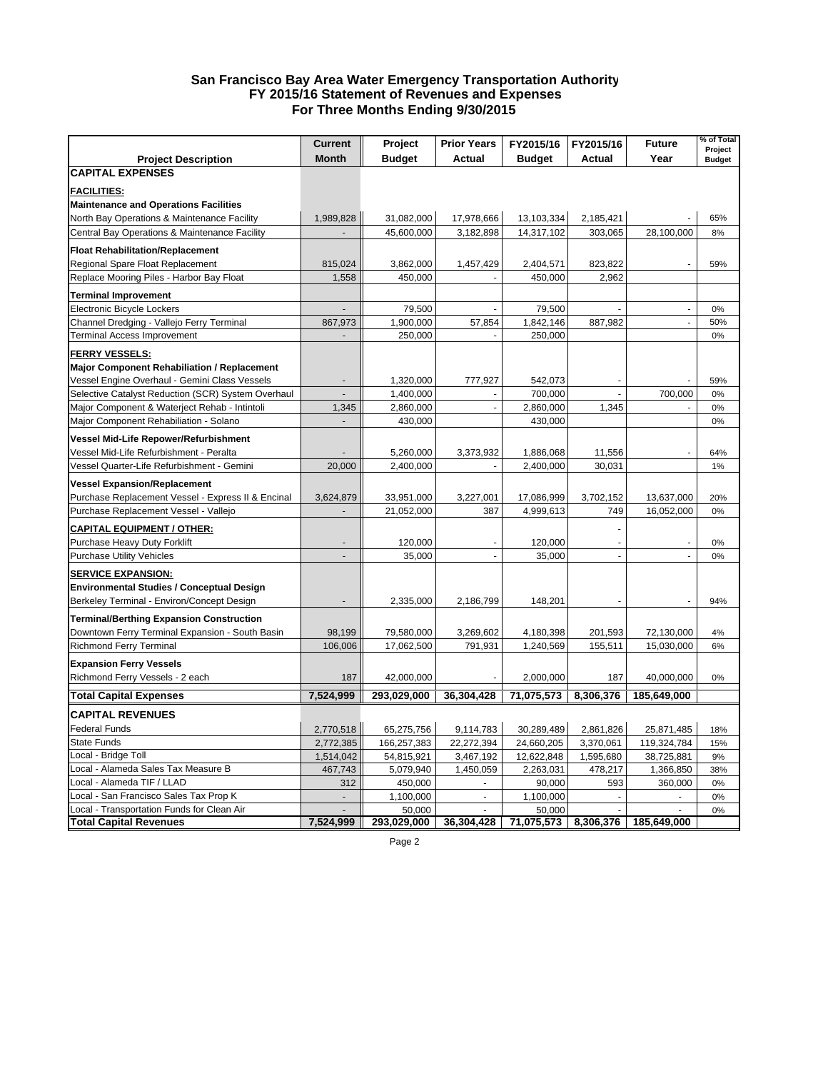## San Francisco Bay Area Water Emergency Transportation Authority
## FY 2015/16 Statement of Revenues and Expenses
## For Three Months Ending 9/30/2015

| Project Description | Current Month | Project Budget | Prior Years Actual | FY2015/16 Budget | FY2015/16 Actual | Future Year | % of Total Project Budget |
|---|---|---|---|---|---|---|---|
| **CAPITAL EXPENSES** | | | | | | | |
| **FACILITIES:** | | | | | | | |
| **Maintenance and Operations Facilities** | | | | | | | |
| North Bay Operations & Maintenance Facility | 1,989,828 | 31,082,000 | 17,978,666 | 13,103,334 | 2,185,421 | - | 65% |
| Central Bay Operations & Maintenance Facility | - | 45,600,000 | 3,182,898 | 14,317,102 | 303,065 | 28,100,000 | 8% |
| **Float Rehabilitation/Replacement** | | | | | | | |
| Regional Spare Float Replacement | 815,024 | 3,862,000 | 1,457,429 | 2,404,571 | 823,822 | - | 59% |
| Replace Mooring Piles - Harbor Bay Float | 1,558 | 450,000 | - | 450,000 | 2,962 | | |
| **Terminal Improvement** | | | | | | | |
| Electronic Bicycle Lockers | - | 79,500 | - | 79,500 | - | - | 0% |
| Channel Dredging - Vallejo Ferry Terminal | 867,973 | 1,900,000 | 57,854 | 1,842,146 | 887,982 | - | 50% |
| Terminal Access Improvement | - | 250,000 | - | 250,000 | | | 0% |
| **FERRY VESSELS:** | | | | | | | |
| **Major Component Rehabilitation / Replacement** | | | | | | | |
| Vessel Engine Overhaul - Gemini Class Vessels | - | 1,320,000 | 777,927 | 542,073 | - | - | 59% |
| Selective Catalyst Reduction (SCR) System Overhaul | - | 1,400,000 | - | 700,000 | - | 700,000 | 0% |
| Major Component & Waterjet Rehab - Intintoli | 1,345 | 2,860,000 | - | 2,860,000 | 1,345 | - | 0% |
| Major Component Rehabilitation - Solano | - | 430,000 | | 430,000 | | | 0% |
| **Vessel Mid-Life Repower/Refurbishment** | | | | | | | |
| Vessel Mid-Life Refurbishment - Peralta | - | 5,260,000 | 3,373,932 | 1,886,068 | 11,556 | - | 64% |
| Vessel Quarter-Life Refurbishment - Gemini | 20,000 | 2,400,000 | - | 2,400,000 | 30,031 | | 1% |
| **Vessel Expansion/Replacement** | | | | | | | |
| Purchase Replacement Vessel - Express II & Encinal | 3,624,879 | 33,951,000 | 3,227,001 | 17,086,999 | 3,702,152 | 13,637,000 | 20% |
| Purchase Replacement Vessel - Vallejo | - | 21,052,000 | 387 | 4,999,613 | 749 | 16,052,000 | 0% |
| **CAPITAL EQUIPMENT / OTHER:** | | | | | - | | |
| Purchase Heavy Duty Forklift | - | 120,000 | - | 120,000 | - | - | 0% |
| Purchase Utility Vehicles | - | 35,000 | - | 35,000 | - | - | 0% |
| **SERVICE EXPANSION:** | | | | | | | |
| **Environmental Studies / Conceptual Design** | | | | | | | |
| Berkeley Terminal - Environ/Concept Design | - | 2,335,000 | 2,186,799 | 148,201 | - | - | 94% |
| **Terminal/Berthing Expansion Construction** | | | | | | | |
| Downtown Ferry Terminal Expansion - South Basin | 98,199 | 79,580,000 | 3,269,602 | 4,180,398 | 201,593 | 72,130,000 | 4% |
| Richmond Ferry Terminal | 106,006 | 17,062,500 | 791,931 | 1,240,569 | 155,511 | 15,030,000 | 6% |
| **Expansion Ferry Vessels** | | | | | | | |
| Richmond Ferry Vessels - 2 each | 187 | 42,000,000 | - | 2,000,000 | 187 | 40,000,000 | 0% |
| **Total Capital Expenses** | **7,524,999** | **293,029,000** | **36,304,428** | **71,075,573** | **8,306,376** | **185,649,000** | |
| **CAPITAL REVENUES** | | | | | | | |
| Federal Funds | 2,770,518 | 65,275,756 | 9,114,783 | 30,289,489 | 2,861,826 | 25,871,485 | 18% |
| State Funds | 2,772,385 | 166,257,383 | 22,272,394 | 24,660,205 | 3,370,061 | 119,324,784 | 15% |
| Local - Bridge Toll | 1,514,042 | 54,815,921 | 3,467,192 | 12,622,848 | 1,595,680 | 38,725,881 | 9% |
| Local - Alameda Sales Tax Measure B | 467,743 | 5,079,940 | 1,450,059 | 2,263,031 | 478,217 | 1,366,850 | 38% |
| Local - Alameda TIF / LLAD | 312 | 450,000 | - | 90,000 | 593 | 360,000 | 0% |
| Local - San Francisco Sales Tax Prop K | - | 1,100,000 | - | 1,100,000 | - | - | 0% |
| Local - Transportation Funds for Clean Air | - | 50,000 | - | 50,000 | - | - | 0% |
| **Total Capital Revenues** | **7,524,999** | **293,029,000** | **36,304,428** | **71,075,573** | **8,306,376** | **185,649,000** | |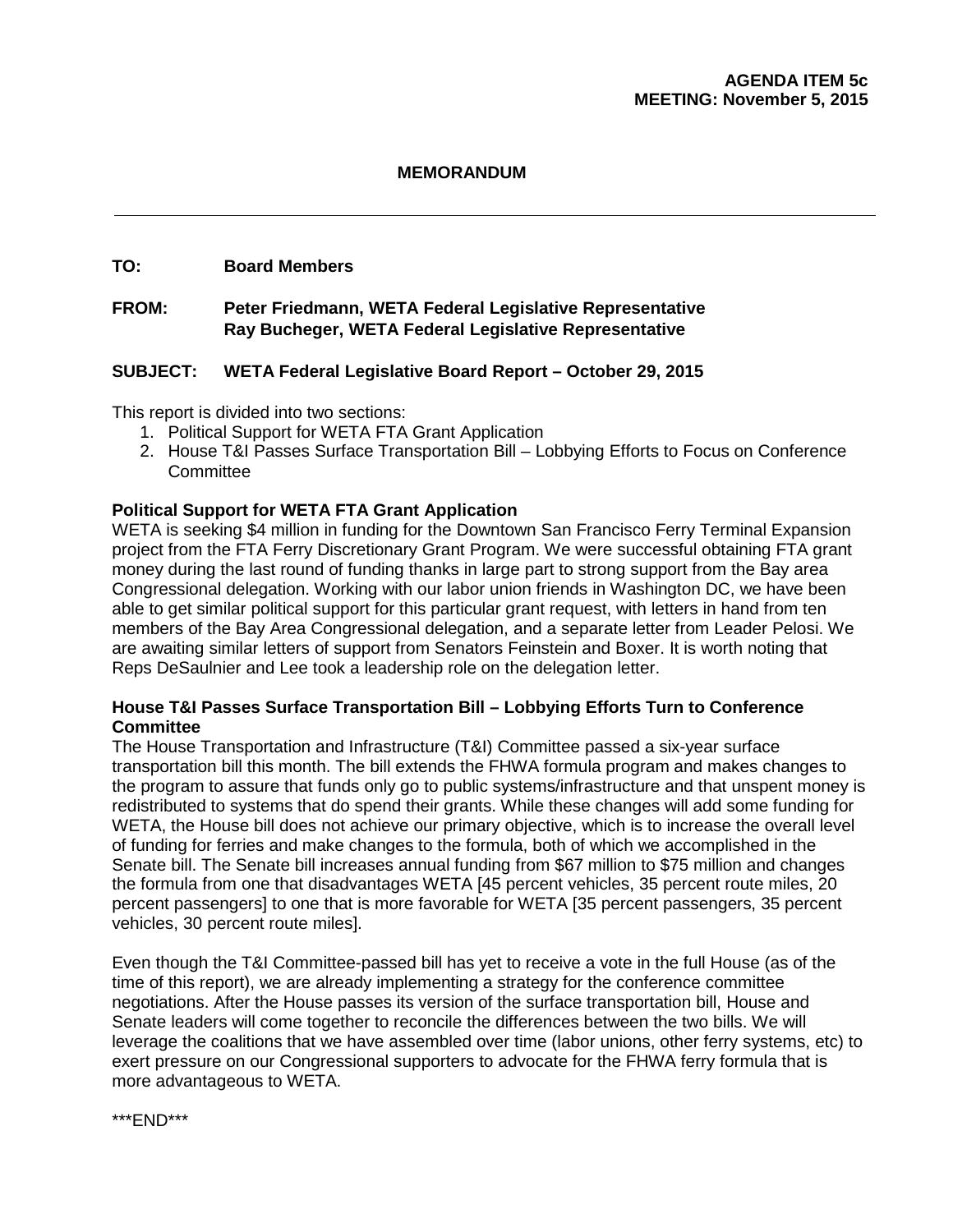**AGENDA ITEM 5c**
**MEETING: November 5, 2015**

## MEMORANDUM

---

**TO:** Board Members

**FROM:** Peter Friedmann, WETA Federal Legislative Representative
Ray Bucheger, WETA Federal Legislative Representative

**SUBJECT:** WETA Federal Legislative Board Report – October 29, 2015

This report is divided into two sections:

1. Political Support for WETA FTA Grant Application
2. House T&I Passes Surface Transportation Bill – Lobbying Efforts to Focus on Conference Committee

### Political Support for WETA FTA Grant Application

WETA is seeking $4 million in funding for the Downtown San Francisco Ferry Terminal Expansion project from the FTA Ferry Discretionary Grant Program. We were successful obtaining FTA grant money during the last round of funding thanks in large part to strong support from the Bay area Congressional delegation. Working with our labor union friends in Washington DC, we have been able to get similar political support for this particular grant request, with letters in hand from ten members of the Bay Area Congressional delegation, and a separate letter from Leader Pelosi. We are awaiting similar letters of support from Senators Feinstein and Boxer. It is worth noting that Reps DeSaulnier and Lee took a leadership role on the delegation letter.

### House T&I Passes Surface Transportation Bill – Lobbying Efforts Turn to Conference Committee

The House Transportation and Infrastructure (T&I) Committee passed a six-year surface transportation bill this month. The bill extends the FHWA formula program and makes changes to the program to assure that funds only go to public systems/infrastructure and that unspent money is redistributed to systems that do spend their grants. While these changes will add some funding for WETA, the House bill does not achieve our primary objective, which is to increase the overall level of funding for ferries and make changes to the formula, both of which we accomplished in the Senate bill. The Senate bill increases annual funding from $67 million to $75 million and changes the formula from one that disadvantages WETA [45 percent vehicles, 35 percent route miles, 20 percent passengers] to one that is more favorable for WETA [35 percent passengers, 35 percent vehicles, 30 percent route miles].

Even though the T&I Committee-passed bill has yet to receive a vote in the full House (as of the time of this report), we are already implementing a strategy for the conference committee negotiations. After the House passes its version of the surface transportation bill, House and Senate leaders will come together to reconcile the differences between the two bills. We will leverage the coalitions that we have assembled over time (labor unions, other ferry systems, etc) to exert pressure on our Congressional supporters to advocate for the FHWA ferry formula that is more advantageous to WETA.

***END***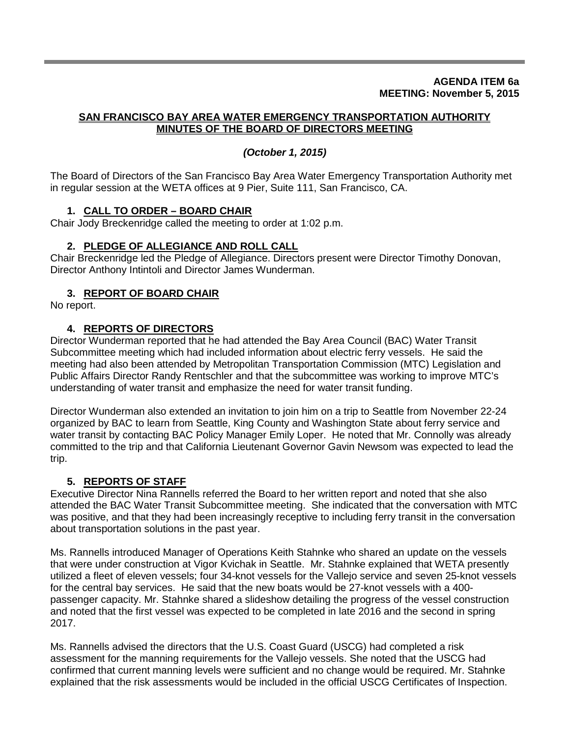**AGENDA ITEM 6a**
**MEETING: November 5, 2015**

## SAN FRANCISCO BAY AREA WATER EMERGENCY TRANSPORTATION AUTHORITY MINUTES OF THE BOARD OF DIRECTORS MEETING

***(October 1, 2015)***

The Board of Directors of the San Francisco Bay Area Water Emergency Transportation Authority met in regular session at the WETA offices at 9 Pier, Suite 111, San Francisco, CA.

### 1. CALL TO ORDER – BOARD CHAIR

Chair Jody Breckenridge called the meeting to order at 1:02 p.m.

### 2. PLEDGE OF ALLEGIANCE AND ROLL CALL

Chair Breckenridge led the Pledge of Allegiance. Directors present were Director Timothy Donovan, Director Anthony Intintoli and Director James Wunderman.

### 3. REPORT OF BOARD CHAIR

No report.

### 4. REPORTS OF DIRECTORS

Director Wunderman reported that he had attended the Bay Area Council (BAC) Water Transit Subcommittee meeting which had included information about electric ferry vessels. He said the meeting had also been attended by Metropolitan Transportation Commission (MTC) Legislation and Public Affairs Director Randy Rentschler and that the subcommittee was working to improve MTC's understanding of water transit and emphasize the need for water transit funding.

Director Wunderman also extended an invitation to join him on a trip to Seattle from November 22-24 organized by BAC to learn from Seattle, King County and Washington State about ferry service and water transit by contacting BAC Policy Manager Emily Loper. He noted that Mr. Connolly was already committed to the trip and that California Lieutenant Governor Gavin Newsom was expected to lead the trip.

### 5. REPORTS OF STAFF

Executive Director Nina Rannells referred the Board to her written report and noted that she also attended the BAC Water Transit Subcommittee meeting. She indicated that the conversation with MTC was positive, and that they had been increasingly receptive to including ferry transit in the conversation about transportation solutions in the past year.

Ms. Rannells introduced Manager of Operations Keith Stahnke who shared an update on the vessels that were under construction at Vigor Kvichak in Seattle. Mr. Stahnke explained that WETA presently utilized a fleet of eleven vessels; four 34-knot vessels for the Vallejo service and seven 25-knot vessels for the central bay services. He said that the new boats would be 27-knot vessels with a 400-passenger capacity. Mr. Stahnke shared a slideshow detailing the progress of the vessel construction and noted that the first vessel was expected to be completed in late 2016 and the second in spring 2017.

Ms. Rannells advised the directors that the U.S. Coast Guard (USCG) had completed a risk assessment for the manning requirements for the Vallejo vessels. She noted that the USCG had confirmed that current manning levels were sufficient and no change would be required. Mr. Stahnke explained that the risk assessments would be included in the official USCG Certificates of Inspection.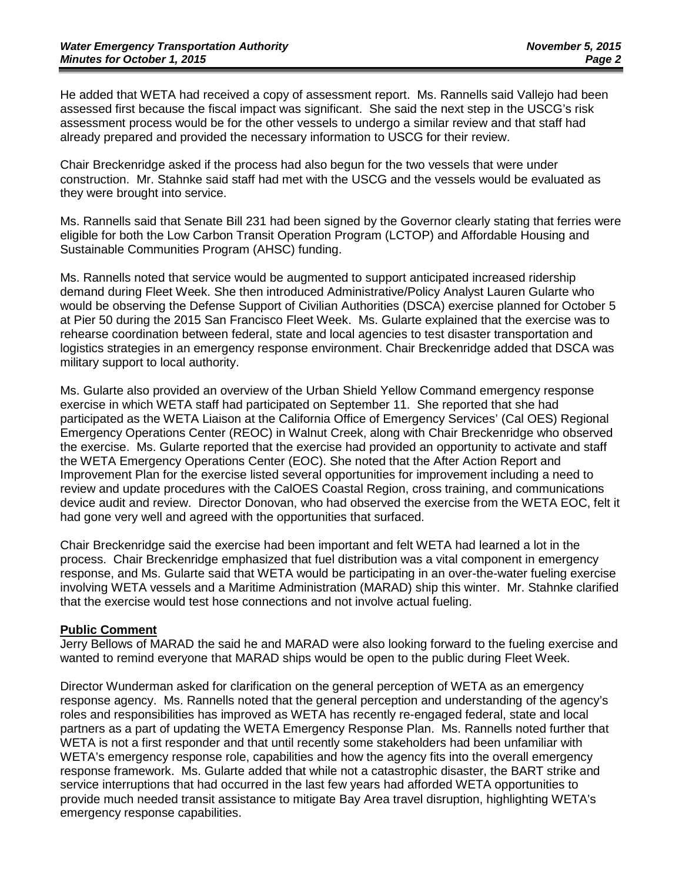He added that WETA had received a copy of assessment report. Ms. Rannells said Vallejo had been assessed first because the fiscal impact was significant. She said the next step in the USCG's risk assessment process would be for the other vessels to undergo a similar review and that staff had already prepared and provided the necessary information to USCG for their review.

Chair Breckenridge asked if the process had also begun for the two vessels that were under construction. Mr. Stahnke said staff had met with the USCG and the vessels would be evaluated as they were brought into service.

Ms. Rannells said that Senate Bill 231 had been signed by the Governor clearly stating that ferries were eligible for both the Low Carbon Transit Operation Program (LCTOP) and Affordable Housing and Sustainable Communities Program (AHSC) funding.

Ms. Rannells noted that service would be augmented to support anticipated increased ridership demand during Fleet Week. She then introduced Administrative/Policy Analyst Lauren Gularte who would be observing the Defense Support of Civilian Authorities (DSCA) exercise planned for October 5 at Pier 50 during the 2015 San Francisco Fleet Week. Ms. Gularte explained that the exercise was to rehearse coordination between federal, state and local agencies to test disaster transportation and logistics strategies in an emergency response environment. Chair Breckenridge added that DSCA was military support to local authority.

Ms. Gularte also provided an overview of the Urban Shield Yellow Command emergency response exercise in which WETA staff had participated on September 11. She reported that she had participated as the WETA Liaison at the California Office of Emergency Services' (Cal OES) Regional Emergency Operations Center (REOC) in Walnut Creek, along with Chair Breckenridge who observed the exercise. Ms. Gularte reported that the exercise had provided an opportunity to activate and staff the WETA Emergency Operations Center (EOC). She noted that the After Action Report and Improvement Plan for the exercise listed several opportunities for improvement including a need to review and update procedures with the CalOES Coastal Region, cross training, and communications device audit and review. Director Donovan, who had observed the exercise from the WETA EOC, felt it had gone very well and agreed with the opportunities that surfaced.

Chair Breckenridge said the exercise had been important and felt WETA had learned a lot in the process. Chair Breckenridge emphasized that fuel distribution was a vital component in emergency response, and Ms. Gularte said that WETA would be participating in an over-the-water fueling exercise involving WETA vessels and a Maritime Administration (MARAD) ship this winter. Mr. Stahnke clarified that the exercise would test hose connections and not involve actual fueling.

**Public Comment**

Jerry Bellows of MARAD the said he and MARAD were also looking forward to the fueling exercise and wanted to remind everyone that MARAD ships would be open to the public during Fleet Week.

Director Wunderman asked for clarification on the general perception of WETA as an emergency response agency. Ms. Rannells noted that the general perception and understanding of the agency's roles and responsibilities has improved as WETA has recently re-engaged federal, state and local partners as a part of updating the WETA Emergency Response Plan. Ms. Rannells noted further that WETA is not a first responder and that until recently some stakeholders had been unfamiliar with WETA's emergency response role, capabilities and how the agency fits into the overall emergency response framework. Ms. Gularte added that while not a catastrophic disaster, the BART strike and service interruptions that had occurred in the last few years had afforded WETA opportunities to provide much needed transit assistance to mitigate Bay Area travel disruption, highlighting WETA's emergency response capabilities.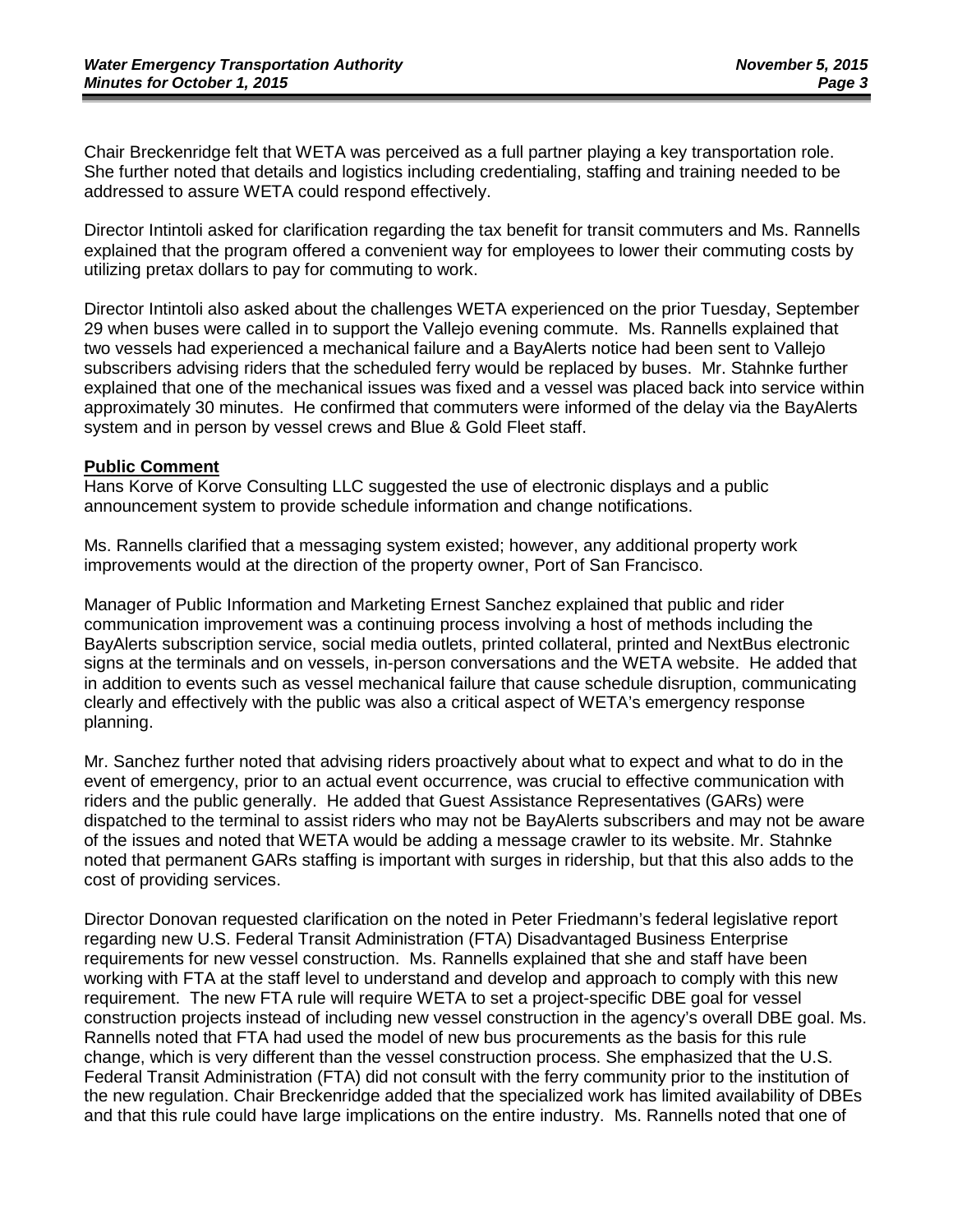Chair Breckenridge felt that WETA was perceived as a full partner playing a key transportation role. She further noted that details and logistics including credentialing, staffing and training needed to be addressed to assure WETA could respond effectively.

Director Intintoli asked for clarification regarding the tax benefit for transit commuters and Ms. Rannells explained that the program offered a convenient way for employees to lower their commuting costs by utilizing pretax dollars to pay for commuting to work.

Director Intintoli also asked about the challenges WETA experienced on the prior Tuesday, September 29 when buses were called in to support the Vallejo evening commute. Ms. Rannells explained that two vessels had experienced a mechanical failure and a BayAlerts notice had been sent to Vallejo subscribers advising riders that the scheduled ferry would be replaced by buses. Mr. Stahnke further explained that one of the mechanical issues was fixed and a vessel was placed back into service within approximately 30 minutes. He confirmed that commuters were informed of the delay via the BayAlerts system and in person by vessel crews and Blue & Gold Fleet staff.

**Public Comment**

Hans Korve of Korve Consulting LLC suggested the use of electronic displays and a public announcement system to provide schedule information and change notifications.

Ms. Rannells clarified that a messaging system existed; however, any additional property work improvements would at the direction of the property owner, Port of San Francisco.

Manager of Public Information and Marketing Ernest Sanchez explained that public and rider communication improvement was a continuing process involving a host of methods including the BayAlerts subscription service, social media outlets, printed collateral, printed and NextBus electronic signs at the terminals and on vessels, in-person conversations and the WETA website. He added that in addition to events such as vessel mechanical failure that cause schedule disruption, communicating clearly and effectively with the public was also a critical aspect of WETA's emergency response planning.

Mr. Sanchez further noted that advising riders proactively about what to expect and what to do in the event of emergency, prior to an actual event occurrence, was crucial to effective communication with riders and the public generally. He added that Guest Assistance Representatives (GARs) were dispatched to the terminal to assist riders who may not be BayAlerts subscribers and may not be aware of the issues and noted that WETA would be adding a message crawler to its website. Mr. Stahnke noted that permanent GARs staffing is important with surges in ridership, but that this also adds to the cost of providing services.

Director Donovan requested clarification on the noted in Peter Friedmann's federal legislative report regarding new U.S. Federal Transit Administration (FTA) Disadvantaged Business Enterprise requirements for new vessel construction. Ms. Rannells explained that she and staff have been working with FTA at the staff level to understand and develop and approach to comply with this new requirement. The new FTA rule will require WETA to set a project-specific DBE goal for vessel construction projects instead of including new vessel construction in the agency's overall DBE goal. Ms. Rannells noted that FTA had used the model of new bus procurements as the basis for this rule change, which is very different than the vessel construction process. She emphasized that the U.S. Federal Transit Administration (FTA) did not consult with the ferry community prior to the institution of the new regulation. Chair Breckenridge added that the specialized work has limited availability of DBEs and that this rule could have large implications on the entire industry. Ms. Rannells noted that one of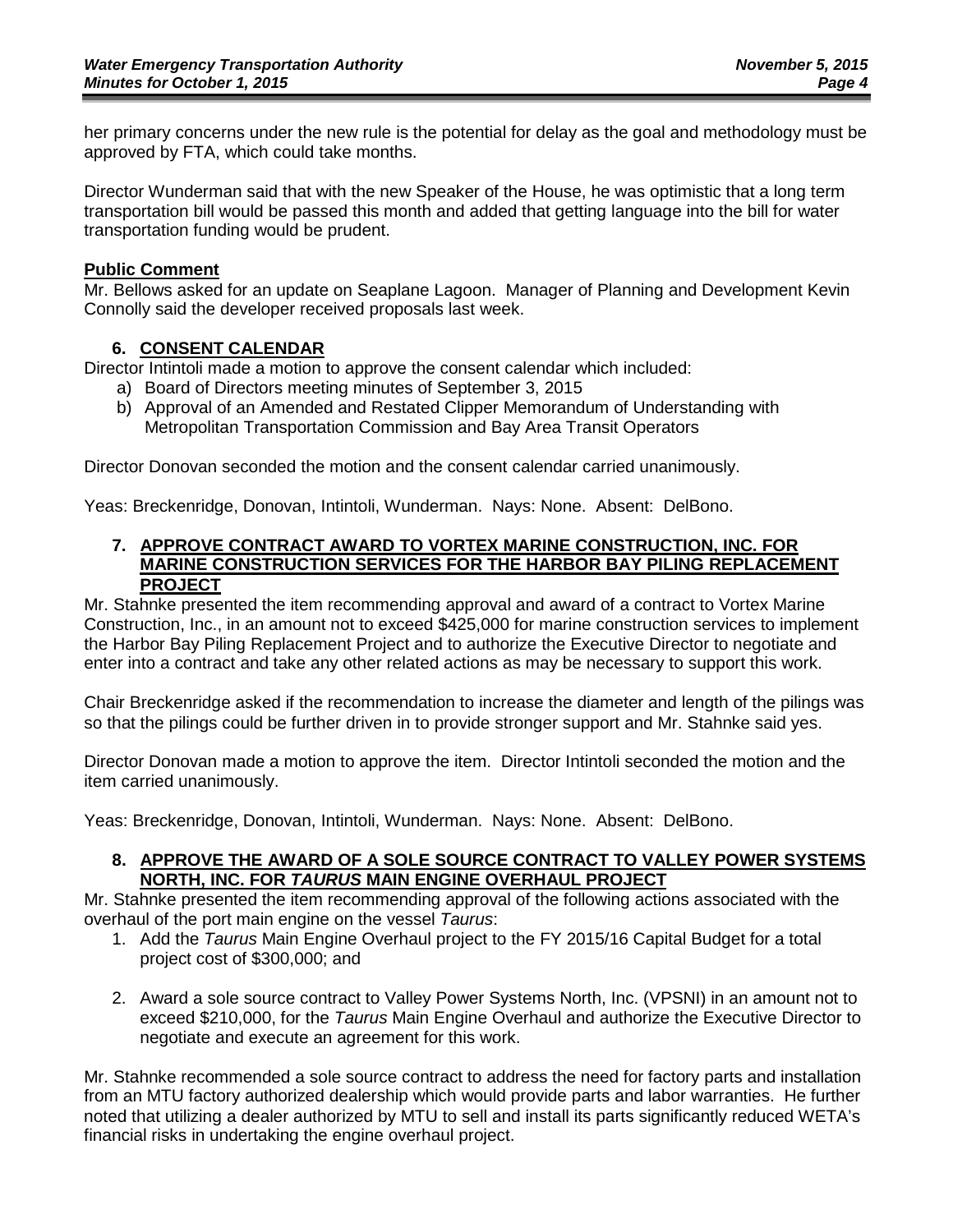her primary concerns under the new rule is the potential for delay as the goal and methodology must be approved by FTA, which could take months.

Director Wunderman said that with the new Speaker of the House, he was optimistic that a long term transportation bill would be passed this month and added that getting language into the bill for water transportation funding would be prudent.

**Public Comment**

Mr. Bellows asked for an update on Seaplane Lagoon. Manager of Planning and Development Kevin Connolly said the developer received proposals last week.

## 6. CONSENT CALENDAR

Director Intintoli made a motion to approve the consent calendar which included:

a) Board of Directors meeting minutes of September 3, 2015
b) Approval of an Amended and Restated Clipper Memorandum of Understanding with Metropolitan Transportation Commission and Bay Area Transit Operators

Director Donovan seconded the motion and the consent calendar carried unanimously.

Yeas: Breckenridge, Donovan, Intintoli, Wunderman. Nays: None. Absent: DelBono.

## 7. APPROVE CONTRACT AWARD TO VORTEX MARINE CONSTRUCTION, INC. FOR MARINE CONSTRUCTION SERVICES FOR THE HARBOR BAY PILING REPLACEMENT PROJECT

Mr. Stahnke presented the item recommending approval and award of a contract to Vortex Marine Construction, Inc., in an amount not to exceed $425,000 for marine construction services to implement the Harbor Bay Piling Replacement Project and to authorize the Executive Director to negotiate and enter into a contract and take any other related actions as may be necessary to support this work.

Chair Breckenridge asked if the recommendation to increase the diameter and length of the pilings was so that the pilings could be further driven in to provide stronger support and Mr. Stahnke said yes.

Director Donovan made a motion to approve the item. Director Intintoli seconded the motion and the item carried unanimously.

Yeas: Breckenridge, Donovan, Intintoli, Wunderman. Nays: None. Absent: DelBono.

## 8. APPROVE THE AWARD OF A SOLE SOURCE CONTRACT TO VALLEY POWER SYSTEMS NORTH, INC. FOR *TAURUS* MAIN ENGINE OVERHAUL PROJECT

Mr. Stahnke presented the item recommending approval of the following actions associated with the overhaul of the port main engine on the vessel *Taurus*:

1. Add the *Taurus* Main Engine Overhaul project to the FY 2015/16 Capital Budget for a total project cost of $300,000; and
2. Award a sole source contract to Valley Power Systems North, Inc. (VPSNI) in an amount not to exceed $210,000, for the *Taurus* Main Engine Overhaul and authorize the Executive Director to negotiate and execute an agreement for this work.

Mr. Stahnke recommended a sole source contract to address the need for factory parts and installation from an MTU factory authorized dealership which would provide parts and labor warranties. He further noted that utilizing a dealer authorized by MTU to sell and install its parts significantly reduced WETA's financial risks in undertaking the engine overhaul project.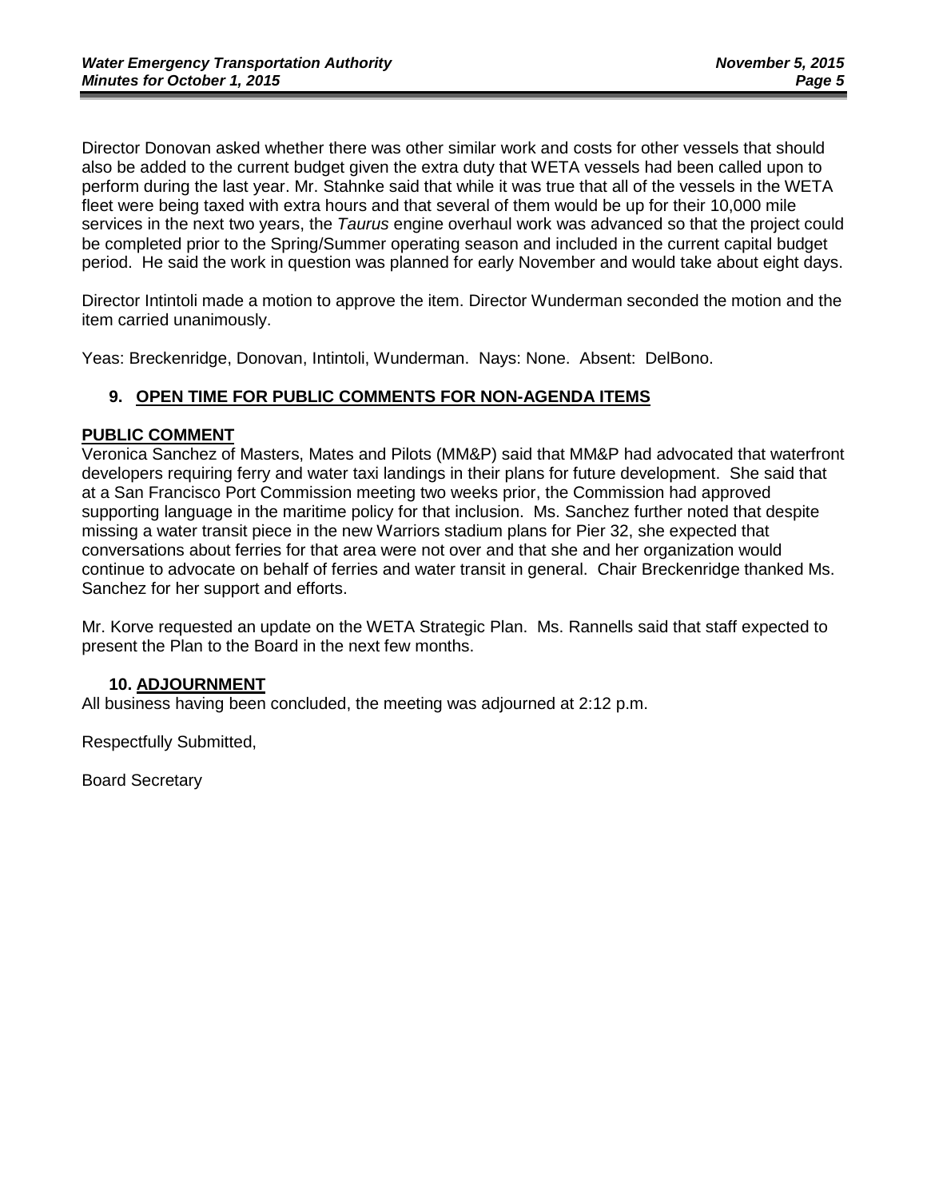Director Donovan asked whether there was other similar work and costs for other vessels that should also be added to the current budget given the extra duty that WETA vessels had been called upon to perform during the last year. Mr. Stahnke said that while it was true that all of the vessels in the WETA fleet were being taxed with extra hours and that several of them would be up for their 10,000 mile services in the next two years, the *Taurus* engine overhaul work was advanced so that the project could be completed prior to the Spring/Summer operating season and included in the current capital budget period. He said the work in question was planned for early November and would take about eight days.

Director Intintoli made a motion to approve the item. Director Wunderman seconded the motion and the item carried unanimously.

Yeas: Breckenridge, Donovan, Intintoli, Wunderman. Nays: None. Absent: DelBono.

## 9. OPEN TIME FOR PUBLIC COMMENTS FOR NON-AGENDA ITEMS

**PUBLIC COMMENT**

Veronica Sanchez of Masters, Mates and Pilots (MM&P) said that MM&P had advocated that waterfront developers requiring ferry and water taxi landings in their plans for future development. She said that at a San Francisco Port Commission meeting two weeks prior, the Commission had approved supporting language in the maritime policy for that inclusion. Ms. Sanchez further noted that despite missing a water transit piece in the new Warriors stadium plans for Pier 32, she expected that conversations about ferries for that area were not over and that she and her organization would continue to advocate on behalf of ferries and water transit in general. Chair Breckenridge thanked Ms. Sanchez for her support and efforts.

Mr. Korve requested an update on the WETA Strategic Plan. Ms. Rannells said that staff expected to present the Plan to the Board in the next few months.

## 10. ADJOURNMENT

All business having been concluded, the meeting was adjourned at 2:12 p.m.

Respectfully Submitted,

Board Secretary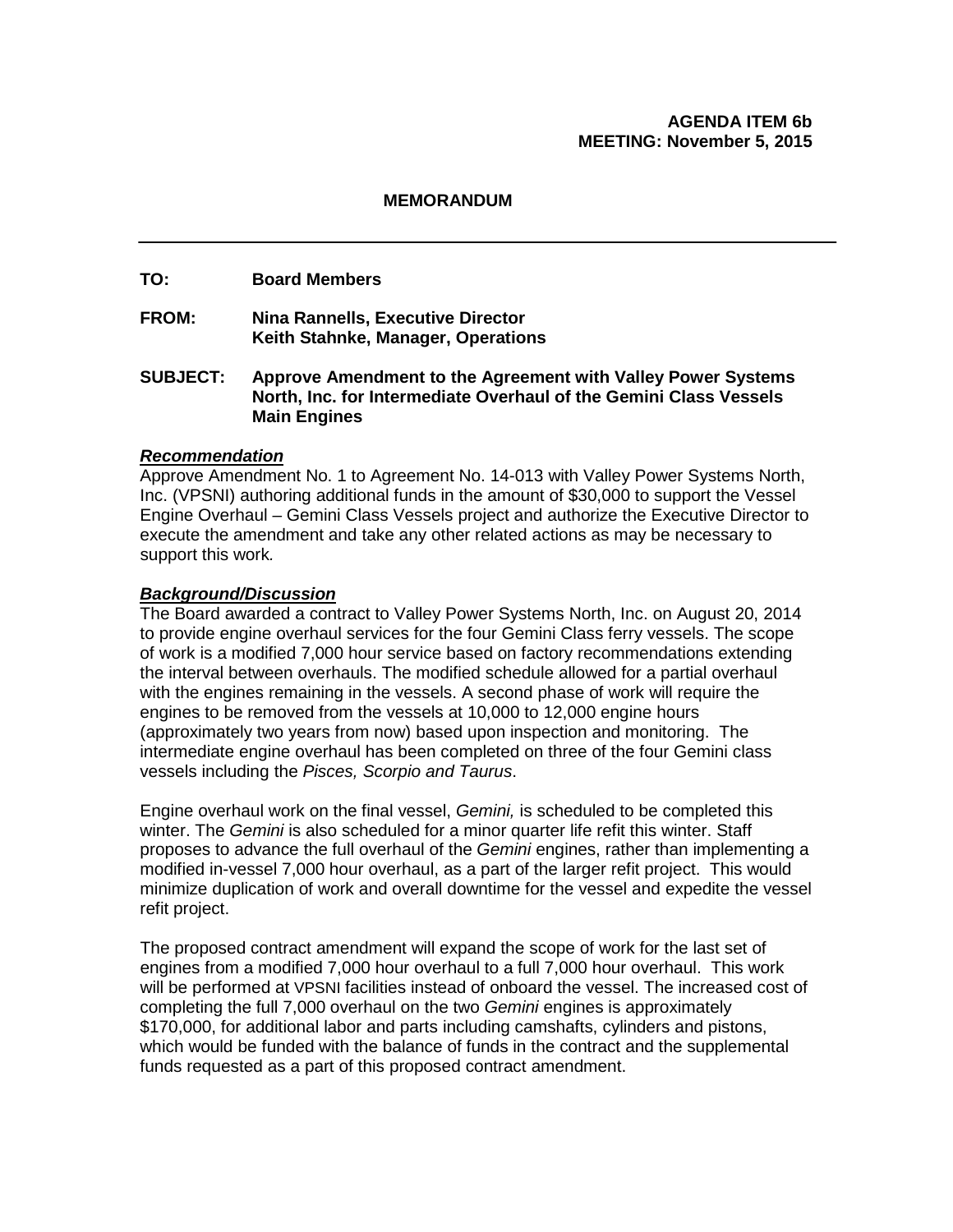**AGENDA ITEM 6b**
**MEETING: November 5, 2015**

**MEMORANDUM**

---

**TO:** Board Members

**FROM:** Nina Rannells, Executive Director
Keith Stahnke, Manager, Operations

**SUBJECT:** Approve Amendment to the Agreement with Valley Power Systems North, Inc. for Intermediate Overhaul of the Gemini Class Vessels Main Engines

***Recommendation***

Approve Amendment No. 1 to Agreement No. 14-013 with Valley Power Systems North, Inc. (VPSNI) authoring additional funds in the amount of $30,000 to support the Vessel Engine Overhaul – Gemini Class Vessels project and authorize the Executive Director to execute the amendment and take any other related actions as may be necessary to support this work.

***Background/Discussion***

The Board awarded a contract to Valley Power Systems North, Inc. on August 20, 2014 to provide engine overhaul services for the four Gemini Class ferry vessels. The scope of work is a modified 7,000 hour service based on factory recommendations extending the interval between overhauls. The modified schedule allowed for a partial overhaul with the engines remaining in the vessels. A second phase of work will require the engines to be removed from the vessels at 10,000 to 12,000 engine hours (approximately two years from now) based upon inspection and monitoring. The intermediate engine overhaul has been completed on three of the four Gemini class vessels including the *Pisces, Scorpio and Taurus*.

Engine overhaul work on the final vessel, *Gemini,* is scheduled to be completed this winter. The *Gemini* is also scheduled for a minor quarter life refit this winter. Staff proposes to advance the full overhaul of the *Gemini* engines, rather than implementing a modified in-vessel 7,000 hour overhaul, as a part of the larger refit project. This would minimize duplication of work and overall downtime for the vessel and expedite the vessel refit project.

The proposed contract amendment will expand the scope of work for the last set of engines from a modified 7,000 hour overhaul to a full 7,000 hour overhaul. This work will be performed at VPSNI facilities instead of onboard the vessel. The increased cost of completing the full 7,000 overhaul on the two *Gemini* engines is approximately $170,000, for additional labor and parts including camshafts, cylinders and pistons, which would be funded with the balance of funds in the contract and the supplemental funds requested as a part of this proposed contract amendment.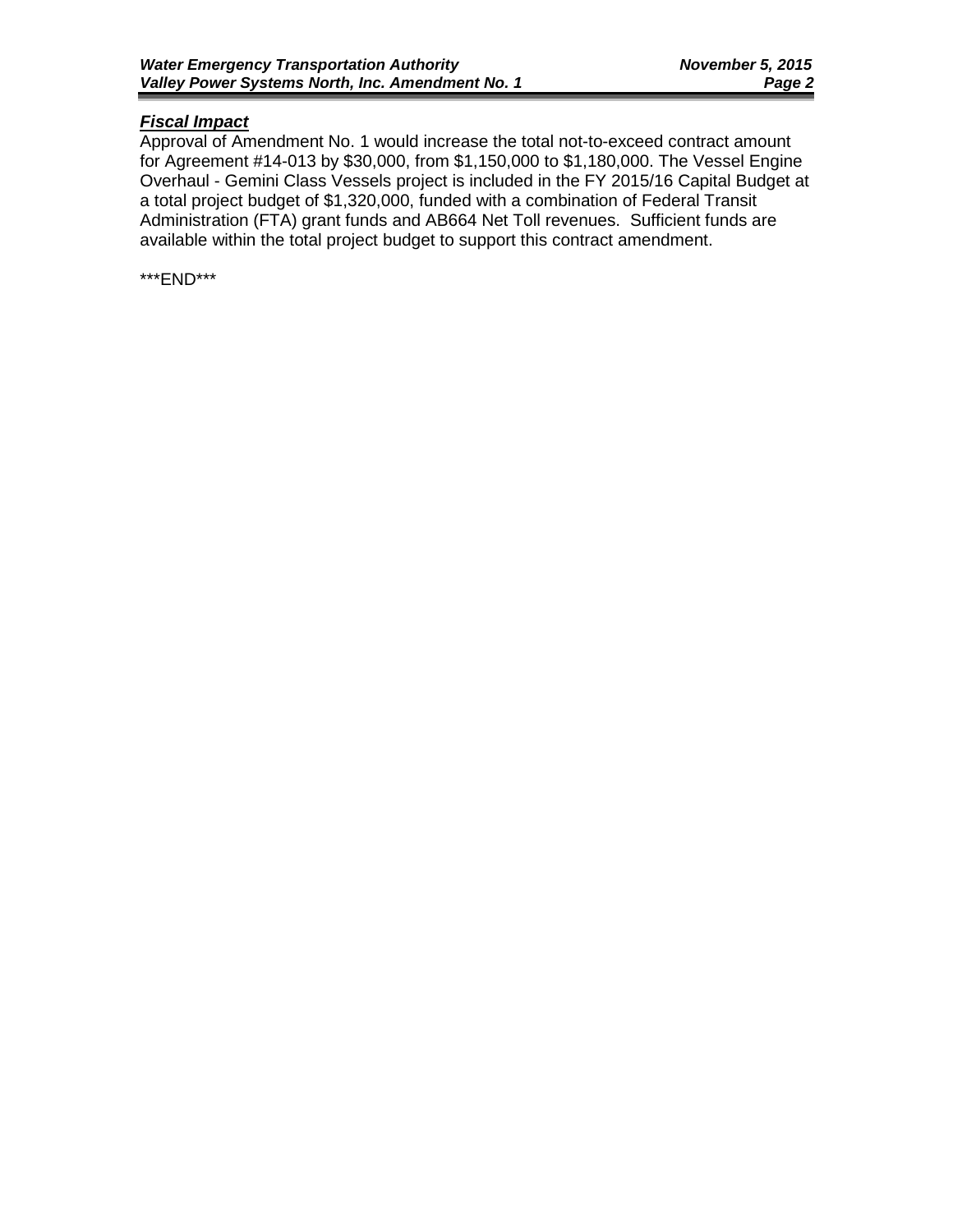***Fiscal Impact***

Approval of Amendment No. 1 would increase the total not-to-exceed contract amount for Agreement #14-013 by $30,000, from $1,150,000 to $1,180,000. The Vessel Engine Overhaul - Gemini Class Vessels project is included in the FY 2015/16 Capital Budget at a total project budget of $1,320,000, funded with a combination of Federal Transit Administration (FTA) grant funds and AB664 Net Toll revenues. Sufficient funds are available within the total project budget to support this contract amendment.

***END***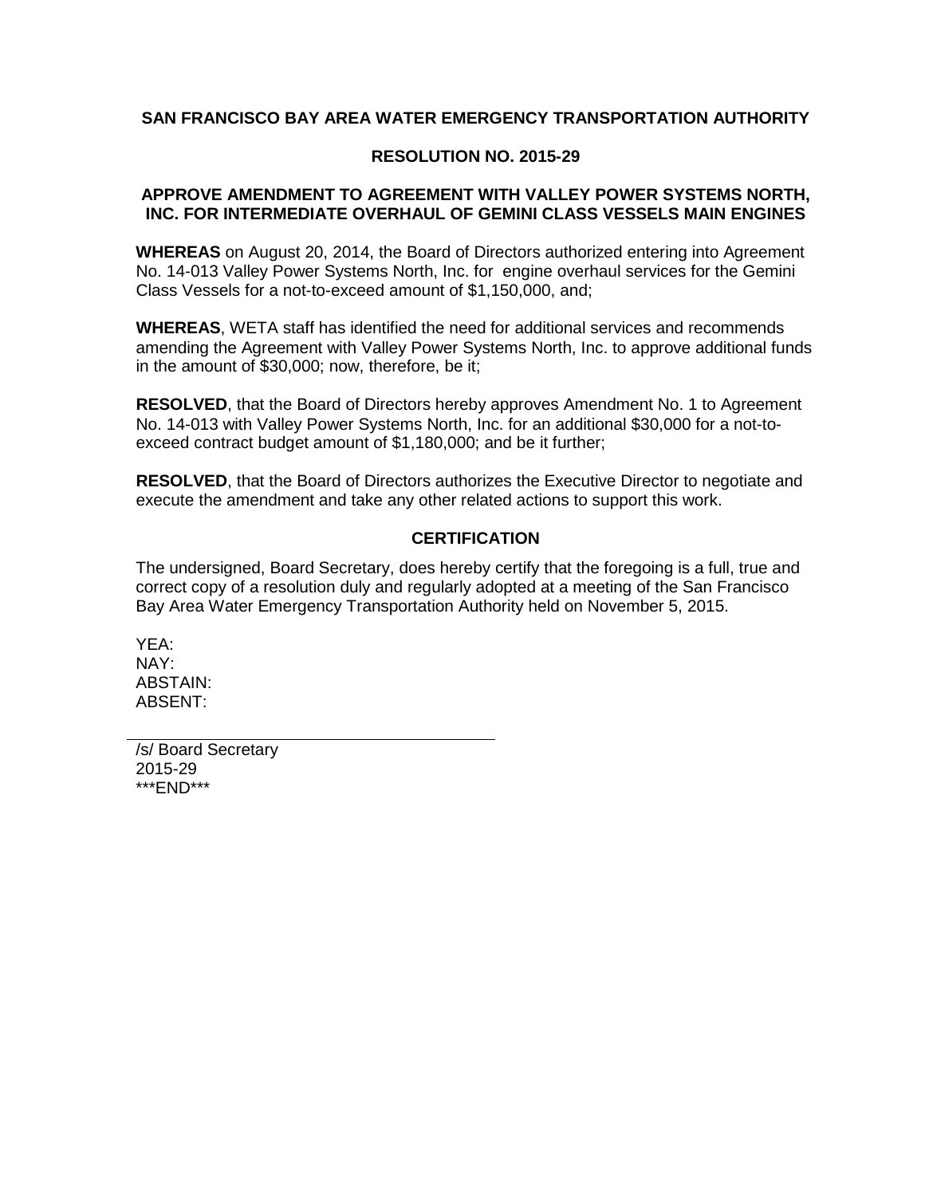**SAN FRANCISCO BAY AREA WATER EMERGENCY TRANSPORTATION AUTHORITY**

**RESOLUTION NO. 2015-29**

**APPROVE AMENDMENT TO AGREEMENT WITH VALLEY POWER SYSTEMS NORTH, INC. FOR INTERMEDIATE OVERHAUL OF GEMINI CLASS VESSELS MAIN ENGINES**

**WHEREAS** on August 20, 2014, the Board of Directors authorized entering into Agreement No. 14-013 Valley Power Systems North, Inc. for engine overhaul services for the Gemini Class Vessels for a not-to-exceed amount of $1,150,000, and;

**WHEREAS**, WETA staff has identified the need for additional services and recommends amending the Agreement with Valley Power Systems North, Inc. to approve additional funds in the amount of $30,000; now, therefore, be it;

**RESOLVED**, that the Board of Directors hereby approves Amendment No. 1 to Agreement No. 14-013 with Valley Power Systems North, Inc. for an additional $30,000 for a not-to-exceed contract budget amount of $1,180,000; and be it further;

**RESOLVED**, that the Board of Directors authorizes the Executive Director to negotiate and execute the amendment and take any other related actions to support this work.

**CERTIFICATION**

The undersigned, Board Secretary, does hereby certify that the foregoing is a full, true and correct copy of a resolution duly and regularly adopted at a meeting of the San Francisco Bay Area Water Emergency Transportation Authority held on November 5, 2015.

YEA:
NAY:
ABSTAIN:
ABSENT:

/s/ Board Secretary
2015-29
***END***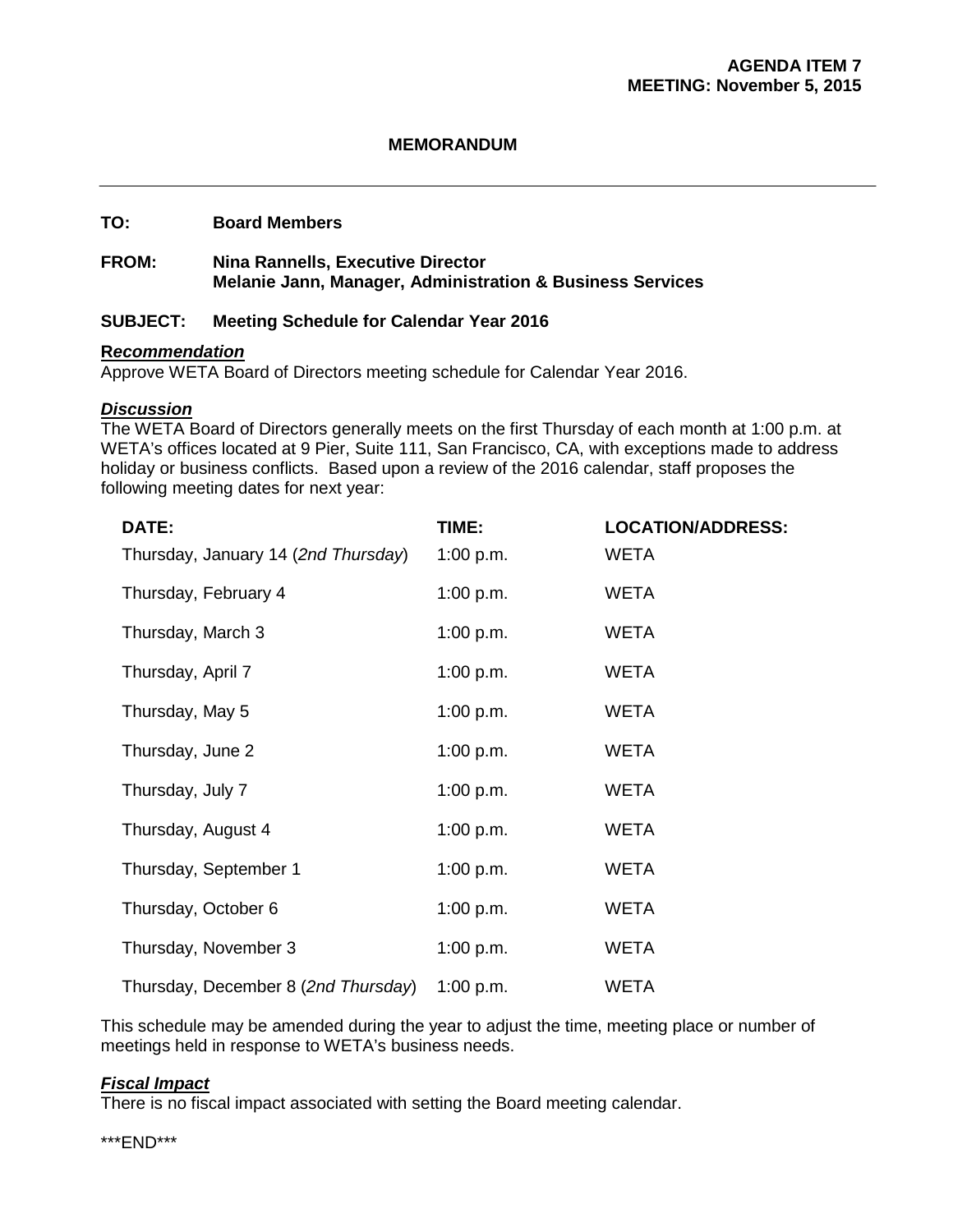**AGENDA ITEM 7**
**MEETING: November 5, 2015**

**MEMORANDUM**

---

**TO:** **Board Members**

**FROM:** **Nina Rannells, Executive Director**
**Melanie Jann, Manager, Administration & Business Services**

**SUBJECT:** **Meeting Schedule for Calendar Year 2016**

***Recommendation***
Approve WETA Board of Directors meeting schedule for Calendar Year 2016.

***Discussion***
The WETA Board of Directors generally meets on the first Thursday of each month at 1:00 p.m. at WETA's offices located at 9 Pier, Suite 111, San Francisco, CA, with exceptions made to address holiday or business conflicts. Based upon a review of the 2016 calendar, staff proposes the following meeting dates for next year:

| DATE: | TIME: | LOCATION/ADDRESS: |
|---|---|---|
| Thursday, January 14 (*2nd Thursday*) | 1:00 p.m. | WETA |
| Thursday, February 4 | 1:00 p.m. | WETA |
| Thursday, March 3 | 1:00 p.m. | WETA |
| Thursday, April 7 | 1:00 p.m. | WETA |
| Thursday, May 5 | 1:00 p.m. | WETA |
| Thursday, June 2 | 1:00 p.m. | WETA |
| Thursday, July 7 | 1:00 p.m. | WETA |
| Thursday, August 4 | 1:00 p.m. | WETA |
| Thursday, September 1 | 1:00 p.m. | WETA |
| Thursday, October 6 | 1:00 p.m. | WETA |
| Thursday, November 3 | 1:00 p.m. | WETA |
| Thursday, December 8 (*2nd Thursday*) | 1:00 p.m. | WETA |

This schedule may be amended during the year to adjust the time, meeting place or number of meetings held in response to WETA's business needs.

***Fiscal Impact***
There is no fiscal impact associated with setting the Board meeting calendar.

\*\*\*END\*\*\*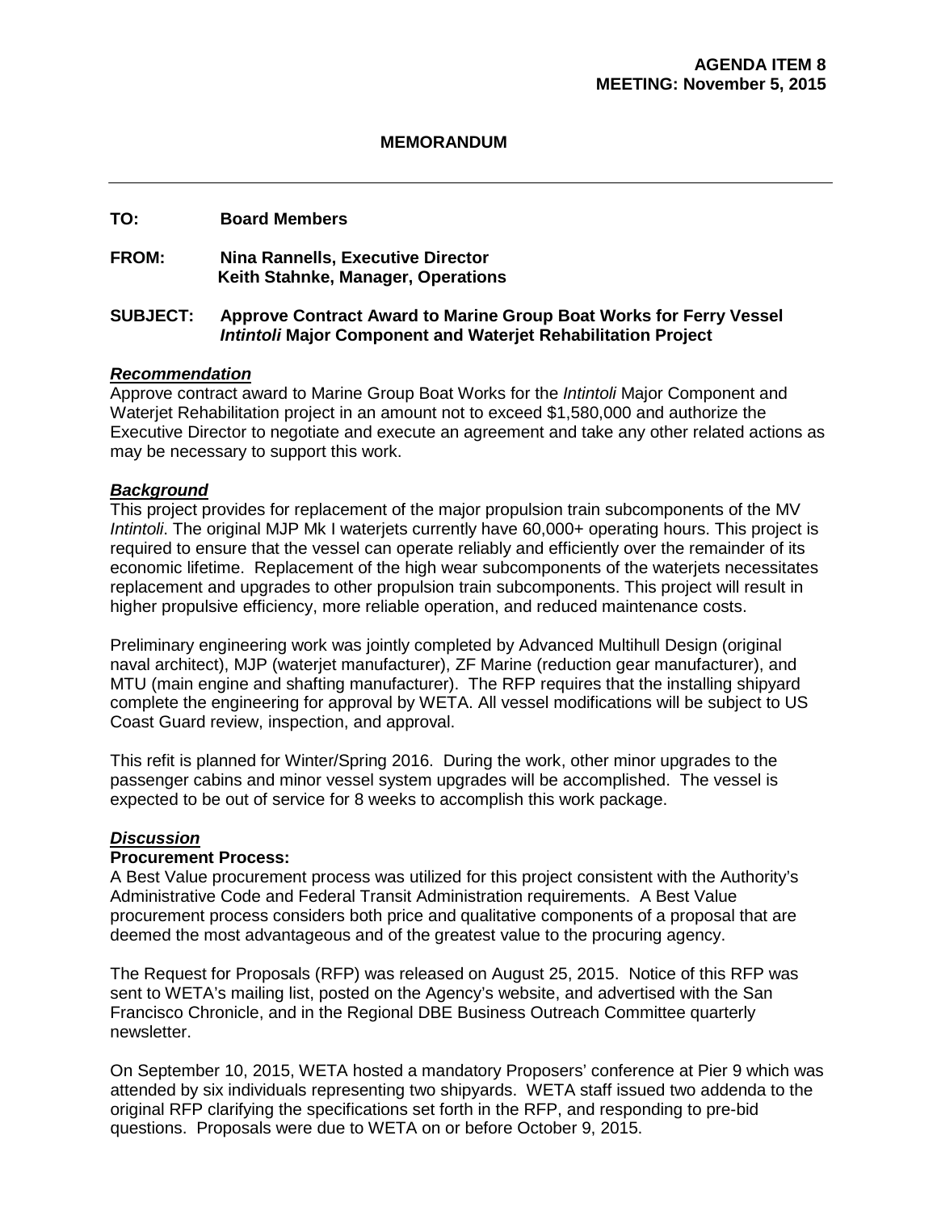**AGENDA ITEM 8**
**MEETING: November 5, 2015**

**MEMORANDUM**

---

**TO:** Board Members

**FROM:** Nina Rannells, Executive Director
Keith Stahnke, Manager, Operations

**SUBJECT: Approve Contract Award to Marine Group Boat Works for Ferry Vessel *Intintoli* Major Component and Waterjet Rehabilitation Project**

***Recommendation***

Approve contract award to Marine Group Boat Works for the *Intintoli* Major Component and Waterjet Rehabilitation project in an amount not to exceed $1,580,000 and authorize the Executive Director to negotiate and execute an agreement and take any other related actions as may be necessary to support this work.

***Background***

This project provides for replacement of the major propulsion train subcomponents of the MV *Intintoli*. The original MJP Mk I waterjets currently have 60,000+ operating hours. This project is required to ensure that the vessel can operate reliably and efficiently over the remainder of its economic lifetime. Replacement of the high wear subcomponents of the waterjets necessitates replacement and upgrades to other propulsion train subcomponents. This project will result in higher propulsive efficiency, more reliable operation, and reduced maintenance costs.

Preliminary engineering work was jointly completed by Advanced Multihull Design (original naval architect), MJP (waterjet manufacturer), ZF Marine (reduction gear manufacturer), and MTU (main engine and shafting manufacturer). The RFP requires that the installing shipyard complete the engineering for approval by WETA. All vessel modifications will be subject to US Coast Guard review, inspection, and approval.

This refit is planned for Winter/Spring 2016. During the work, other minor upgrades to the passenger cabins and minor vessel system upgrades will be accomplished. The vessel is expected to be out of service for 8 weeks to accomplish this work package.

***Discussion***

**Procurement Process:**

A Best Value procurement process was utilized for this project consistent with the Authority's Administrative Code and Federal Transit Administration requirements. A Best Value procurement process considers both price and qualitative components of a proposal that are deemed the most advantageous and of the greatest value to the procuring agency.

The Request for Proposals (RFP) was released on August 25, 2015. Notice of this RFP was sent to WETA's mailing list, posted on the Agency's website, and advertised with the San Francisco Chronicle, and in the Regional DBE Business Outreach Committee quarterly newsletter.

On September 10, 2015, WETA hosted a mandatory Proposers' conference at Pier 9 which was attended by six individuals representing two shipyards. WETA staff issued two addenda to the original RFP clarifying the specifications set forth in the RFP, and responding to pre-bid questions. Proposals were due to WETA on or before October 9, 2015.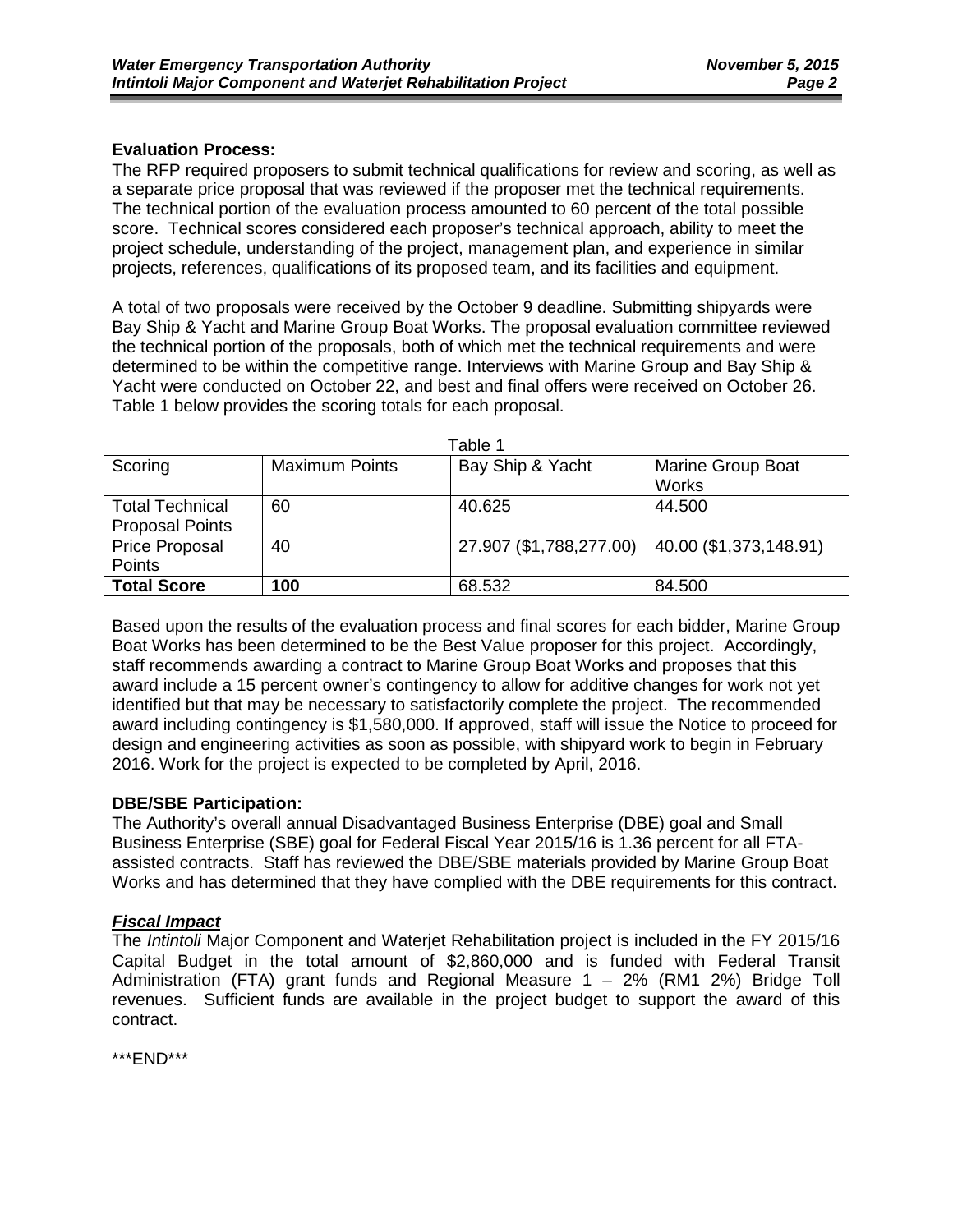**Evaluation Process:**

The RFP required proposers to submit technical qualifications for review and scoring, as well as a separate price proposal that was reviewed if the proposer met the technical requirements. The technical portion of the evaluation process amounted to 60 percent of the total possible score. Technical scores considered each proposer's technical approach, ability to meet the project schedule, understanding of the project, management plan, and experience in similar projects, references, qualifications of its proposed team, and its facilities and equipment.

A total of two proposals were received by the October 9 deadline. Submitting shipyards were Bay Ship & Yacht and Marine Group Boat Works. The proposal evaluation committee reviewed the technical portion of the proposals, both of which met the technical requirements and were determined to be within the competitive range. Interviews with Marine Group and Bay Ship & Yacht were conducted on October 22, and best and final offers were received on October 26. Table 1 below provides the scoring totals for each proposal.

Table 1

| Scoring | Maximum Points | Bay Ship & Yacht | Marine Group Boat Works |
|---|---|---|---|
| Total Technical Proposal Points | 60 | 40.625 | 44.500 |
| Price Proposal Points | 40 | 27.907 ($1,788,277.00) | 40.00 ($1,373,148.91) |
| **Total Score** | **100** | 68.532 | 84.500 |

Based upon the results of the evaluation process and final scores for each bidder, Marine Group Boat Works has been determined to be the Best Value proposer for this project. Accordingly, staff recommends awarding a contract to Marine Group Boat Works and proposes that this award include a 15 percent owner's contingency to allow for additive changes for work not yet identified but that may be necessary to satisfactorily complete the project. The recommended award including contingency is $1,580,000. If approved, staff will issue the Notice to proceed for design and engineering activities as soon as possible, with shipyard work to begin in February 2016. Work for the project is expected to be completed by April, 2016.

**DBE/SBE Participation:**

The Authority's overall annual Disadvantaged Business Enterprise (DBE) goal and Small Business Enterprise (SBE) goal for Federal Fiscal Year 2015/16 is 1.36 percent for all FTA-assisted contracts. Staff has reviewed the DBE/SBE materials provided by Marine Group Boat Works and has determined that they have complied with the DBE requirements for this contract.

***Fiscal Impact***

The *Intintoli* Major Component and Waterjet Rehabilitation project is included in the FY 2015/16 Capital Budget in the total amount of $2,860,000 and is funded with Federal Transit Administration (FTA) grant funds and Regional Measure 1 – 2% (RM1 2%) Bridge Toll revenues. Sufficient funds are available in the project budget to support the award of this contract.

***END***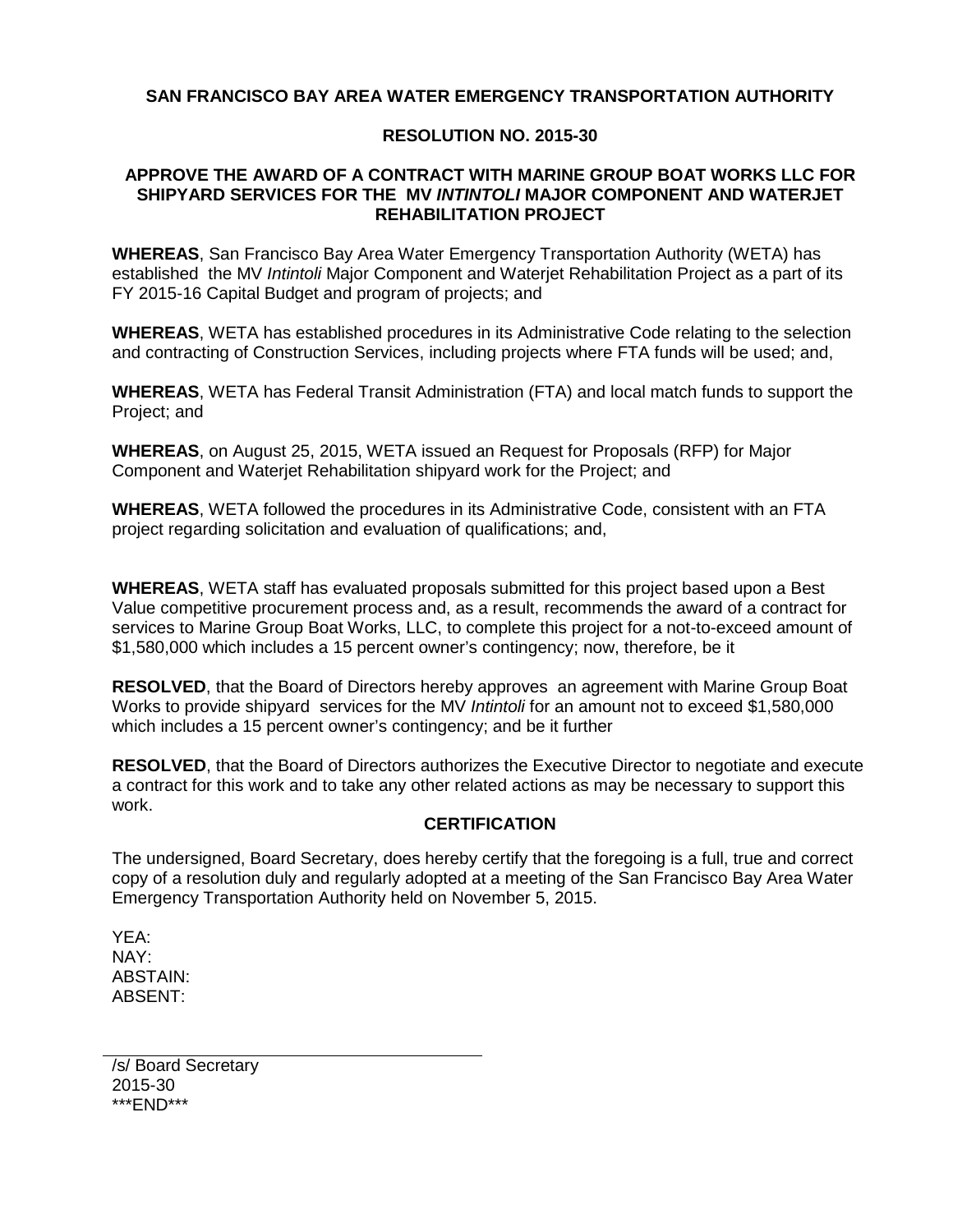**SAN FRANCISCO BAY AREA WATER EMERGENCY TRANSPORTATION AUTHORITY**

**RESOLUTION NO. 2015-30**

**APPROVE THE AWARD OF A CONTRACT WITH MARINE GROUP BOAT WORKS LLC FOR SHIPYARD SERVICES FOR THE MV *INTINTOLI* MAJOR COMPONENT AND WATERJET REHABILITATION PROJECT**

**WHEREAS**, San Francisco Bay Area Water Emergency Transportation Authority (WETA) has established the MV *Intintoli* Major Component and Waterjet Rehabilitation Project as a part of its FY 2015-16 Capital Budget and program of projects; and

**WHEREAS**, WETA has established procedures in its Administrative Code relating to the selection and contracting of Construction Services, including projects where FTA funds will be used; and,

**WHEREAS**, WETA has Federal Transit Administration (FTA) and local match funds to support the Project; and

**WHEREAS**, on August 25, 2015, WETA issued an Request for Proposals (RFP) for Major Component and Waterjet Rehabilitation shipyard work for the Project; and

**WHEREAS**, WETA followed the procedures in its Administrative Code, consistent with an FTA project regarding solicitation and evaluation of qualifications; and,

**WHEREAS**, WETA staff has evaluated proposals submitted for this project based upon a Best Value competitive procurement process and, as a result, recommends the award of a contract for services to Marine Group Boat Works, LLC, to complete this project for a not-to-exceed amount of $1,580,000 which includes a 15 percent owner's contingency; now, therefore, be it

**RESOLVED**, that the Board of Directors hereby approves an agreement with Marine Group Boat Works to provide shipyard services for the MV *Intintoli* for an amount not to exceed $1,580,000 which includes a 15 percent owner's contingency; and be it further

**RESOLVED**, that the Board of Directors authorizes the Executive Director to negotiate and execute a contract for this work and to take any other related actions as may be necessary to support this work.

**CERTIFICATION**

The undersigned, Board Secretary, does hereby certify that the foregoing is a full, true and correct copy of a resolution duly and regularly adopted at a meeting of the San Francisco Bay Area Water Emergency Transportation Authority held on November 5, 2015.

YEA:
NAY:
ABSTAIN:
ABSENT:

/s/ Board Secretary
2015-30
\*\*\*END\*\*\*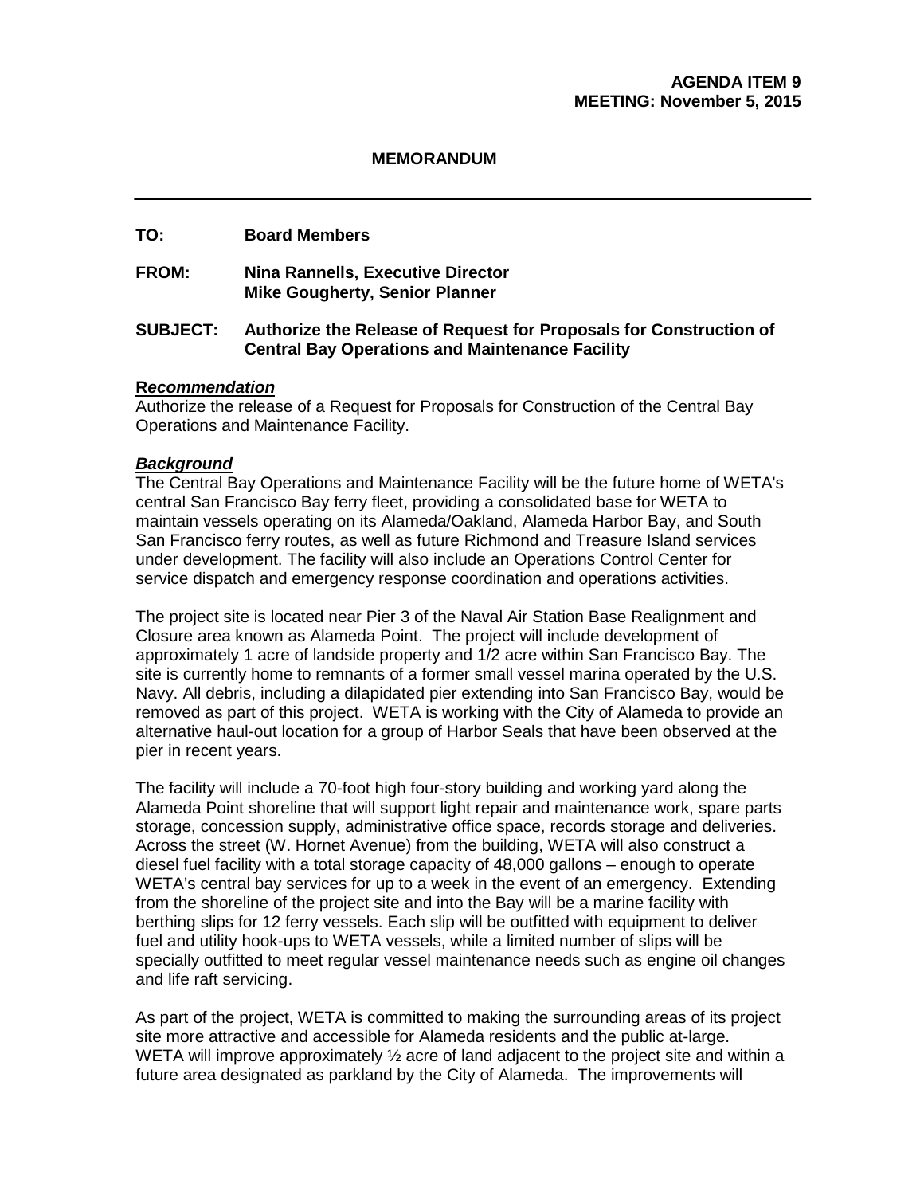**AGENDA ITEM 9**
**MEETING: November 5, 2015**

**MEMORANDUM**

---

**TO:** Board Members

**FROM:** Nina Rannells, Executive Director
Mike Gougherty, Senior Planner

**SUBJECT:** Authorize the Release of Request for Proposals for Construction of Central Bay Operations and Maintenance Facility

***Recommendation***

Authorize the release of a Request for Proposals for Construction of the Central Bay Operations and Maintenance Facility.

***Background***

The Central Bay Operations and Maintenance Facility will be the future home of WETA's central San Francisco Bay ferry fleet, providing a consolidated base for WETA to maintain vessels operating on its Alameda/Oakland, Alameda Harbor Bay, and South San Francisco ferry routes, as well as future Richmond and Treasure Island services under development. The facility will also include an Operations Control Center for service dispatch and emergency response coordination and operations activities.

The project site is located near Pier 3 of the Naval Air Station Base Realignment and Closure area known as Alameda Point. The project will include development of approximately 1 acre of landside property and 1/2 acre within San Francisco Bay. The site is currently home to remnants of a former small vessel marina operated by the U.S. Navy. All debris, including a dilapidated pier extending into San Francisco Bay, would be removed as part of this project. WETA is working with the City of Alameda to provide an alternative haul-out location for a group of Harbor Seals that have been observed at the pier in recent years.

The facility will include a 70-foot high four-story building and working yard along the Alameda Point shoreline that will support light repair and maintenance work, spare parts storage, concession supply, administrative office space, records storage and deliveries. Across the street (W. Hornet Avenue) from the building, WETA will also construct a diesel fuel facility with a total storage capacity of 48,000 gallons – enough to operate WETA's central bay services for up to a week in the event of an emergency. Extending from the shoreline of the project site and into the Bay will be a marine facility with berthing slips for 12 ferry vessels. Each slip will be outfitted with equipment to deliver fuel and utility hook-ups to WETA vessels, while a limited number of slips will be specially outfitted to meet regular vessel maintenance needs such as engine oil changes and life raft servicing.

As part of the project, WETA is committed to making the surrounding areas of its project site more attractive and accessible for Alameda residents and the public at-large. WETA will improve approximately ½ acre of land adjacent to the project site and within a future area designated as parkland by the City of Alameda. The improvements will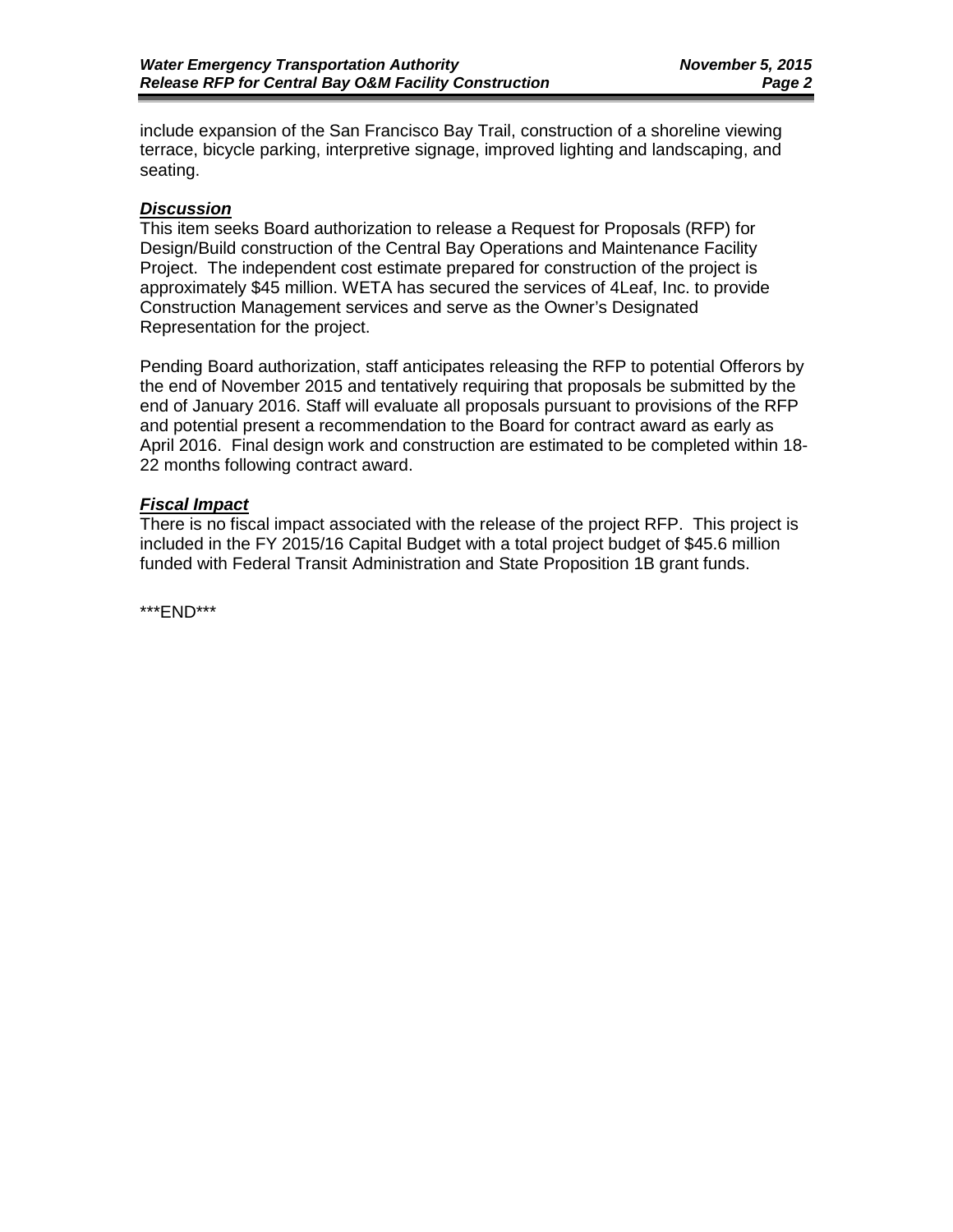include expansion of the San Francisco Bay Trail, construction of a shoreline viewing terrace, bicycle parking, interpretive signage, improved lighting and landscaping, and seating.

***Discussion***

This item seeks Board authorization to release a Request for Proposals (RFP) for Design/Build construction of the Central Bay Operations and Maintenance Facility Project. The independent cost estimate prepared for construction of the project is approximately $45 million. WETA has secured the services of 4Leaf, Inc. to provide Construction Management services and serve as the Owner's Designated Representation for the project.

Pending Board authorization, staff anticipates releasing the RFP to potential Offerors by the end of November 2015 and tentatively requiring that proposals be submitted by the end of January 2016. Staff will evaluate all proposals pursuant to provisions of the RFP and potential present a recommendation to the Board for contract award as early as April 2016. Final design work and construction are estimated to be completed within 18-22 months following contract award.

***Fiscal Impact***

There is no fiscal impact associated with the release of the project RFP. This project is included in the FY 2015/16 Capital Budget with a total project budget of $45.6 million funded with Federal Transit Administration and State Proposition 1B grant funds.

***END***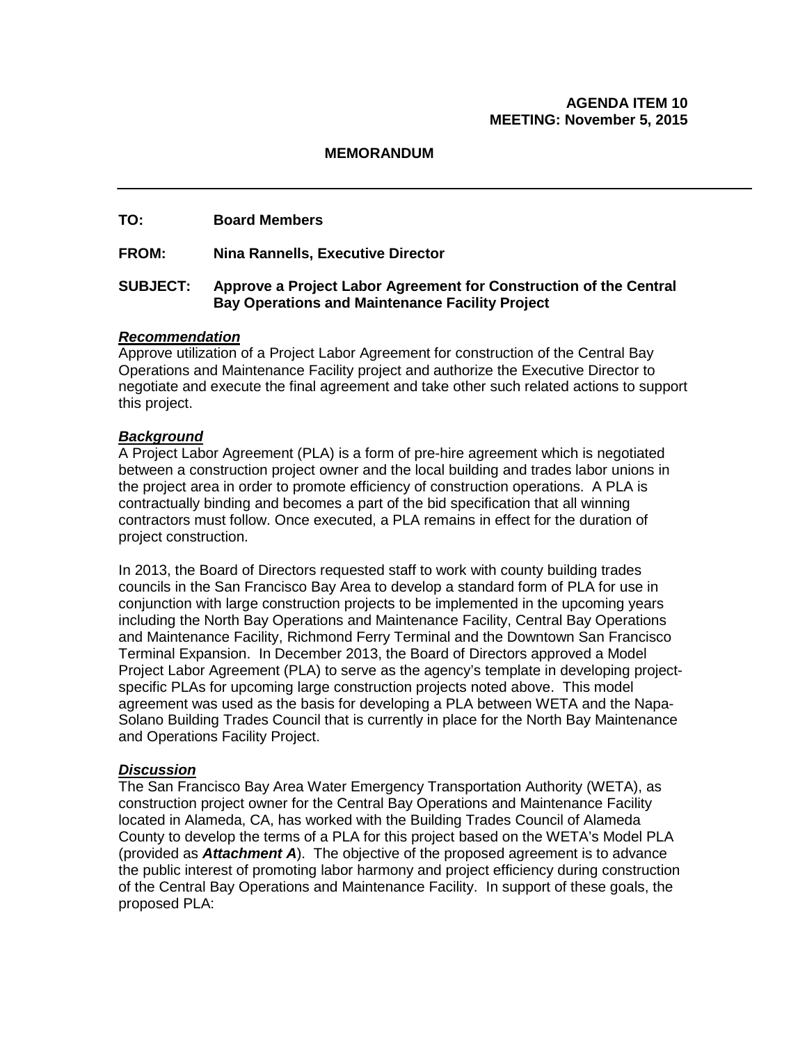**AGENDA ITEM 10**
**MEETING: November 5, 2015**

**MEMORANDUM**

---

**TO:** Board Members

**FROM:** Nina Rannells, Executive Director

**SUBJECT:** Approve a Project Labor Agreement for Construction of the Central Bay Operations and Maintenance Facility Project

***Recommendation***

Approve utilization of a Project Labor Agreement for construction of the Central Bay Operations and Maintenance Facility project and authorize the Executive Director to negotiate and execute the final agreement and take other such related actions to support this project.

***Background***

A Project Labor Agreement (PLA) is a form of pre-hire agreement which is negotiated between a construction project owner and the local building and trades labor unions in the project area in order to promote efficiency of construction operations. A PLA is contractually binding and becomes a part of the bid specification that all winning contractors must follow. Once executed, a PLA remains in effect for the duration of project construction.

In 2013, the Board of Directors requested staff to work with county building trades councils in the San Francisco Bay Area to develop a standard form of PLA for use in conjunction with large construction projects to be implemented in the upcoming years including the North Bay Operations and Maintenance Facility, Central Bay Operations and Maintenance Facility, Richmond Ferry Terminal and the Downtown San Francisco Terminal Expansion. In December 2013, the Board of Directors approved a Model Project Labor Agreement (PLA) to serve as the agency's template in developing project-specific PLAs for upcoming large construction projects noted above. This model agreement was used as the basis for developing a PLA between WETA and the Napa-Solano Building Trades Council that is currently in place for the North Bay Maintenance and Operations Facility Project.

***Discussion***

The San Francisco Bay Area Water Emergency Transportation Authority (WETA), as construction project owner for the Central Bay Operations and Maintenance Facility located in Alameda, CA, has worked with the Building Trades Council of Alameda County to develop the terms of a PLA for this project based on the WETA's Model PLA (provided as ***Attachment A***). The objective of the proposed agreement is to advance the public interest of promoting labor harmony and project efficiency during construction of the Central Bay Operations and Maintenance Facility. In support of these goals, the proposed PLA: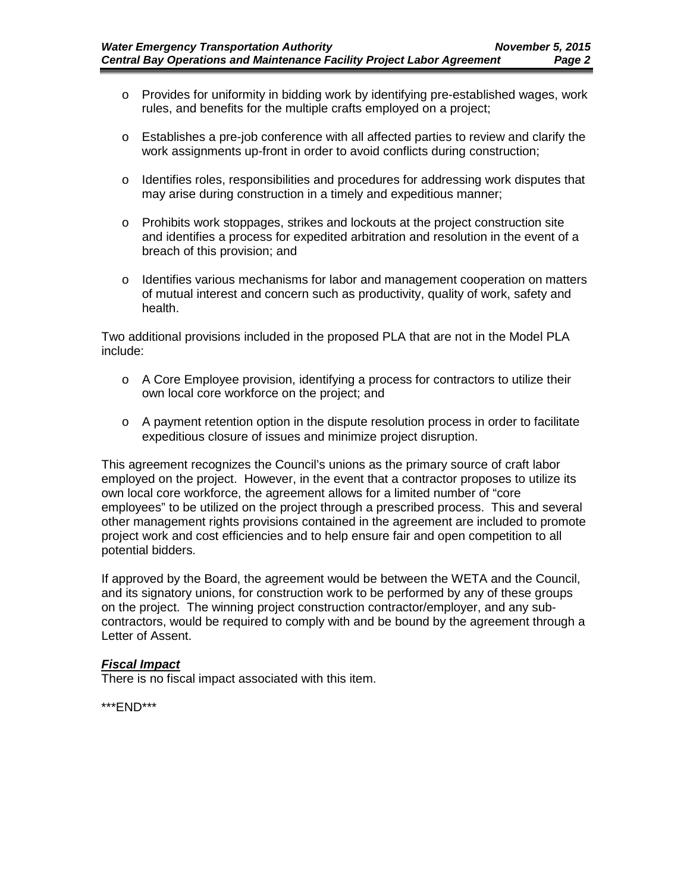- Provides for uniformity in bidding work by identifying pre-established wages, work rules, and benefits for the multiple crafts employed on a project;

- Establishes a pre-job conference with all affected parties to review and clarify the work assignments up-front in order to avoid conflicts during construction;

- Identifies roles, responsibilities and procedures for addressing work disputes that may arise during construction in a timely and expeditious manner;

- Prohibits work stoppages, strikes and lockouts at the project construction site and identifies a process for expedited arbitration and resolution in the event of a breach of this provision; and

- Identifies various mechanisms for labor and management cooperation on matters of mutual interest and concern such as productivity, quality of work, safety and health.

Two additional provisions included in the proposed PLA that are not in the Model PLA include:

- A Core Employee provision, identifying a process for contractors to utilize their own local core workforce on the project; and

- A payment retention option in the dispute resolution process in order to facilitate expeditious closure of issues and minimize project disruption.

This agreement recognizes the Council's unions as the primary source of craft labor employed on the project. However, in the event that a contractor proposes to utilize its own local core workforce, the agreement allows for a limited number of "core employees" to be utilized on the project through a prescribed process. This and several other management rights provisions contained in the agreement are included to promote project work and cost efficiencies and to help ensure fair and open competition to all potential bidders.

If approved by the Board, the agreement would be between the WETA and the Council, and its signatory unions, for construction work to be performed by any of these groups on the project. The winning project construction contractor/employer, and any sub-contractors, would be required to comply with and be bound by the agreement through a Letter of Assent.

***Fiscal Impact***

There is no fiscal impact associated with this item.

***END***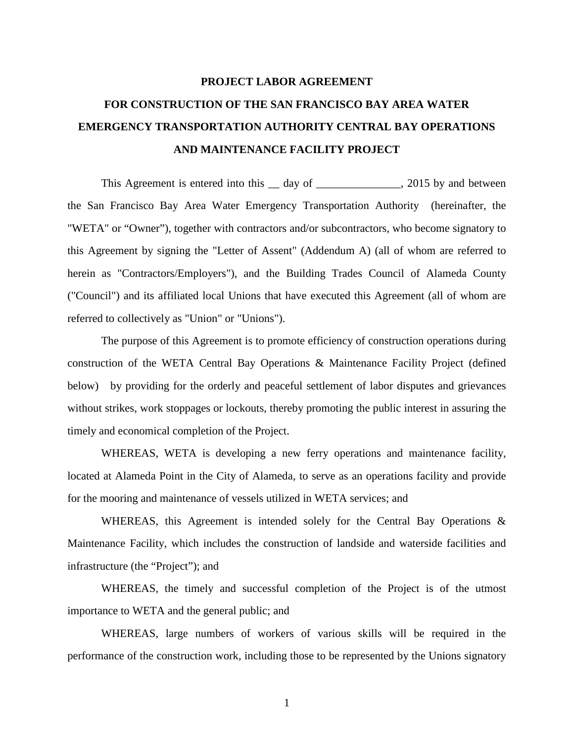# PROJECT LABOR AGREEMENT

# FOR CONSTRUCTION OF THE SAN FRANCISCO BAY AREA WATER EMERGENCY TRANSPORTATION AUTHORITY CENTRAL BAY OPERATIONS AND MAINTENANCE FACILITY PROJECT

This Agreement is entered into this __ day of _______________, 2015 by and between the San Francisco Bay Area Water Emergency Transportation Authority (hereinafter, the "WETA" or "Owner"), together with contractors and/or subcontractors, who become signatory to this Agreement by signing the "Letter of Assent" (Addendum A) (all of whom are referred to herein as "Contractors/Employers"), and the Building Trades Council of Alameda County ("Council") and its affiliated local Unions that have executed this Agreement (all of whom are referred to collectively as "Union" or "Unions").

The purpose of this Agreement is to promote efficiency of construction operations during construction of the WETA Central Bay Operations & Maintenance Facility Project (defined below) by providing for the orderly and peaceful settlement of labor disputes and grievances without strikes, work stoppages or lockouts, thereby promoting the public interest in assuring the timely and economical completion of the Project.

WHEREAS, WETA is developing a new ferry operations and maintenance facility, located at Alameda Point in the City of Alameda, to serve as an operations facility and provide for the mooring and maintenance of vessels utilized in WETA services; and

WHEREAS, this Agreement is intended solely for the Central Bay Operations & Maintenance Facility, which includes the construction of landside and waterside facilities and infrastructure (the "Project"); and

WHEREAS, the timely and successful completion of the Project is of the utmost importance to WETA and the general public; and

WHEREAS, large numbers of workers of various skills will be required in the performance of the construction work, including those to be represented by the Unions signatory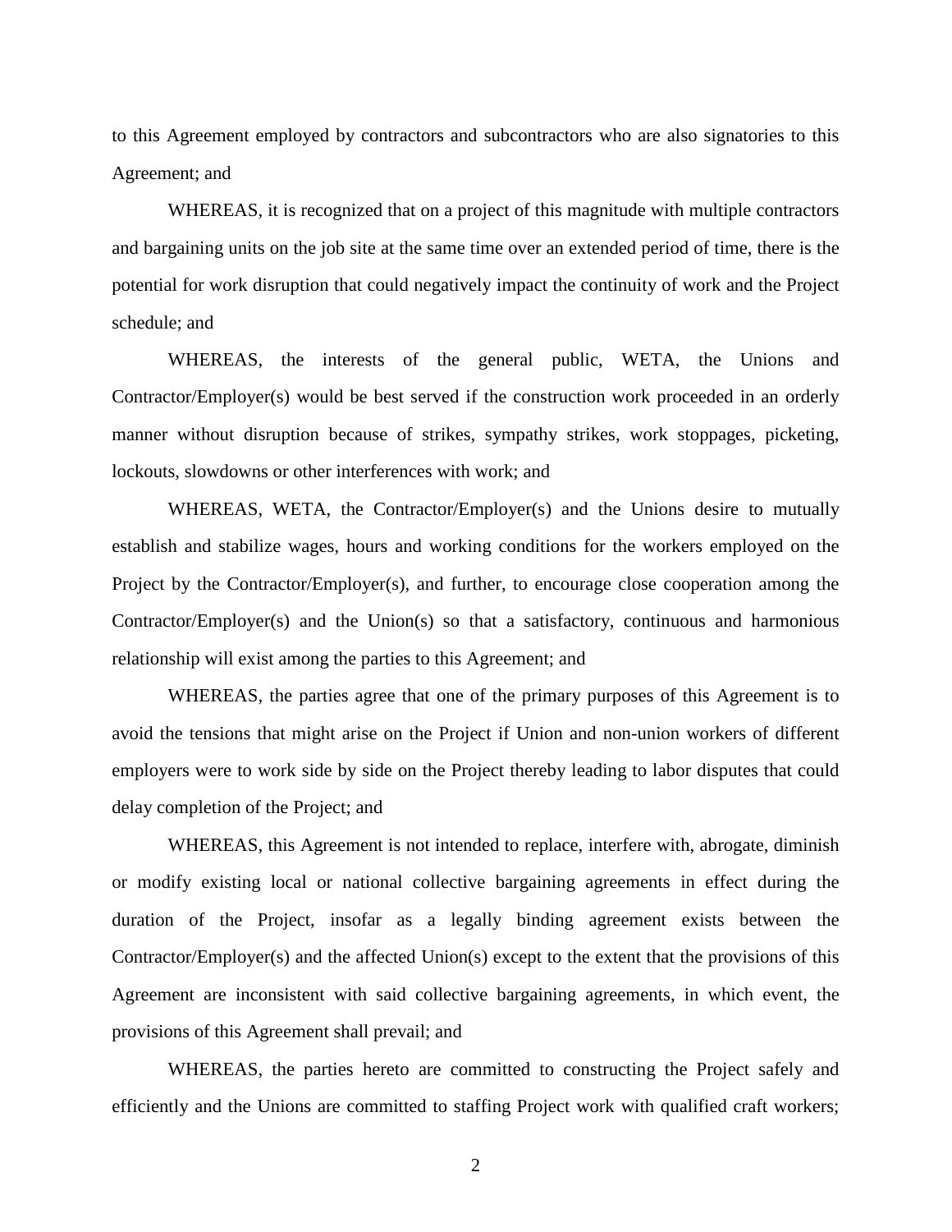to this Agreement employed by contractors and subcontractors who are also signatories to this Agreement; and

WHEREAS, it is recognized that on a project of this magnitude with multiple contractors and bargaining units on the job site at the same time over an extended period of time, there is the potential for work disruption that could negatively impact the continuity of work and the Project schedule; and

WHEREAS, the interests of the general public, WETA, the Unions and Contractor/Employer(s) would be best served if the construction work proceeded in an orderly manner without disruption because of strikes, sympathy strikes, work stoppages, picketing, lockouts, slowdowns or other interferences with work; and

WHEREAS, WETA, the Contractor/Employer(s) and the Unions desire to mutually establish and stabilize wages, hours and working conditions for the workers employed on the Project by the Contractor/Employer(s), and further, to encourage close cooperation among the Contractor/Employer(s) and the Union(s) so that a satisfactory, continuous and harmonious relationship will exist among the parties to this Agreement; and

WHEREAS, the parties agree that one of the primary purposes of this Agreement is to avoid the tensions that might arise on the Project if Union and non-union workers of different employers were to work side by side on the Project thereby leading to labor disputes that could delay completion of the Project; and

WHEREAS, this Agreement is not intended to replace, interfere with, abrogate, diminish or modify existing local or national collective bargaining agreements in effect during the duration of the Project, insofar as a legally binding agreement exists between the Contractor/Employer(s) and the affected Union(s) except to the extent that the provisions of this Agreement are inconsistent with said collective bargaining agreements, in which event, the provisions of this Agreement shall prevail; and

WHEREAS, the parties hereto are committed to constructing the Project safely and efficiently and the Unions are committed to staffing Project work with qualified craft workers;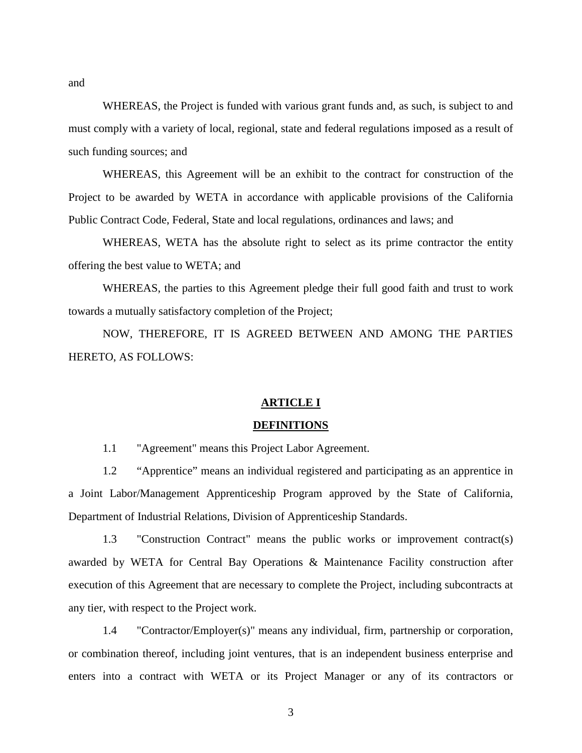and

WHEREAS, the Project is funded with various grant funds and, as such, is subject to and must comply with a variety of local, regional, state and federal regulations imposed as a result of such funding sources; and

WHEREAS, this Agreement will be an exhibit to the contract for construction of the Project to be awarded by WETA in accordance with applicable provisions of the California Public Contract Code, Federal, State and local regulations, ordinances and laws; and

WHEREAS, WETA has the absolute right to select as its prime contractor the entity offering the best value to WETA; and

WHEREAS, the parties to this Agreement pledge their full good faith and trust to work towards a mutually satisfactory completion of the Project;

NOW, THEREFORE, IT IS AGREED BETWEEN AND AMONG THE PARTIES HERETO, AS FOLLOWS:

## ARTICLE I

## DEFINITIONS

1.1 "Agreement" means this Project Labor Agreement.

1.2 "Apprentice" means an individual registered and participating as an apprentice in a Joint Labor/Management Apprenticeship Program approved by the State of California, Department of Industrial Relations, Division of Apprenticeship Standards.

1.3 "Construction Contract" means the public works or improvement contract(s) awarded by WETA for Central Bay Operations & Maintenance Facility construction after execution of this Agreement that are necessary to complete the Project, including subcontracts at any tier, with respect to the Project work.

1.4 "Contractor/Employer(s)" means any individual, firm, partnership or corporation, or combination thereof, including joint ventures, that is an independent business enterprise and enters into a contract with WETA or its Project Manager or any of its contractors or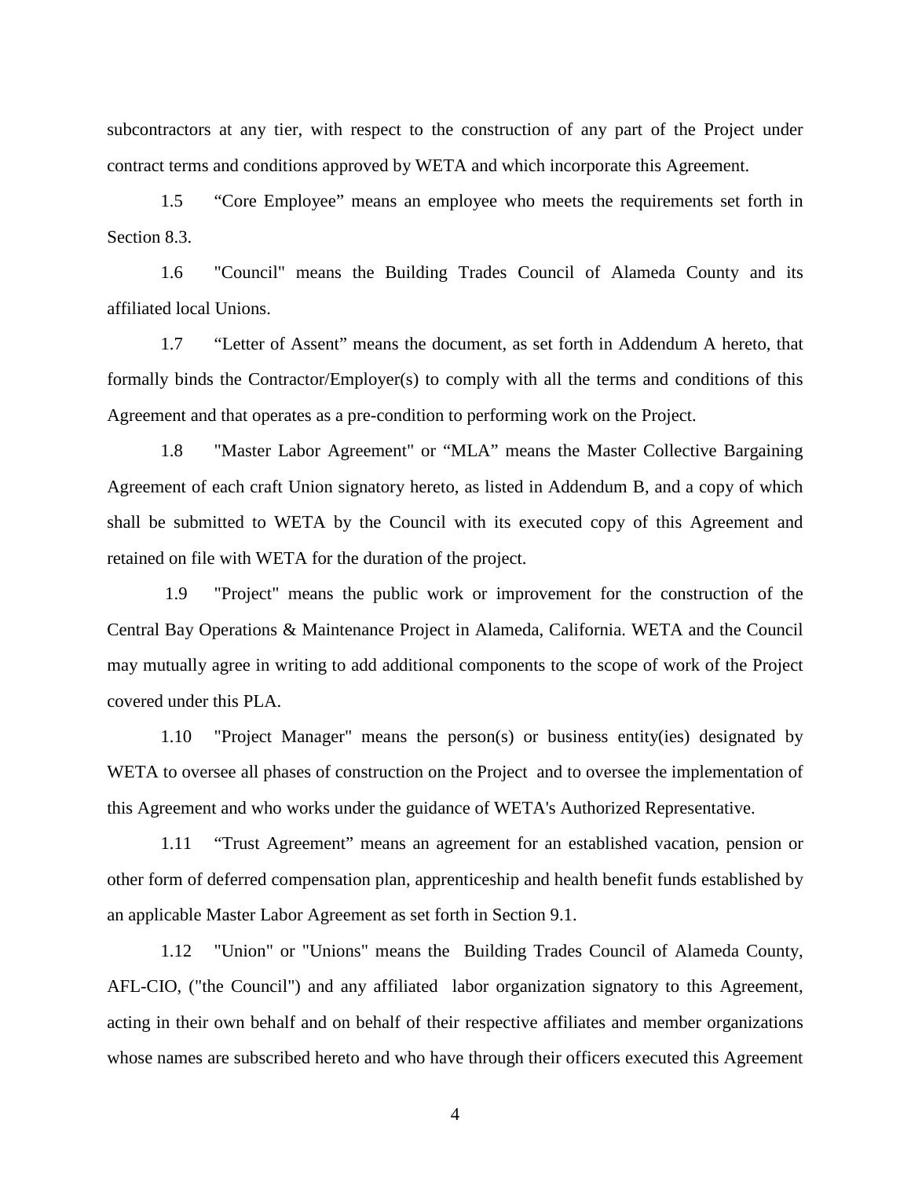subcontractors at any tier, with respect to the construction of any part of the Project under contract terms and conditions approved by WETA and which incorporate this Agreement.

1.5 "Core Employee" means an employee who meets the requirements set forth in Section 8.3.

1.6 "Council" means the Building Trades Council of Alameda County and its affiliated local Unions.

1.7 "Letter of Assent" means the document, as set forth in Addendum A hereto, that formally binds the Contractor/Employer(s) to comply with all the terms and conditions of this Agreement and that operates as a pre-condition to performing work on the Project.

1.8 "Master Labor Agreement" or "MLA" means the Master Collective Bargaining Agreement of each craft Union signatory hereto, as listed in Addendum B, and a copy of which shall be submitted to WETA by the Council with its executed copy of this Agreement and retained on file with WETA for the duration of the project.

1.9 "Project" means the public work or improvement for the construction of the Central Bay Operations & Maintenance Project in Alameda, California. WETA and the Council may mutually agree in writing to add additional components to the scope of work of the Project covered under this PLA.

1.10 "Project Manager" means the person(s) or business entity(ies) designated by WETA to oversee all phases of construction on the Project and to oversee the implementation of this Agreement and who works under the guidance of WETA's Authorized Representative.

1.11 "Trust Agreement" means an agreement for an established vacation, pension or other form of deferred compensation plan, apprenticeship and health benefit funds established by an applicable Master Labor Agreement as set forth in Section 9.1.

1.12 "Union" or "Unions" means the Building Trades Council of Alameda County, AFL-CIO, ("the Council") and any affiliated labor organization signatory to this Agreement, acting in their own behalf and on behalf of their respective affiliates and member organizations whose names are subscribed hereto and who have through their officers executed this Agreement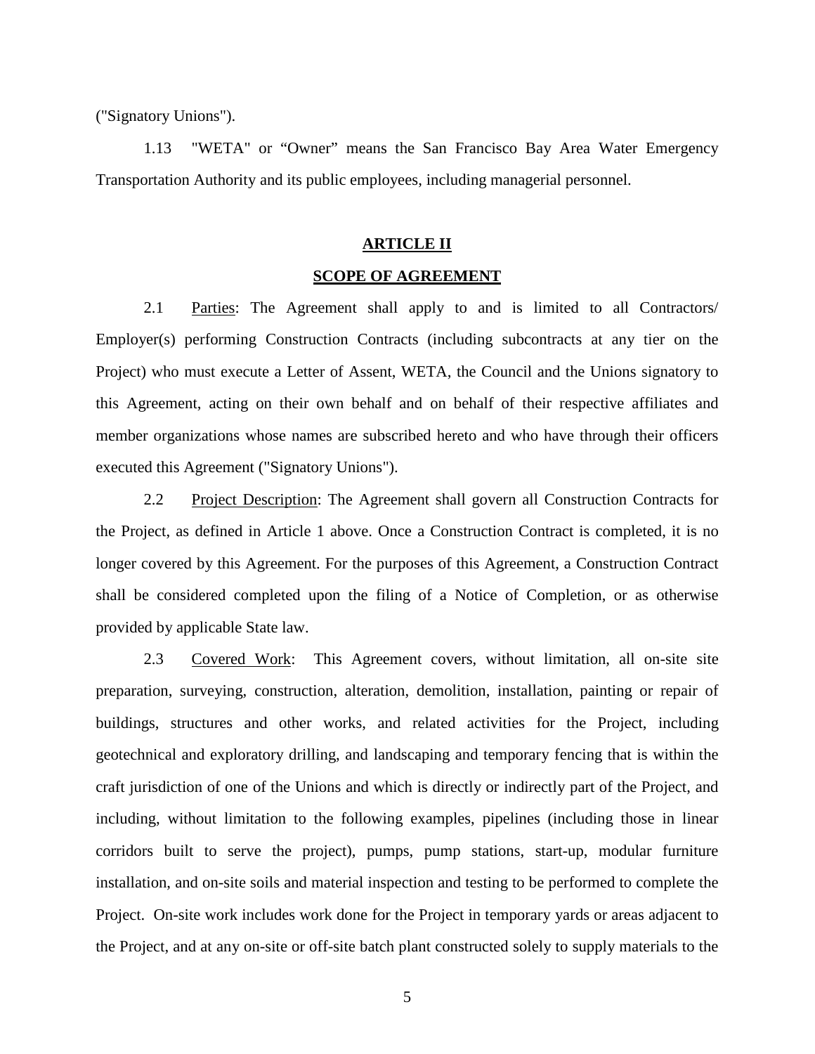("Signatory Unions").

1.13 "WETA" or "Owner" means the San Francisco Bay Area Water Emergency Transportation Authority and its public employees, including managerial personnel.

## ARTICLE II

## SCOPE OF AGREEMENT

2.1 Parties: The Agreement shall apply to and is limited to all Contractors/ Employer(s) performing Construction Contracts (including subcontracts at any tier on the Project) who must execute a Letter of Assent, WETA, the Council and the Unions signatory to this Agreement, acting on their own behalf and on behalf of their respective affiliates and member organizations whose names are subscribed hereto and who have through their officers executed this Agreement ("Signatory Unions").

2.2 Project Description: The Agreement shall govern all Construction Contracts for the Project, as defined in Article 1 above. Once a Construction Contract is completed, it is no longer covered by this Agreement. For the purposes of this Agreement, a Construction Contract shall be considered completed upon the filing of a Notice of Completion, or as otherwise provided by applicable State law.

2.3 Covered Work: This Agreement covers, without limitation, all on-site site preparation, surveying, construction, alteration, demolition, installation, painting or repair of buildings, structures and other works, and related activities for the Project, including geotechnical and exploratory drilling, and landscaping and temporary fencing that is within the craft jurisdiction of one of the Unions and which is directly or indirectly part of the Project, and including, without limitation to the following examples, pipelines (including those in linear corridors built to serve the project), pumps, pump stations, start-up, modular furniture installation, and on-site soils and material inspection and testing to be performed to complete the Project. On-site work includes work done for the Project in temporary yards or areas adjacent to the Project, and at any on-site or off-site batch plant constructed solely to supply materials to the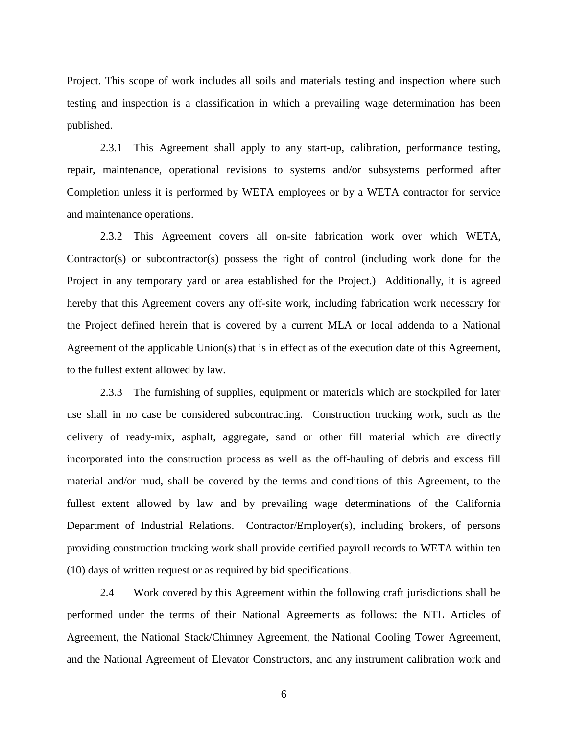Project. This scope of work includes all soils and materials testing and inspection where such testing and inspection is a classification in which a prevailing wage determination has been published.

2.3.1 This Agreement shall apply to any start-up, calibration, performance testing, repair, maintenance, operational revisions to systems and/or subsystems performed after Completion unless it is performed by WETA employees or by a WETA contractor for service and maintenance operations.

2.3.2 This Agreement covers all on-site fabrication work over which WETA, Contractor(s) or subcontractor(s) possess the right of control (including work done for the Project in any temporary yard or area established for the Project.) Additionally, it is agreed hereby that this Agreement covers any off-site work, including fabrication work necessary for the Project defined herein that is covered by a current MLA or local addenda to a National Agreement of the applicable Union(s) that is in effect as of the execution date of this Agreement, to the fullest extent allowed by law.

2.3.3 The furnishing of supplies, equipment or materials which are stockpiled for later use shall in no case be considered subcontracting. Construction trucking work, such as the delivery of ready-mix, asphalt, aggregate, sand or other fill material which are directly incorporated into the construction process as well as the off-hauling of debris and excess fill material and/or mud, shall be covered by the terms and conditions of this Agreement, to the fullest extent allowed by law and by prevailing wage determinations of the California Department of Industrial Relations. Contractor/Employer(s), including brokers, of persons providing construction trucking work shall provide certified payroll records to WETA within ten (10) days of written request or as required by bid specifications.

2.4 Work covered by this Agreement within the following craft jurisdictions shall be performed under the terms of their National Agreements as follows: the NTL Articles of Agreement, the National Stack/Chimney Agreement, the National Cooling Tower Agreement, and the National Agreement of Elevator Constructors, and any instrument calibration work and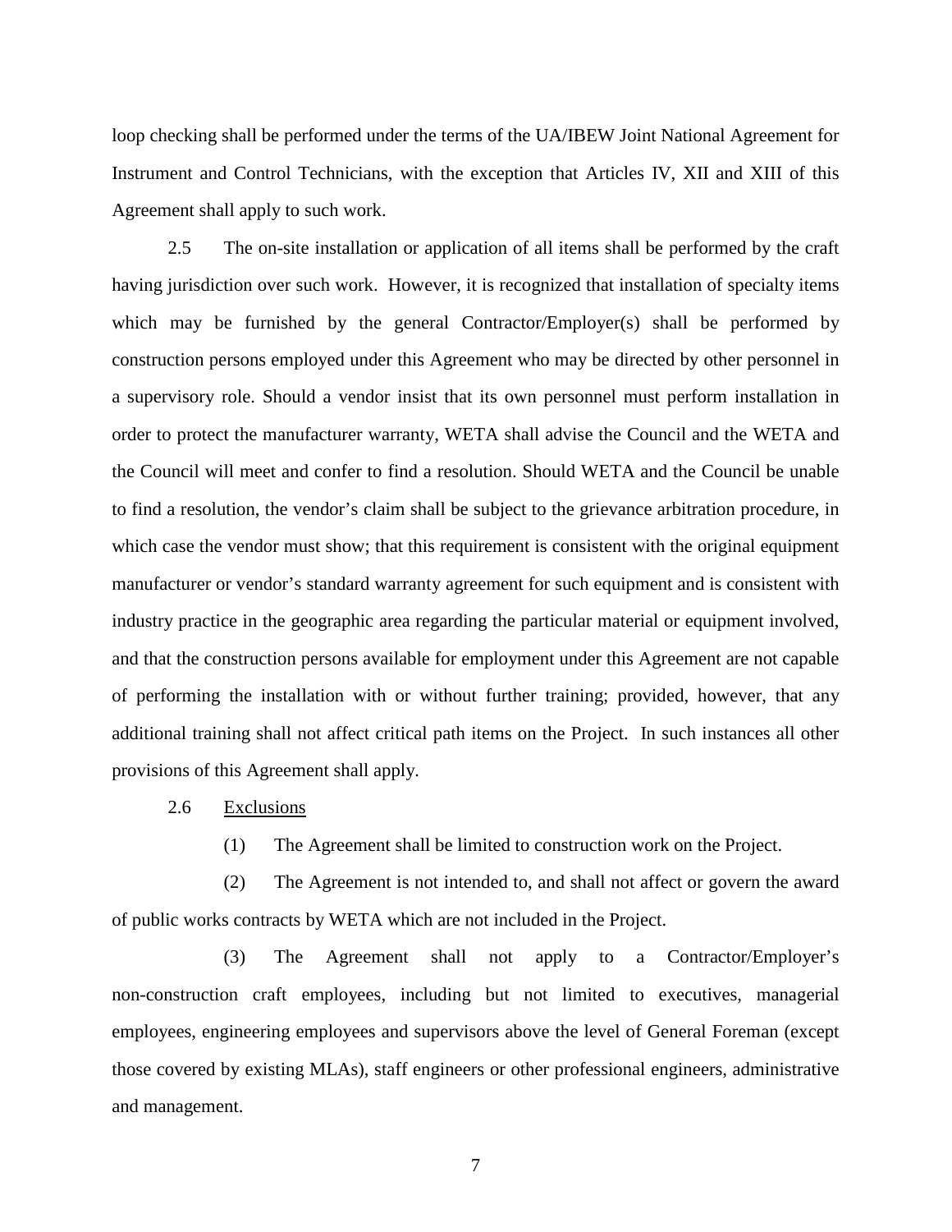loop checking shall be performed under the terms of the UA/IBEW Joint National Agreement for Instrument and Control Technicians, with the exception that Articles IV, XII and XIII of this Agreement shall apply to such work.

2.5 The on-site installation or application of all items shall be performed by the craft having jurisdiction over such work. However, it is recognized that installation of specialty items which may be furnished by the general Contractor/Employer(s) shall be performed by construction persons employed under this Agreement who may be directed by other personnel in a supervisory role. Should a vendor insist that its own personnel must perform installation in order to protect the manufacturer warranty, WETA shall advise the Council and the WETA and the Council will meet and confer to find a resolution. Should WETA and the Council be unable to find a resolution, the vendor's claim shall be subject to the grievance arbitration procedure, in which case the vendor must show; that this requirement is consistent with the original equipment manufacturer or vendor's standard warranty agreement for such equipment and is consistent with industry practice in the geographic area regarding the particular material or equipment involved, and that the construction persons available for employment under this Agreement are not capable of performing the installation with or without further training; provided, however, that any additional training shall not affect critical path items on the Project. In such instances all other provisions of this Agreement shall apply.

2.6 Exclusions

(1) The Agreement shall be limited to construction work on the Project.

(2) The Agreement is not intended to, and shall not affect or govern the award of public works contracts by WETA which are not included in the Project.

(3) The Agreement shall not apply to a Contractor/Employer's non-construction craft employees, including but not limited to executives, managerial employees, engineering employees and supervisors above the level of General Foreman (except those covered by existing MLAs), staff engineers or other professional engineers, administrative and management.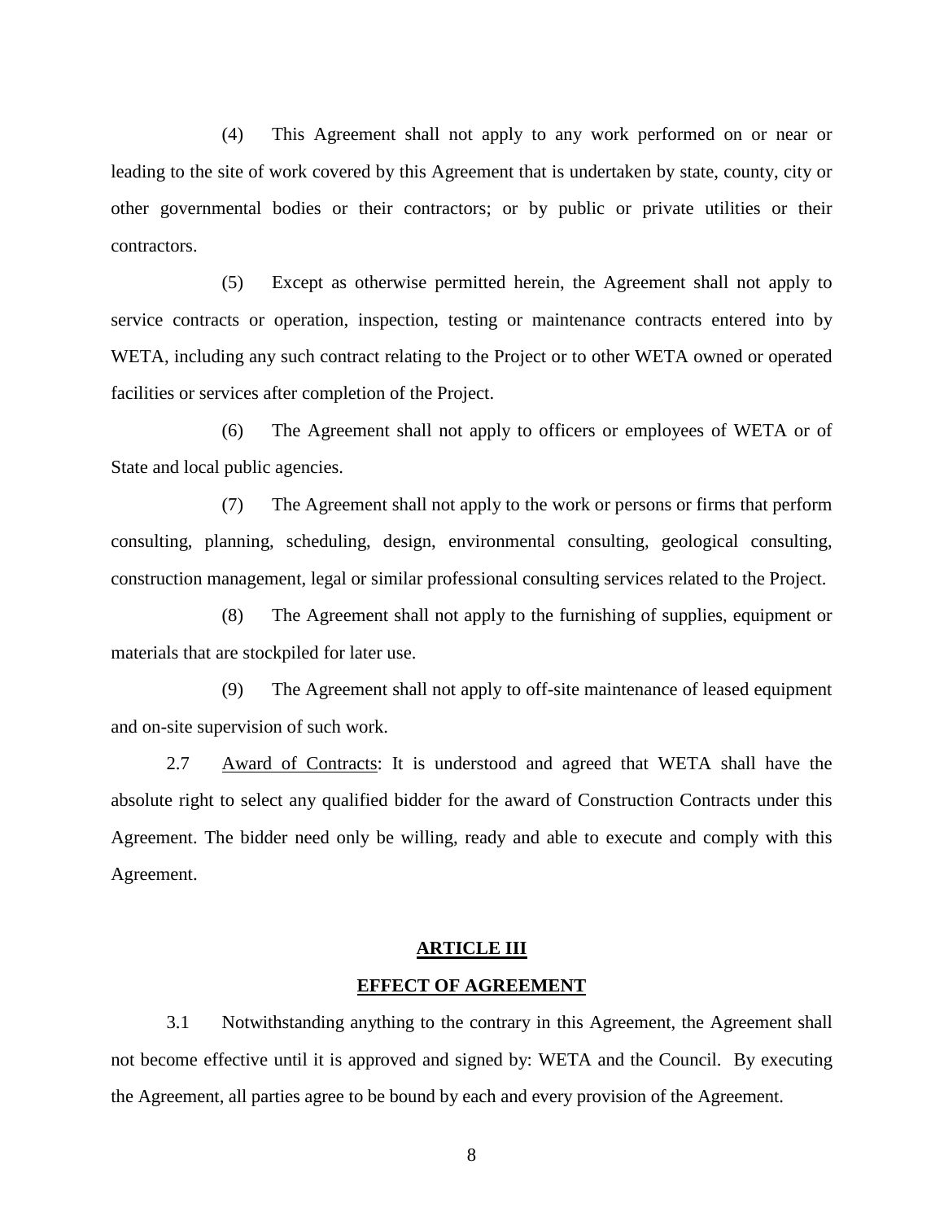(4) This Agreement shall not apply to any work performed on or near or leading to the site of work covered by this Agreement that is undertaken by state, county, city or other governmental bodies or their contractors; or by public or private utilities or their contractors.

(5) Except as otherwise permitted herein, the Agreement shall not apply to service contracts or operation, inspection, testing or maintenance contracts entered into by WETA, including any such contract relating to the Project or to other WETA owned or operated facilities or services after completion of the Project.

(6) The Agreement shall not apply to officers or employees of WETA or of State and local public agencies.

(7) The Agreement shall not apply to the work or persons or firms that perform consulting, planning, scheduling, design, environmental consulting, geological consulting, construction management, legal or similar professional consulting services related to the Project.

(8) The Agreement shall not apply to the furnishing of supplies, equipment or materials that are stockpiled for later use.

(9) The Agreement shall not apply to off-site maintenance of leased equipment and on-site supervision of such work.

2.7 Award of Contracts: It is understood and agreed that WETA shall have the absolute right to select any qualified bidder for the award of Construction Contracts under this Agreement. The bidder need only be willing, ready and able to execute and comply with this Agreement.

## ARTICLE III

## EFFECT OF AGREEMENT

3.1 Notwithstanding anything to the contrary in this Agreement, the Agreement shall not become effective until it is approved and signed by: WETA and the Council. By executing the Agreement, all parties agree to be bound by each and every provision of the Agreement.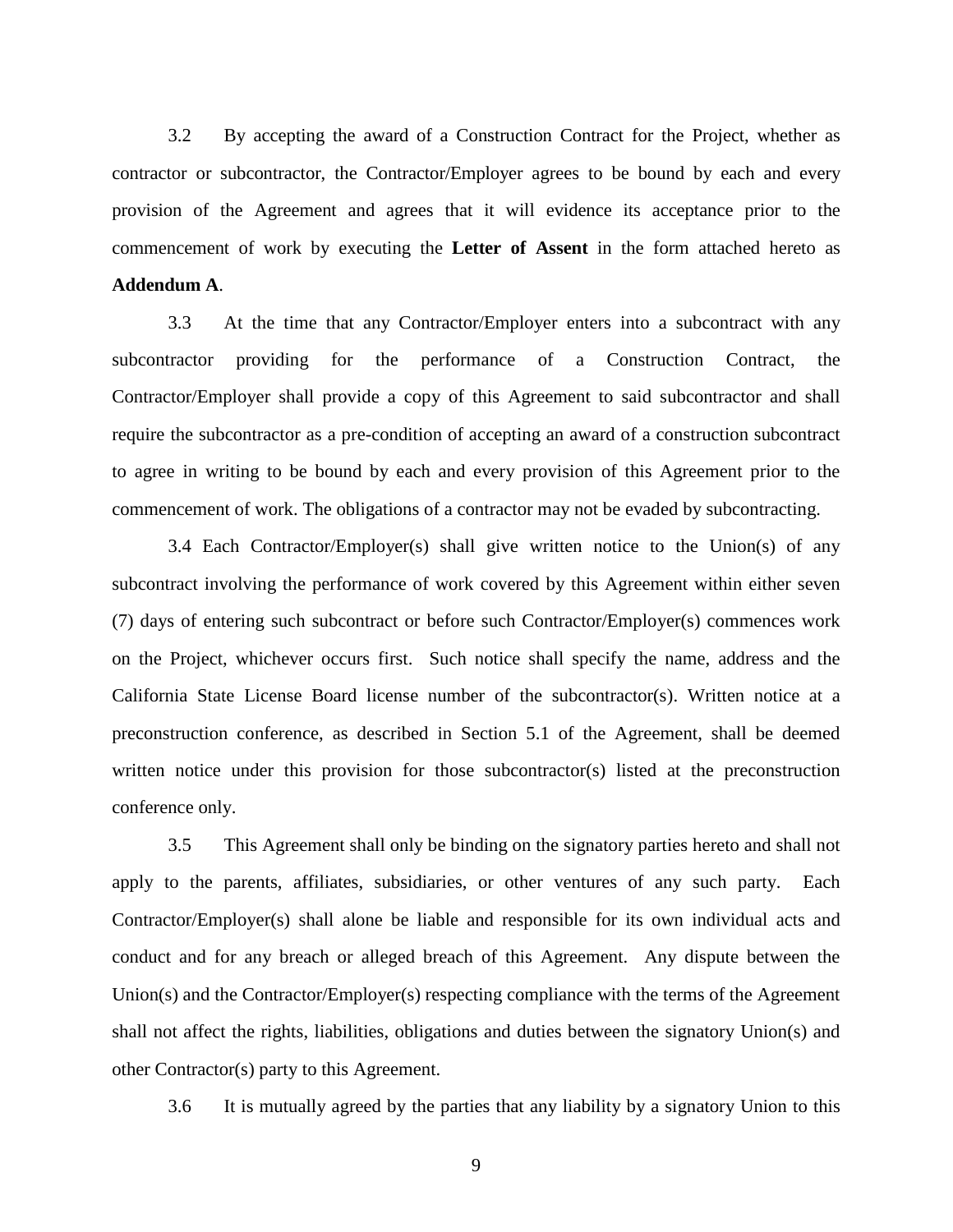3.2 By accepting the award of a Construction Contract for the Project, whether as contractor or subcontractor, the Contractor/Employer agrees to be bound by each and every provision of the Agreement and agrees that it will evidence its acceptance prior to the commencement of work by executing the **Letter of Assent** in the form attached hereto as **Addendum A**.

3.3 At the time that any Contractor/Employer enters into a subcontract with any subcontractor providing for the performance of a Construction Contract, the Contractor/Employer shall provide a copy of this Agreement to said subcontractor and shall require the subcontractor as a pre-condition of accepting an award of a construction subcontract to agree in writing to be bound by each and every provision of this Agreement prior to the commencement of work. The obligations of a contractor may not be evaded by subcontracting.

3.4 Each Contractor/Employer(s) shall give written notice to the Union(s) of any subcontract involving the performance of work covered by this Agreement within either seven (7) days of entering such subcontract or before such Contractor/Employer(s) commences work on the Project, whichever occurs first. Such notice shall specify the name, address and the California State License Board license number of the subcontractor(s). Written notice at a preconstruction conference, as described in Section 5.1 of the Agreement, shall be deemed written notice under this provision for those subcontractor(s) listed at the preconstruction conference only.

3.5 This Agreement shall only be binding on the signatory parties hereto and shall not apply to the parents, affiliates, subsidiaries, or other ventures of any such party. Each Contractor/Employer(s) shall alone be liable and responsible for its own individual acts and conduct and for any breach or alleged breach of this Agreement. Any dispute between the Union(s) and the Contractor/Employer(s) respecting compliance with the terms of the Agreement shall not affect the rights, liabilities, obligations and duties between the signatory Union(s) and other Contractor(s) party to this Agreement.

3.6 It is mutually agreed by the parties that any liability by a signatory Union to this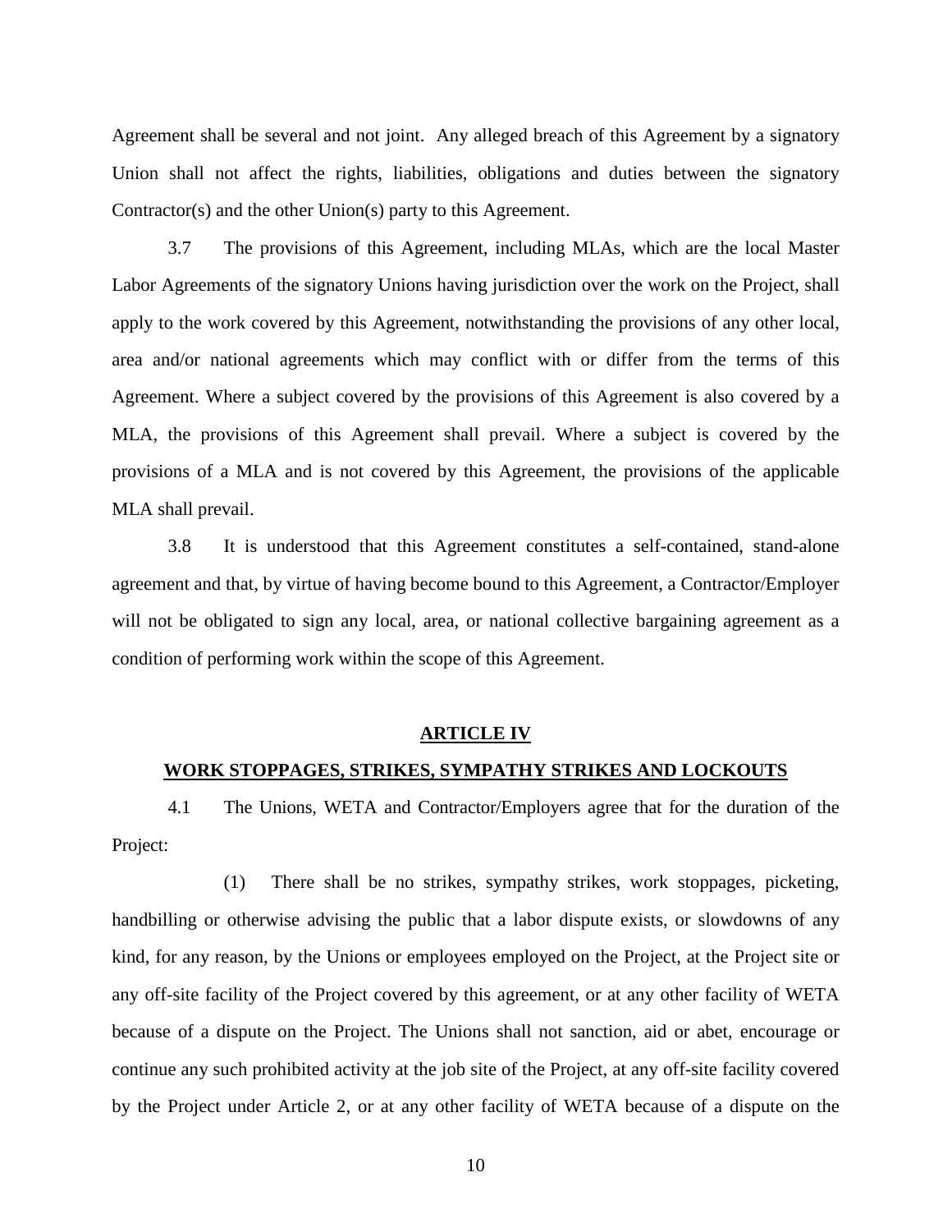Agreement shall be several and not joint. Any alleged breach of this Agreement by a signatory Union shall not affect the rights, liabilities, obligations and duties between the signatory Contractor(s) and the other Union(s) party to this Agreement.

3.7 The provisions of this Agreement, including MLAs, which are the local Master Labor Agreements of the signatory Unions having jurisdiction over the work on the Project, shall apply to the work covered by this Agreement, notwithstanding the provisions of any other local, area and/or national agreements which may conflict with or differ from the terms of this Agreement. Where a subject covered by the provisions of this Agreement is also covered by a MLA, the provisions of this Agreement shall prevail. Where a subject is covered by the provisions of a MLA and is not covered by this Agreement, the provisions of the applicable MLA shall prevail.

3.8 It is understood that this Agreement constitutes a self-contained, stand-alone agreement and that, by virtue of having become bound to this Agreement, a Contractor/Employer will not be obligated to sign any local, area, or national collective bargaining agreement as a condition of performing work within the scope of this Agreement.

## ARTICLE IV

## WORK STOPPAGES, STRIKES, SYMPATHY STRIKES AND LOCKOUTS

4.1 The Unions, WETA and Contractor/Employers agree that for the duration of the Project:

(1) There shall be no strikes, sympathy strikes, work stoppages, picketing, handbilling or otherwise advising the public that a labor dispute exists, or slowdowns of any kind, for any reason, by the Unions or employees employed on the Project, at the Project site or any off-site facility of the Project covered by this agreement, or at any other facility of WETA because of a dispute on the Project. The Unions shall not sanction, aid or abet, encourage or continue any such prohibited activity at the job site of the Project, at any off-site facility covered by the Project under Article 2, or at any other facility of WETA because of a dispute on the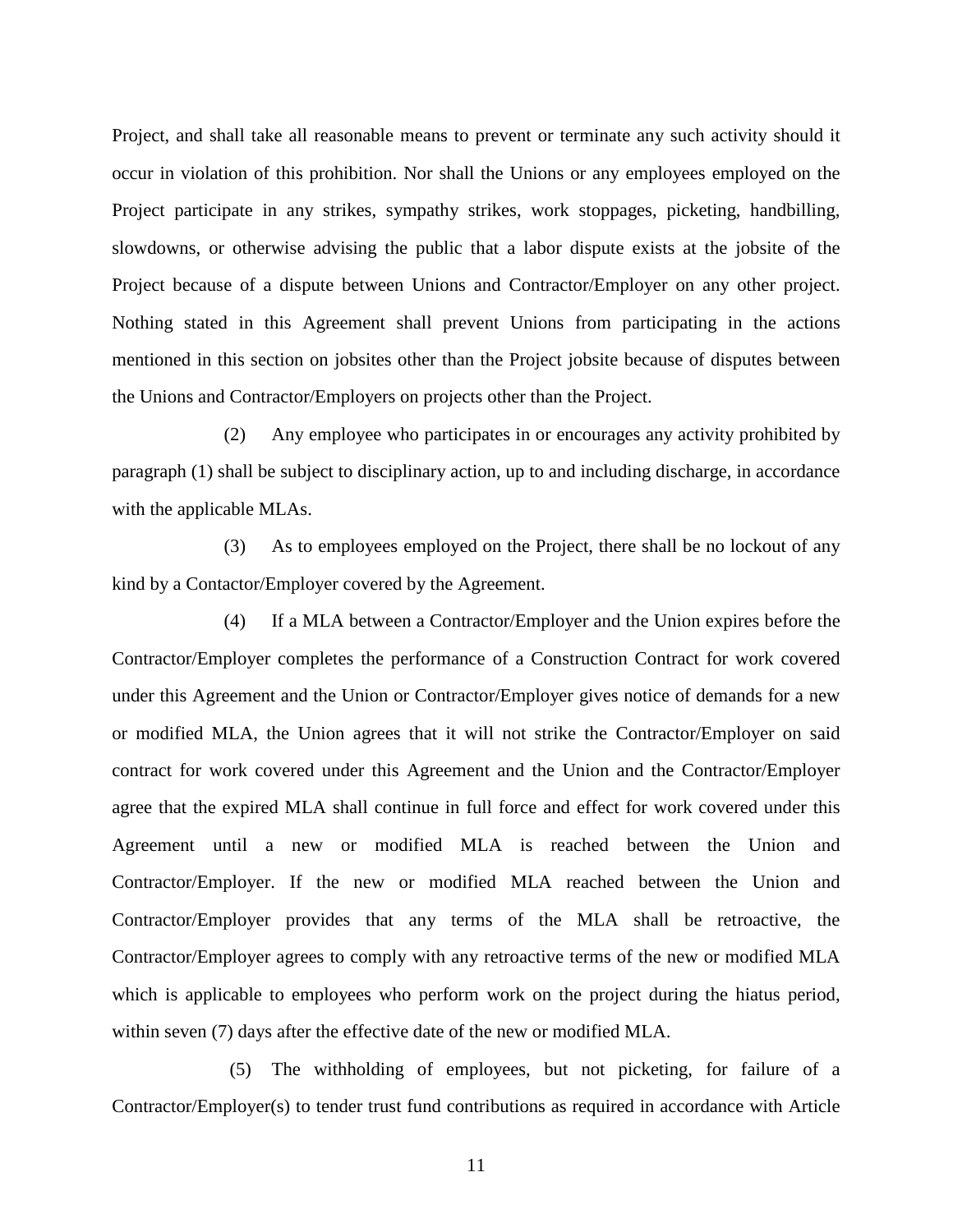Project, and shall take all reasonable means to prevent or terminate any such activity should it occur in violation of this prohibition. Nor shall the Unions or any employees employed on the Project participate in any strikes, sympathy strikes, work stoppages, picketing, handbilling, slowdowns, or otherwise advising the public that a labor dispute exists at the jobsite of the Project because of a dispute between Unions and Contractor/Employer on any other project. Nothing stated in this Agreement shall prevent Unions from participating in the actions mentioned in this section on jobsites other than the Project jobsite because of disputes between the Unions and Contractor/Employers on projects other than the Project.

(2) Any employee who participates in or encourages any activity prohibited by paragraph (1) shall be subject to disciplinary action, up to and including discharge, in accordance with the applicable MLAs.

(3) As to employees employed on the Project, there shall be no lockout of any kind by a Contactor/Employer covered by the Agreement.

(4) If a MLA between a Contractor/Employer and the Union expires before the Contractor/Employer completes the performance of a Construction Contract for work covered under this Agreement and the Union or Contractor/Employer gives notice of demands for a new or modified MLA, the Union agrees that it will not strike the Contractor/Employer on said contract for work covered under this Agreement and the Union and the Contractor/Employer agree that the expired MLA shall continue in full force and effect for work covered under this Agreement until a new or modified MLA is reached between the Union and Contractor/Employer. If the new or modified MLA reached between the Union and Contractor/Employer provides that any terms of the MLA shall be retroactive, the Contractor/Employer agrees to comply with any retroactive terms of the new or modified MLA which is applicable to employees who perform work on the project during the hiatus period, within seven (7) days after the effective date of the new or modified MLA.

(5) The withholding of employees, but not picketing, for failure of a Contractor/Employer(s) to tender trust fund contributions as required in accordance with Article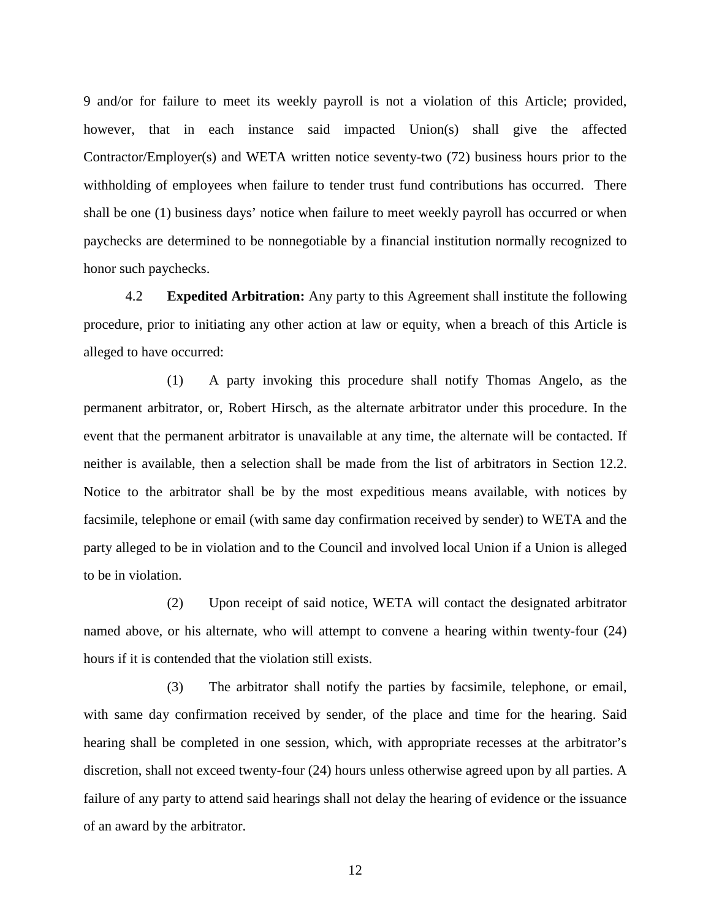9 and/or for failure to meet its weekly payroll is not a violation of this Article; provided, however, that in each instance said impacted Union(s) shall give the affected Contractor/Employer(s) and WETA written notice seventy-two (72) business hours prior to the withholding of employees when failure to tender trust fund contributions has occurred. There shall be one (1) business days' notice when failure to meet weekly payroll has occurred or when paychecks are determined to be nonnegotiable by a financial institution normally recognized to honor such paychecks.

4.2 **Expedited Arbitration:** Any party to this Agreement shall institute the following procedure, prior to initiating any other action at law or equity, when a breach of this Article is alleged to have occurred:

(1) A party invoking this procedure shall notify Thomas Angelo, as the permanent arbitrator, or, Robert Hirsch, as the alternate arbitrator under this procedure. In the event that the permanent arbitrator is unavailable at any time, the alternate will be contacted. If neither is available, then a selection shall be made from the list of arbitrators in Section 12.2. Notice to the arbitrator shall be by the most expeditious means available, with notices by facsimile, telephone or email (with same day confirmation received by sender) to WETA and the party alleged to be in violation and to the Council and involved local Union if a Union is alleged to be in violation.

(2) Upon receipt of said notice, WETA will contact the designated arbitrator named above, or his alternate, who will attempt to convene a hearing within twenty-four (24) hours if it is contended that the violation still exists.

(3) The arbitrator shall notify the parties by facsimile, telephone, or email, with same day confirmation received by sender, of the place and time for the hearing. Said hearing shall be completed in one session, which, with appropriate recesses at the arbitrator's discretion, shall not exceed twenty-four (24) hours unless otherwise agreed upon by all parties. A failure of any party to attend said hearings shall not delay the hearing of evidence or the issuance of an award by the arbitrator.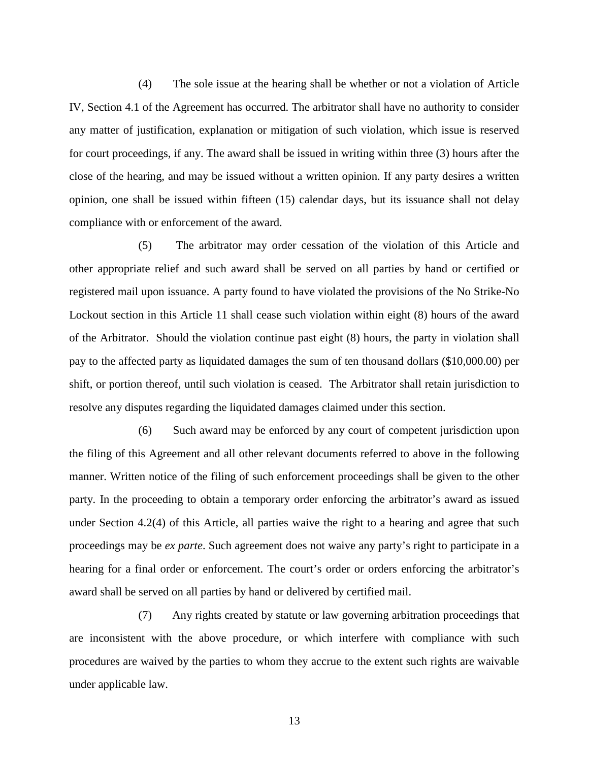(4) The sole issue at the hearing shall be whether or not a violation of Article IV, Section 4.1 of the Agreement has occurred. The arbitrator shall have no authority to consider any matter of justification, explanation or mitigation of such violation, which issue is reserved for court proceedings, if any. The award shall be issued in writing within three (3) hours after the close of the hearing, and may be issued without a written opinion. If any party desires a written opinion, one shall be issued within fifteen (15) calendar days, but its issuance shall not delay compliance with or enforcement of the award.

(5) The arbitrator may order cessation of the violation of this Article and other appropriate relief and such award shall be served on all parties by hand or certified or registered mail upon issuance. A party found to have violated the provisions of the No Strike-No Lockout section in this Article 11 shall cease such violation within eight (8) hours of the award of the Arbitrator. Should the violation continue past eight (8) hours, the party in violation shall pay to the affected party as liquidated damages the sum of ten thousand dollars ($10,000.00) per shift, or portion thereof, until such violation is ceased. The Arbitrator shall retain jurisdiction to resolve any disputes regarding the liquidated damages claimed under this section.

(6) Such award may be enforced by any court of competent jurisdiction upon the filing of this Agreement and all other relevant documents referred to above in the following manner. Written notice of the filing of such enforcement proceedings shall be given to the other party. In the proceeding to obtain a temporary order enforcing the arbitrator's award as issued under Section 4.2(4) of this Article, all parties waive the right to a hearing and agree that such proceedings may be *ex parte*. Such agreement does not waive any party's right to participate in a hearing for a final order or enforcement. The court's order or orders enforcing the arbitrator's award shall be served on all parties by hand or delivered by certified mail.

(7) Any rights created by statute or law governing arbitration proceedings that are inconsistent with the above procedure, or which interfere with compliance with such procedures are waived by the parties to whom they accrue to the extent such rights are waivable under applicable law.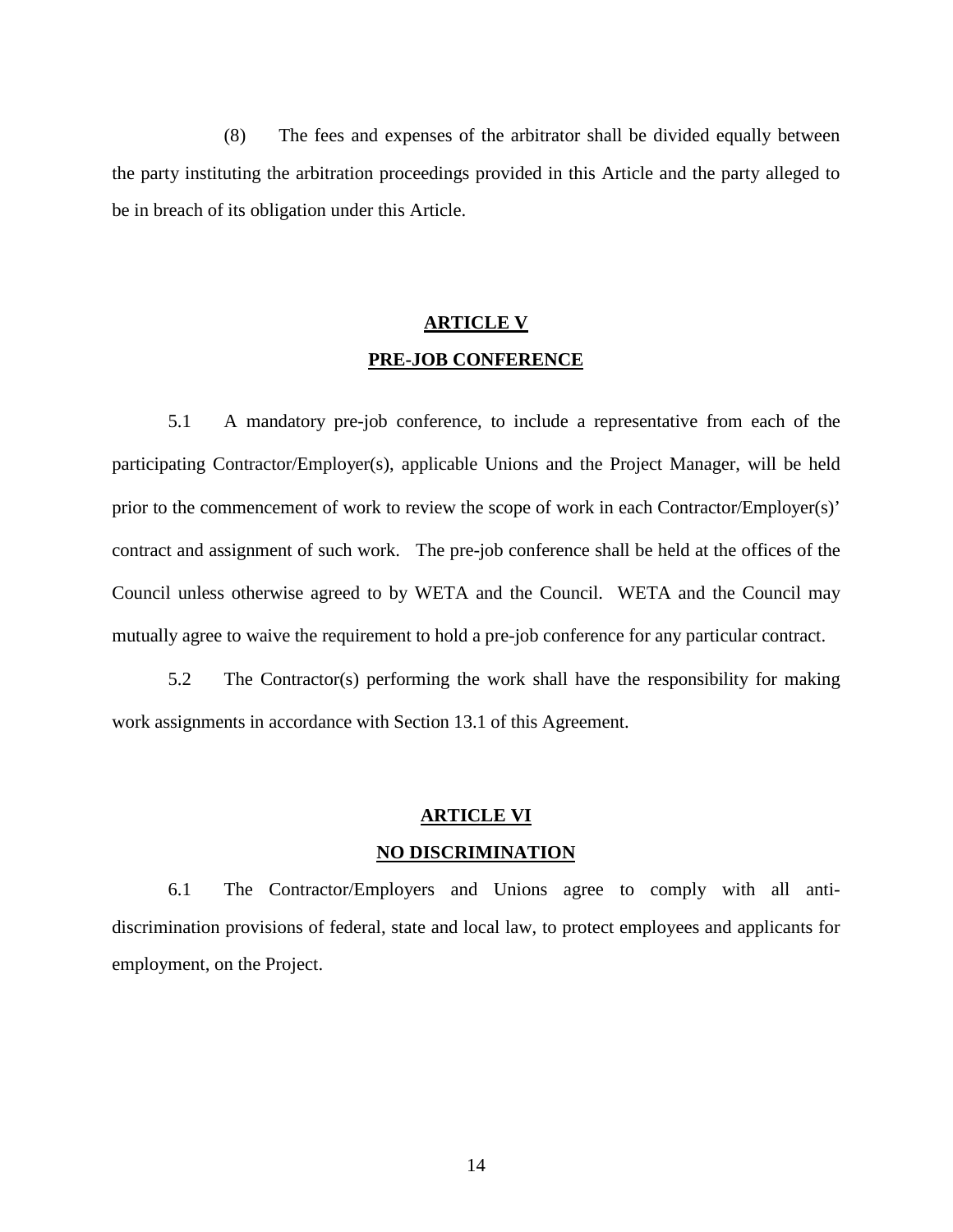(8) The fees and expenses of the arbitrator shall be divided equally between the party instituting the arbitration proceedings provided in this Article and the party alleged to be in breach of its obligation under this Article.

## ARTICLE V

## PRE-JOB CONFERENCE

5.1 A mandatory pre-job conference, to include a representative from each of the participating Contractor/Employer(s), applicable Unions and the Project Manager, will be held prior to the commencement of work to review the scope of work in each Contractor/Employer(s)' contract and assignment of such work. The pre-job conference shall be held at the offices of the Council unless otherwise agreed to by WETA and the Council. WETA and the Council may mutually agree to waive the requirement to hold a pre-job conference for any particular contract.

5.2 The Contractor(s) performing the work shall have the responsibility for making work assignments in accordance with Section 13.1 of this Agreement.

## ARTICLE VI

## NO DISCRIMINATION

6.1 The Contractor/Employers and Unions agree to comply with all anti-discrimination provisions of federal, state and local law, to protect employees and applicants for employment, on the Project.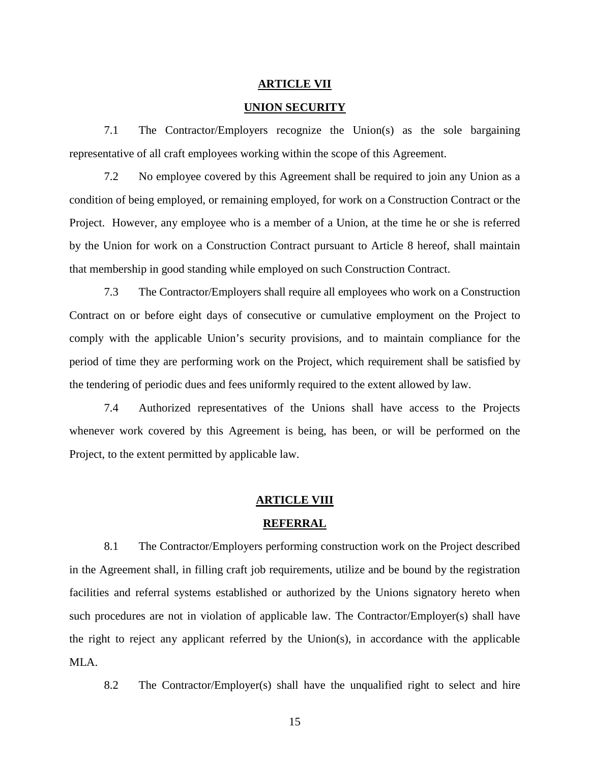## ARTICLE VII

## UNION SECURITY

7.1 The Contractor/Employers recognize the Union(s) as the sole bargaining representative of all craft employees working within the scope of this Agreement.

7.2 No employee covered by this Agreement shall be required to join any Union as a condition of being employed, or remaining employed, for work on a Construction Contract or the Project. However, any employee who is a member of a Union, at the time he or she is referred by the Union for work on a Construction Contract pursuant to Article 8 hereof, shall maintain that membership in good standing while employed on such Construction Contract.

7.3 The Contractor/Employers shall require all employees who work on a Construction Contract on or before eight days of consecutive or cumulative employment on the Project to comply with the applicable Union's security provisions, and to maintain compliance for the period of time they are performing work on the Project, which requirement shall be satisfied by the tendering of periodic dues and fees uniformly required to the extent allowed by law.

7.4 Authorized representatives of the Unions shall have access to the Projects whenever work covered by this Agreement is being, has been, or will be performed on the Project, to the extent permitted by applicable law.

## ARTICLE VIII

## REFERRAL

8.1 The Contractor/Employers performing construction work on the Project described in the Agreement shall, in filling craft job requirements, utilize and be bound by the registration facilities and referral systems established or authorized by the Unions signatory hereto when such procedures are not in violation of applicable law. The Contractor/Employer(s) shall have the right to reject any applicant referred by the Union(s), in accordance with the applicable MLA.

8.2 The Contractor/Employer(s) shall have the unqualified right to select and hire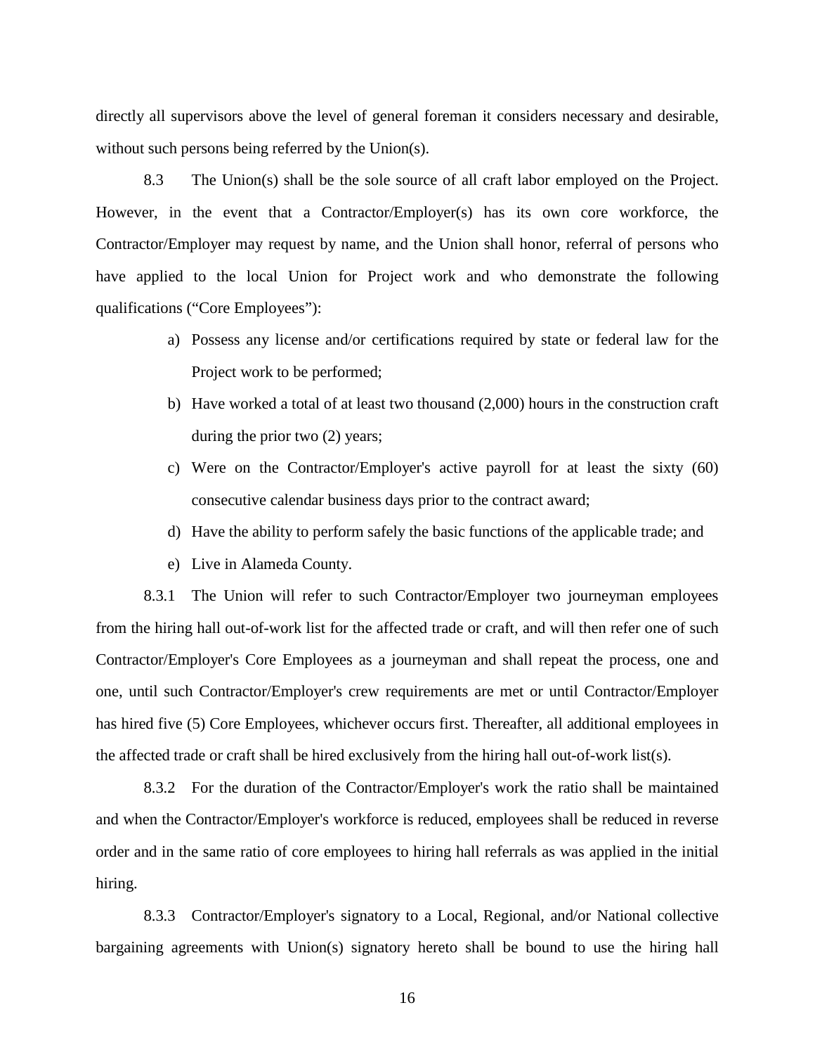directly all supervisors above the level of general foreman it considers necessary and desirable, without such persons being referred by the Union(s).

8.3 The Union(s) shall be the sole source of all craft labor employed on the Project. However, in the event that a Contractor/Employer(s) has its own core workforce, the Contractor/Employer may request by name, and the Union shall honor, referral of persons who have applied to the local Union for Project work and who demonstrate the following qualifications ("Core Employees"):

a) Possess any license and/or certifications required by state or federal law for the Project work to be performed;

b) Have worked a total of at least two thousand (2,000) hours in the construction craft during the prior two (2) years;

c) Were on the Contractor/Employer's active payroll for at least the sixty (60) consecutive calendar business days prior to the contract award;

d) Have the ability to perform safely the basic functions of the applicable trade; and

e) Live in Alameda County.

8.3.1 The Union will refer to such Contractor/Employer two journeyman employees from the hiring hall out-of-work list for the affected trade or craft, and will then refer one of such Contractor/Employer's Core Employees as a journeyman and shall repeat the process, one and one, until such Contractor/Employer's crew requirements are met or until Contractor/Employer has hired five (5) Core Employees, whichever occurs first. Thereafter, all additional employees in the affected trade or craft shall be hired exclusively from the hiring hall out-of-work list(s).

8.3.2 For the duration of the Contractor/Employer's work the ratio shall be maintained and when the Contractor/Employer's workforce is reduced, employees shall be reduced in reverse order and in the same ratio of core employees to hiring hall referrals as was applied in the initial hiring.

8.3.3 Contractor/Employer's signatory to a Local, Regional, and/or National collective bargaining agreements with Union(s) signatory hereto shall be bound to use the hiring hall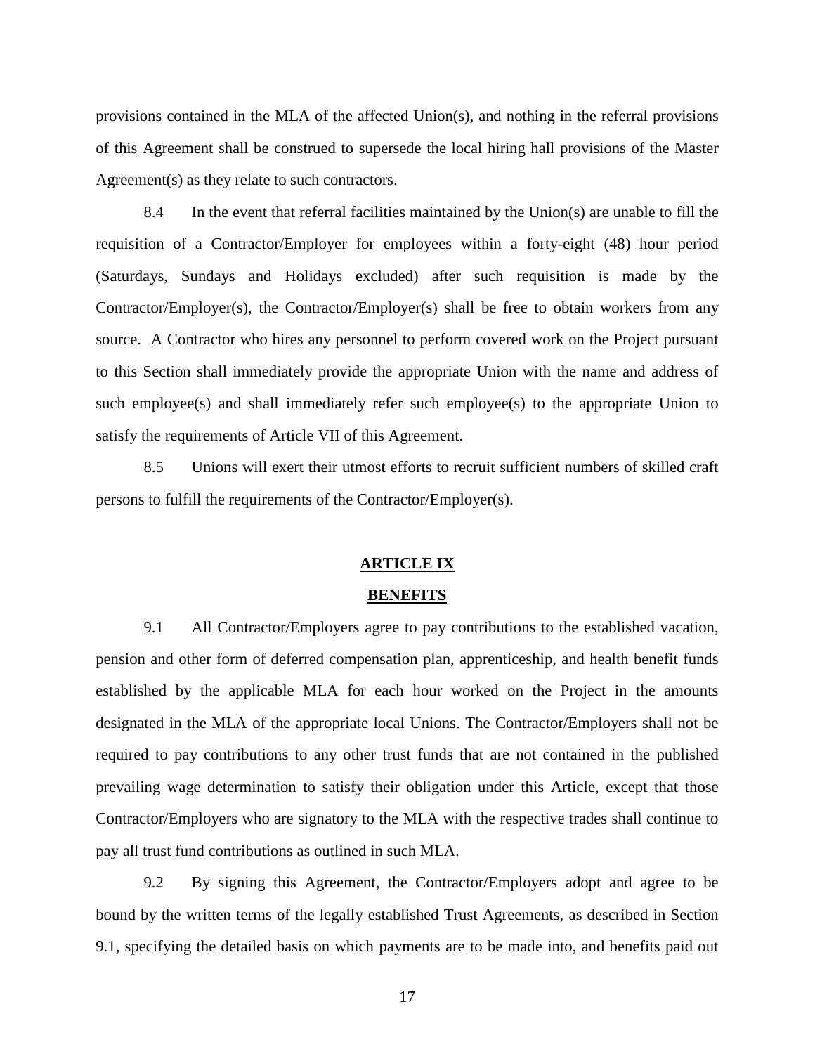provisions contained in the MLA of the affected Union(s), and nothing in the referral provisions of this Agreement shall be construed to supersede the local hiring hall provisions of the Master Agreement(s) as they relate to such contractors.

8.4 In the event that referral facilities maintained by the Union(s) are unable to fill the requisition of a Contractor/Employer for employees within a forty-eight (48) hour period (Saturdays, Sundays and Holidays excluded) after such requisition is made by the Contractor/Employer(s), the Contractor/Employer(s) shall be free to obtain workers from any source. A Contractor who hires any personnel to perform covered work on the Project pursuant to this Section shall immediately provide the appropriate Union with the name and address of such employee(s) and shall immediately refer such employee(s) to the appropriate Union to satisfy the requirements of Article VII of this Agreement.

8.5 Unions will exert their utmost efforts to recruit sufficient numbers of skilled craft persons to fulfill the requirements of the Contractor/Employer(s).

## ARTICLE IX

## BENEFITS

9.1 All Contractor/Employers agree to pay contributions to the established vacation, pension and other form of deferred compensation plan, apprenticeship, and health benefit funds established by the applicable MLA for each hour worked on the Project in the amounts designated in the MLA of the appropriate local Unions. The Contractor/Employers shall not be required to pay contributions to any other trust funds that are not contained in the published prevailing wage determination to satisfy their obligation under this Article, except that those Contractor/Employers who are signatory to the MLA with the respective trades shall continue to pay all trust fund contributions as outlined in such MLA.

9.2 By signing this Agreement, the Contractor/Employers adopt and agree to be bound by the written terms of the legally established Trust Agreements, as described in Section 9.1, specifying the detailed basis on which payments are to be made into, and benefits paid out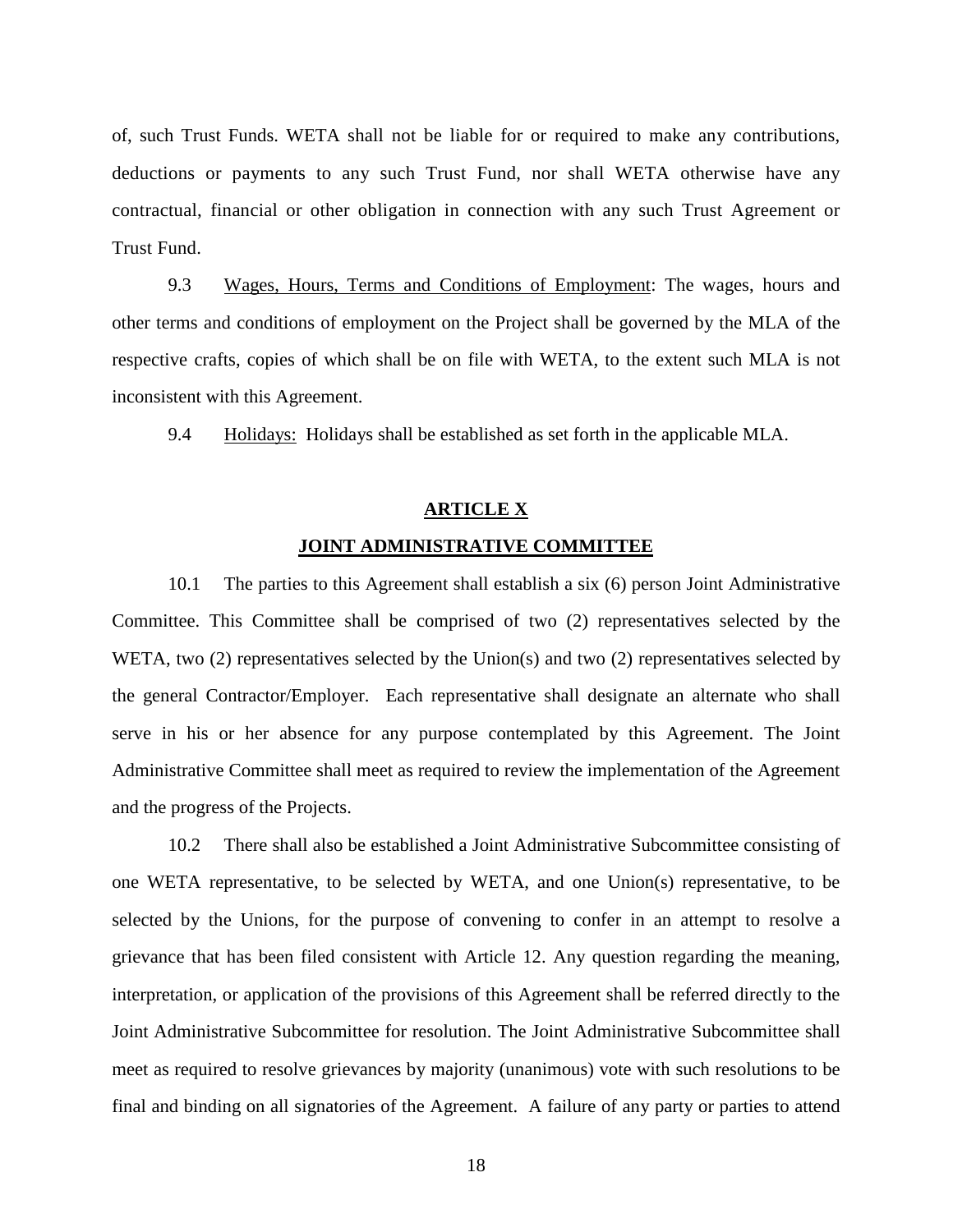of, such Trust Funds. WETA shall not be liable for or required to make any contributions, deductions or payments to any such Trust Fund, nor shall WETA otherwise have any contractual, financial or other obligation in connection with any such Trust Agreement or Trust Fund.

9.3 Wages, Hours, Terms and Conditions of Employment: The wages, hours and other terms and conditions of employment on the Project shall be governed by the MLA of the respective crafts, copies of which shall be on file with WETA, to the extent such MLA is not inconsistent with this Agreement.

9.4 Holidays: Holidays shall be established as set forth in the applicable MLA.

## ARTICLE X

## JOINT ADMINISTRATIVE COMMITTEE

10.1 The parties to this Agreement shall establish a six (6) person Joint Administrative Committee. This Committee shall be comprised of two (2) representatives selected by the WETA, two (2) representatives selected by the Union(s) and two (2) representatives selected by the general Contractor/Employer. Each representative shall designate an alternate who shall serve in his or her absence for any purpose contemplated by this Agreement. The Joint Administrative Committee shall meet as required to review the implementation of the Agreement and the progress of the Projects.

10.2 There shall also be established a Joint Administrative Subcommittee consisting of one WETA representative, to be selected by WETA, and one Union(s) representative, to be selected by the Unions, for the purpose of convening to confer in an attempt to resolve a grievance that has been filed consistent with Article 12. Any question regarding the meaning, interpretation, or application of the provisions of this Agreement shall be referred directly to the Joint Administrative Subcommittee for resolution. The Joint Administrative Subcommittee shall meet as required to resolve grievances by majority (unanimous) vote with such resolutions to be final and binding on all signatories of the Agreement. A failure of any party or parties to attend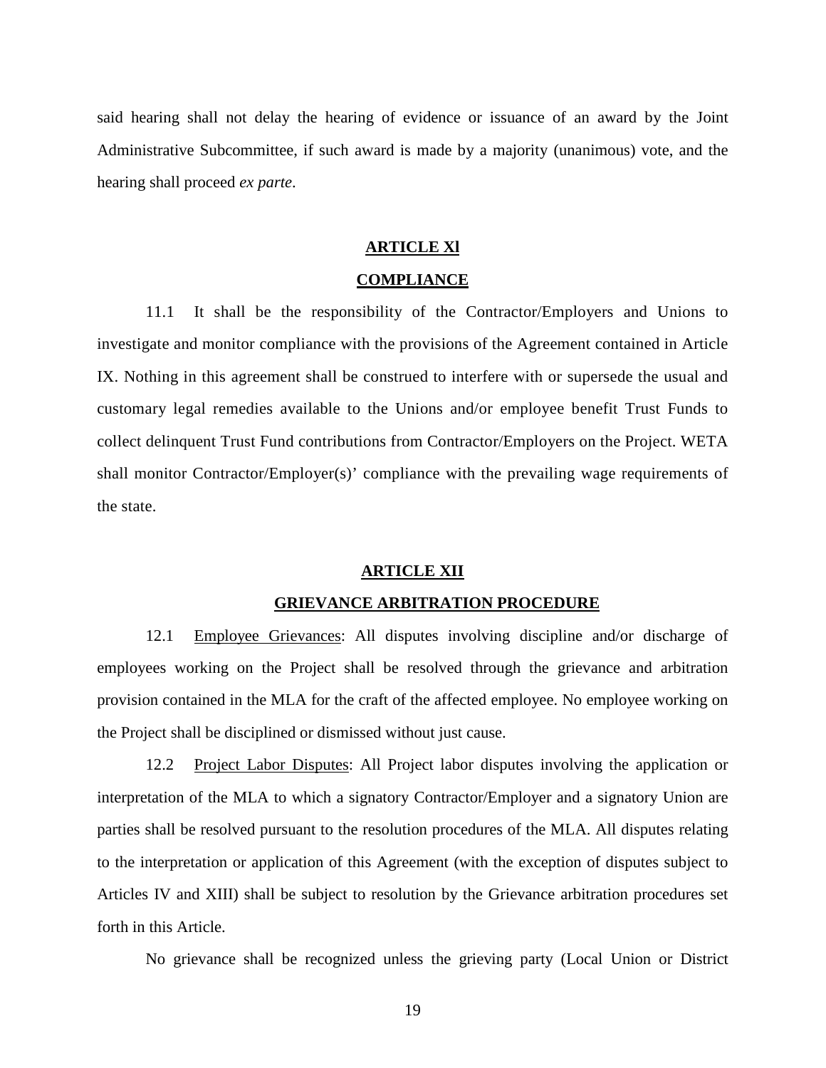said hearing shall not delay the hearing of evidence or issuance of an award by the Joint Administrative Subcommittee, if such award is made by a majority (unanimous) vote, and the hearing shall proceed *ex parte*.

## ARTICLE Xl

## COMPLIANCE

11.1 It shall be the responsibility of the Contractor/Employers and Unions to investigate and monitor compliance with the provisions of the Agreement contained in Article IX. Nothing in this agreement shall be construed to interfere with or supersede the usual and customary legal remedies available to the Unions and/or employee benefit Trust Funds to collect delinquent Trust Fund contributions from Contractor/Employers on the Project. WETA shall monitor Contractor/Employer(s)' compliance with the prevailing wage requirements of the state.

## ARTICLE XII

## GRIEVANCE ARBITRATION PROCEDURE

12.1 Employee Grievances: All disputes involving discipline and/or discharge of employees working on the Project shall be resolved through the grievance and arbitration provision contained in the MLA for the craft of the affected employee. No employee working on the Project shall be disciplined or dismissed without just cause.

12.2 Project Labor Disputes: All Project labor disputes involving the application or interpretation of the MLA to which a signatory Contractor/Employer and a signatory Union are parties shall be resolved pursuant to the resolution procedures of the MLA. All disputes relating to the interpretation or application of this Agreement (with the exception of disputes subject to Articles IV and XIII) shall be subject to resolution by the Grievance arbitration procedures set forth in this Article.

No grievance shall be recognized unless the grieving party (Local Union or District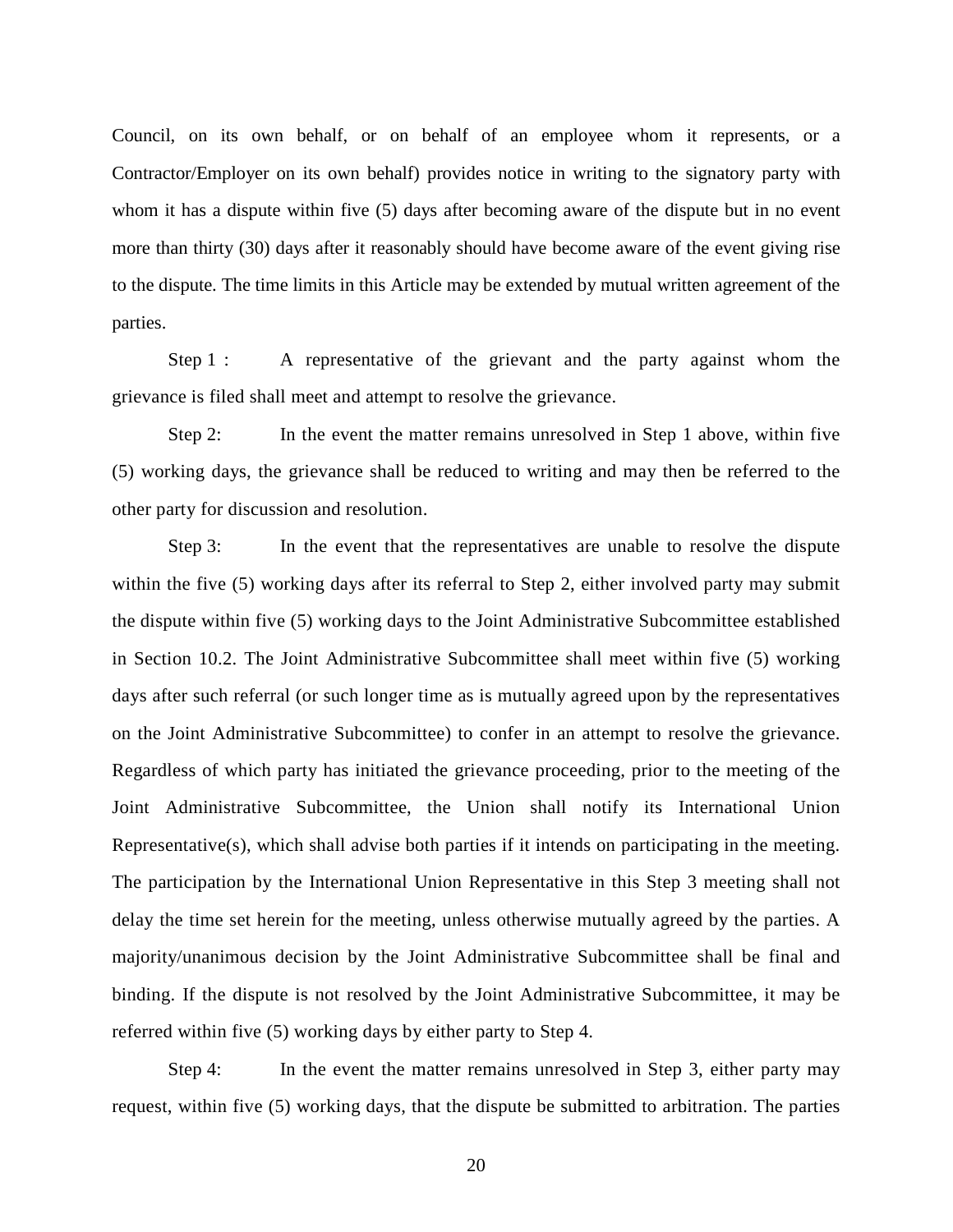Council, on its own behalf, or on behalf of an employee whom it represents, or a Contractor/Employer on its own behalf) provides notice in writing to the signatory party with whom it has a dispute within five (5) days after becoming aware of the dispute but in no event more than thirty (30) days after it reasonably should have become aware of the event giving rise to the dispute. The time limits in this Article may be extended by mutual written agreement of the parties.

Step 1 : A representative of the grievant and the party against whom the grievance is filed shall meet and attempt to resolve the grievance.

Step 2: In the event the matter remains unresolved in Step 1 above, within five (5) working days, the grievance shall be reduced to writing and may then be referred to the other party for discussion and resolution.

Step 3: In the event that the representatives are unable to resolve the dispute within the five (5) working days after its referral to Step 2, either involved party may submit the dispute within five (5) working days to the Joint Administrative Subcommittee established in Section 10.2. The Joint Administrative Subcommittee shall meet within five (5) working days after such referral (or such longer time as is mutually agreed upon by the representatives on the Joint Administrative Subcommittee) to confer in an attempt to resolve the grievance. Regardless of which party has initiated the grievance proceeding, prior to the meeting of the Joint Administrative Subcommittee, the Union shall notify its International Union Representative(s), which shall advise both parties if it intends on participating in the meeting. The participation by the International Union Representative in this Step 3 meeting shall not delay the time set herein for the meeting, unless otherwise mutually agreed by the parties. A majority/unanimous decision by the Joint Administrative Subcommittee shall be final and binding. If the dispute is not resolved by the Joint Administrative Subcommittee, it may be referred within five (5) working days by either party to Step 4.

Step 4: In the event the matter remains unresolved in Step 3, either party may request, within five (5) working days, that the dispute be submitted to arbitration. The parties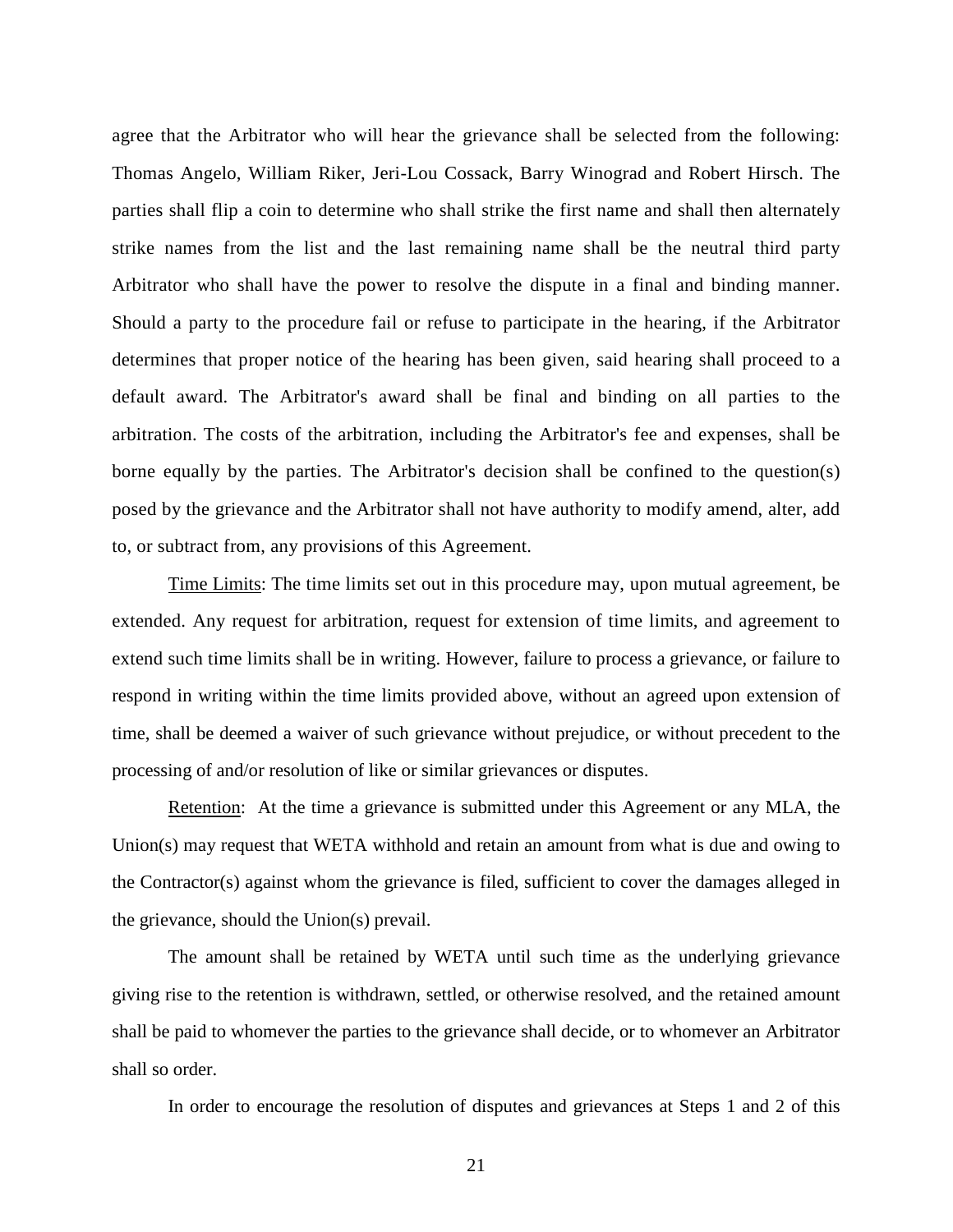agree that the Arbitrator who will hear the grievance shall be selected from the following: Thomas Angelo, William Riker, Jeri-Lou Cossack, Barry Winograd and Robert Hirsch. The parties shall flip a coin to determine who shall strike the first name and shall then alternately strike names from the list and the last remaining name shall be the neutral third party Arbitrator who shall have the power to resolve the dispute in a final and binding manner. Should a party to the procedure fail or refuse to participate in the hearing, if the Arbitrator determines that proper notice of the hearing has been given, said hearing shall proceed to a default award. The Arbitrator's award shall be final and binding on all parties to the arbitration. The costs of the arbitration, including the Arbitrator's fee and expenses, shall be borne equally by the parties. The Arbitrator's decision shall be confined to the question(s) posed by the grievance and the Arbitrator shall not have authority to modify amend, alter, add to, or subtract from, any provisions of this Agreement.

Time Limits: The time limits set out in this procedure may, upon mutual agreement, be extended. Any request for arbitration, request for extension of time limits, and agreement to extend such time limits shall be in writing. However, failure to process a grievance, or failure to respond in writing within the time limits provided above, without an agreed upon extension of time, shall be deemed a waiver of such grievance without prejudice, or without precedent to the processing of and/or resolution of like or similar grievances or disputes.

Retention: At the time a grievance is submitted under this Agreement or any MLA, the Union(s) may request that WETA withhold and retain an amount from what is due and owing to the Contractor(s) against whom the grievance is filed, sufficient to cover the damages alleged in the grievance, should the Union(s) prevail.

The amount shall be retained by WETA until such time as the underlying grievance giving rise to the retention is withdrawn, settled, or otherwise resolved, and the retained amount shall be paid to whomever the parties to the grievance shall decide, or to whomever an Arbitrator shall so order.

In order to encourage the resolution of disputes and grievances at Steps 1 and 2 of this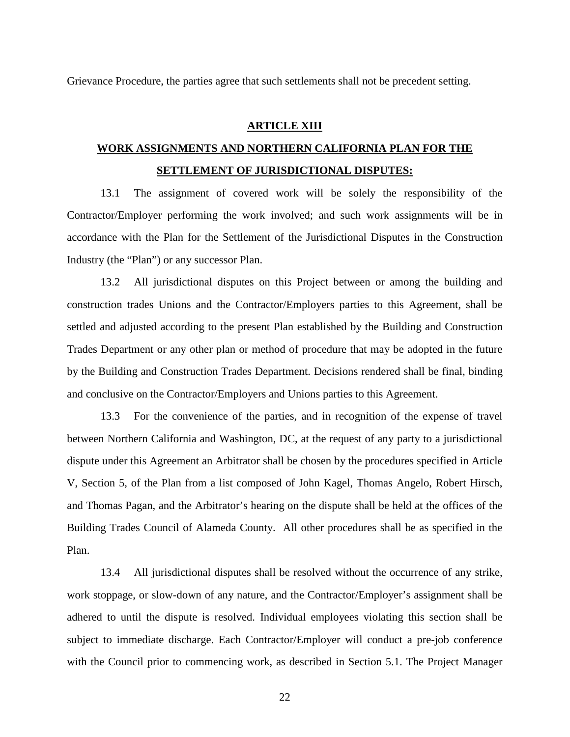Grievance Procedure, the parties agree that such settlements shall not be precedent setting.

## ARTICLE XIII

## WORK ASSIGNMENTS AND NORTHERN CALIFORNIA PLAN FOR THE SETTLEMENT OF JURISDICTIONAL DISPUTES:

13.1 The assignment of covered work will be solely the responsibility of the Contractor/Employer performing the work involved; and such work assignments will be in accordance with the Plan for the Settlement of the Jurisdictional Disputes in the Construction Industry (the "Plan") or any successor Plan.

13.2 All jurisdictional disputes on this Project between or among the building and construction trades Unions and the Contractor/Employers parties to this Agreement, shall be settled and adjusted according to the present Plan established by the Building and Construction Trades Department or any other plan or method of procedure that may be adopted in the future by the Building and Construction Trades Department. Decisions rendered shall be final, binding and conclusive on the Contractor/Employers and Unions parties to this Agreement.

13.3 For the convenience of the parties, and in recognition of the expense of travel between Northern California and Washington, DC, at the request of any party to a jurisdictional dispute under this Agreement an Arbitrator shall be chosen by the procedures specified in Article V, Section 5, of the Plan from a list composed of John Kagel, Thomas Angelo, Robert Hirsch, and Thomas Pagan, and the Arbitrator's hearing on the dispute shall be held at the offices of the Building Trades Council of Alameda County. All other procedures shall be as specified in the Plan.

13.4 All jurisdictional disputes shall be resolved without the occurrence of any strike, work stoppage, or slow-down of any nature, and the Contractor/Employer's assignment shall be adhered to until the dispute is resolved. Individual employees violating this section shall be subject to immediate discharge. Each Contractor/Employer will conduct a pre-job conference with the Council prior to commencing work, as described in Section 5.1. The Project Manager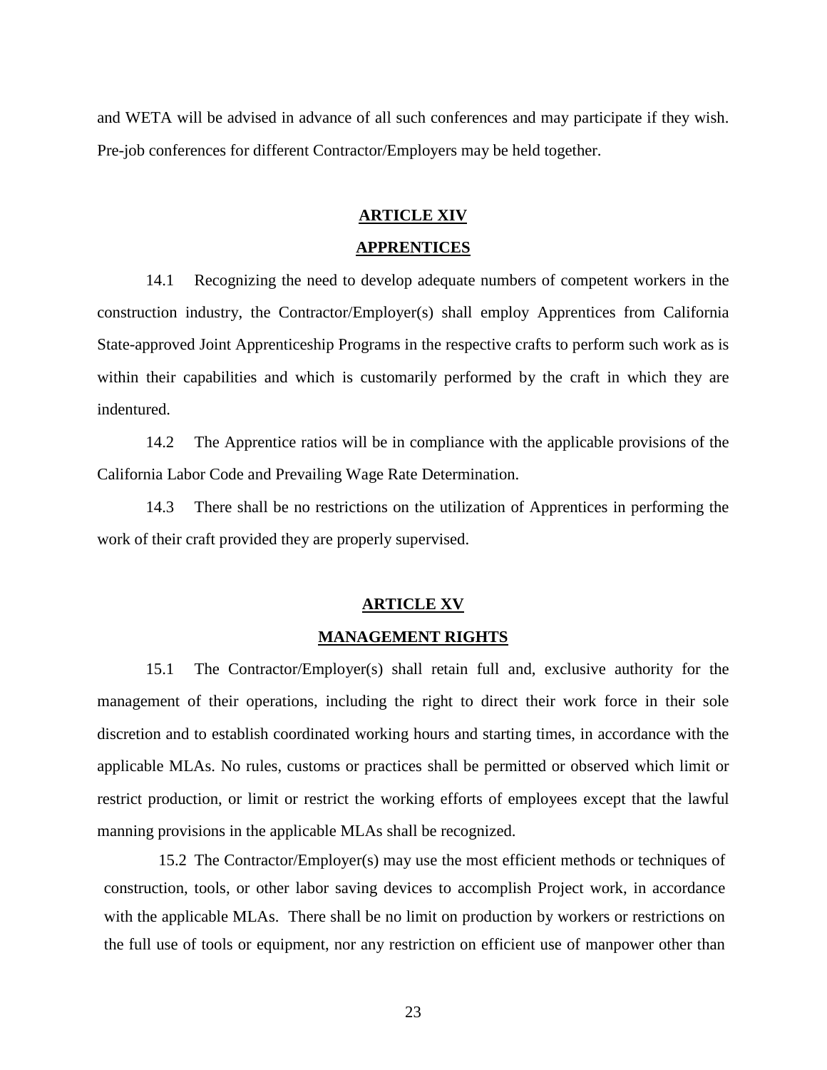and WETA will be advised in advance of all such conferences and may participate if they wish. Pre-job conferences for different Contractor/Employers may be held together.

## ARTICLE XIV

## APPRENTICES

14.1 Recognizing the need to develop adequate numbers of competent workers in the construction industry, the Contractor/Employer(s) shall employ Apprentices from California State-approved Joint Apprenticeship Programs in the respective crafts to perform such work as is within their capabilities and which is customarily performed by the craft in which they are indentured.

14.2 The Apprentice ratios will be in compliance with the applicable provisions of the California Labor Code and Prevailing Wage Rate Determination.

14.3 There shall be no restrictions on the utilization of Apprentices in performing the work of their craft provided they are properly supervised.

## ARTICLE XV

## MANAGEMENT RIGHTS

15.1 The Contractor/Employer(s) shall retain full and, exclusive authority for the management of their operations, including the right to direct their work force in their sole discretion and to establish coordinated working hours and starting times, in accordance with the applicable MLAs. No rules, customs or practices shall be permitted or observed which limit or restrict production, or limit or restrict the working efforts of employees except that the lawful manning provisions in the applicable MLAs shall be recognized.

15.2 The Contractor/Employer(s) may use the most efficient methods or techniques of construction, tools, or other labor saving devices to accomplish Project work, in accordance with the applicable MLAs. There shall be no limit on production by workers or restrictions on the full use of tools or equipment, nor any restriction on efficient use of manpower other than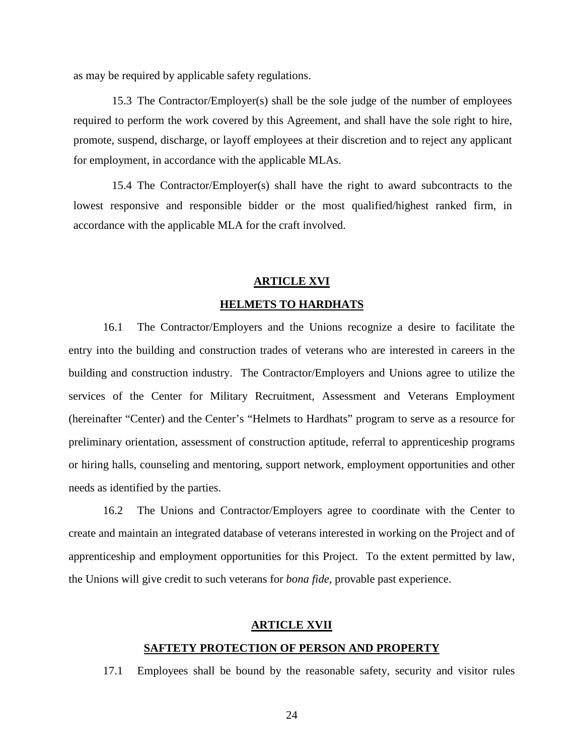as may be required by applicable safety regulations.

15.3 The Contractor/Employer(s) shall be the sole judge of the number of employees required to perform the work covered by this Agreement, and shall have the sole right to hire, promote, suspend, discharge, or layoff employees at their discretion and to reject any applicant for employment, in accordance with the applicable MLAs.

15.4 The Contractor/Employer(s) shall have the right to award subcontracts to the lowest responsive and responsible bidder or the most qualified/highest ranked firm, in accordance with the applicable MLA for the craft involved.

## ARTICLE XVI

## HELMETS TO HARDHATS

16.1 The Contractor/Employers and the Unions recognize a desire to facilitate the entry into the building and construction trades of veterans who are interested in careers in the building and construction industry. The Contractor/Employers and Unions agree to utilize the services of the Center for Military Recruitment, Assessment and Veterans Employment (hereinafter "Center) and the Center's "Helmets to Hardhats" program to serve as a resource for preliminary orientation, assessment of construction aptitude, referral to apprenticeship programs or hiring halls, counseling and mentoring, support network, employment opportunities and other needs as identified by the parties.

16.2 The Unions and Contractor/Employers agree to coordinate with the Center to create and maintain an integrated database of veterans interested in working on the Project and of apprenticeship and employment opportunities for this Project. To the extent permitted by law, the Unions will give credit to such veterans for *bona fide*, provable past experience.

## ARTICLE XVII

## SAFTETY PROTECTION OF PERSON AND PROPERTY

17.1 Employees shall be bound by the reasonable safety, security and visitor rules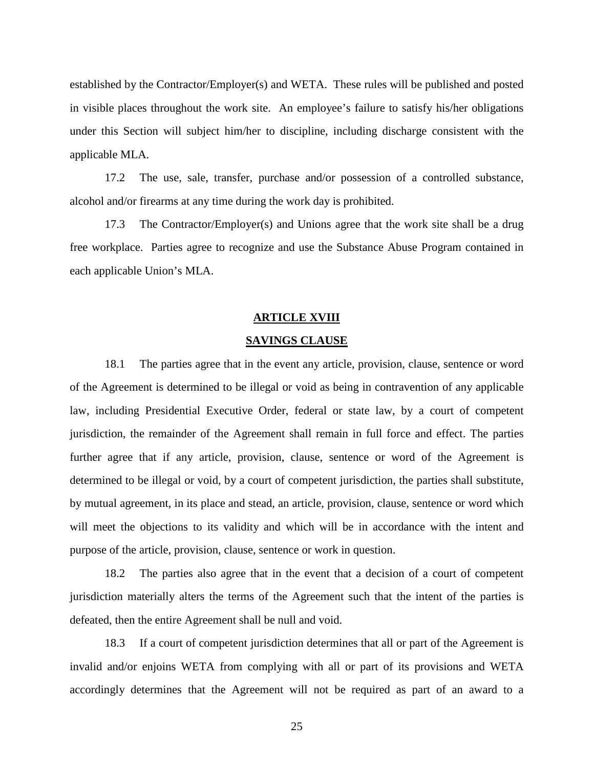established by the Contractor/Employer(s) and WETA. These rules will be published and posted in visible places throughout the work site. An employee's failure to satisfy his/her obligations under this Section will subject him/her to discipline, including discharge consistent with the applicable MLA.

17.2 The use, sale, transfer, purchase and/or possession of a controlled substance, alcohol and/or firearms at any time during the work day is prohibited.

17.3 The Contractor/Employer(s) and Unions agree that the work site shall be a drug free workplace. Parties agree to recognize and use the Substance Abuse Program contained in each applicable Union's MLA.

## ARTICLE XVIII

## SAVINGS CLAUSE

18.1 The parties agree that in the event any article, provision, clause, sentence or word of the Agreement is determined to be illegal or void as being in contravention of any applicable law, including Presidential Executive Order, federal or state law, by a court of competent jurisdiction, the remainder of the Agreement shall remain in full force and effect. The parties further agree that if any article, provision, clause, sentence or word of the Agreement is determined to be illegal or void, by a court of competent jurisdiction, the parties shall substitute, by mutual agreement, in its place and stead, an article, provision, clause, sentence or word which will meet the objections to its validity and which will be in accordance with the intent and purpose of the article, provision, clause, sentence or work in question.

18.2 The parties also agree that in the event that a decision of a court of competent jurisdiction materially alters the terms of the Agreement such that the intent of the parties is defeated, then the entire Agreement shall be null and void.

18.3 If a court of competent jurisdiction determines that all or part of the Agreement is invalid and/or enjoins WETA from complying with all or part of its provisions and WETA accordingly determines that the Agreement will not be required as part of an award to a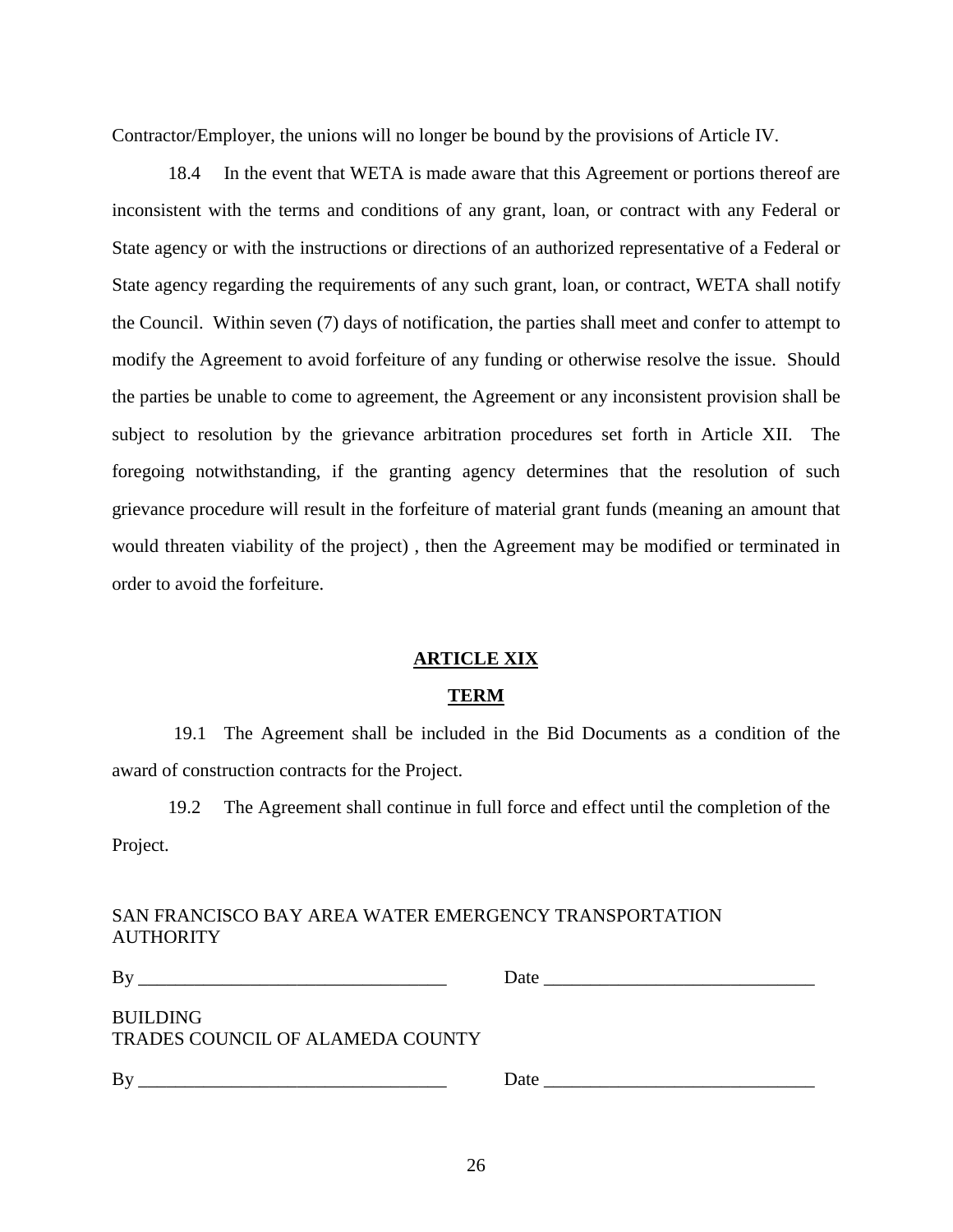Contractor/Employer, the unions will no longer be bound by the provisions of Article IV.

18.4 In the event that WETA is made aware that this Agreement or portions thereof are inconsistent with the terms and conditions of any grant, loan, or contract with any Federal or State agency or with the instructions or directions of an authorized representative of a Federal or State agency regarding the requirements of any such grant, loan, or contract, WETA shall notify the Council. Within seven (7) days of notification, the parties shall meet and confer to attempt to modify the Agreement to avoid forfeiture of any funding or otherwise resolve the issue. Should the parties be unable to come to agreement, the Agreement or any inconsistent provision shall be subject to resolution by the grievance arbitration procedures set forth in Article XII. The foregoing notwithstanding, if the granting agency determines that the resolution of such grievance procedure will result in the forfeiture of material grant funds (meaning an amount that would threaten viability of the project) , then the Agreement may be modified or terminated in order to avoid the forfeiture.

## ARTICLE XIX

## TERM

19.1 The Agreement shall be included in the Bid Documents as a condition of the award of construction contracts for the Project.

19.2 The Agreement shall continue in full force and effect until the completion of the Project.

SAN FRANCISCO BAY AREA WATER EMERGENCY TRANSPORTATION AUTHORITY

By _________________________________ Date _____________________________

BUILDING
TRADES COUNCIL OF ALAMEDA COUNTY

By _________________________________ Date _____________________________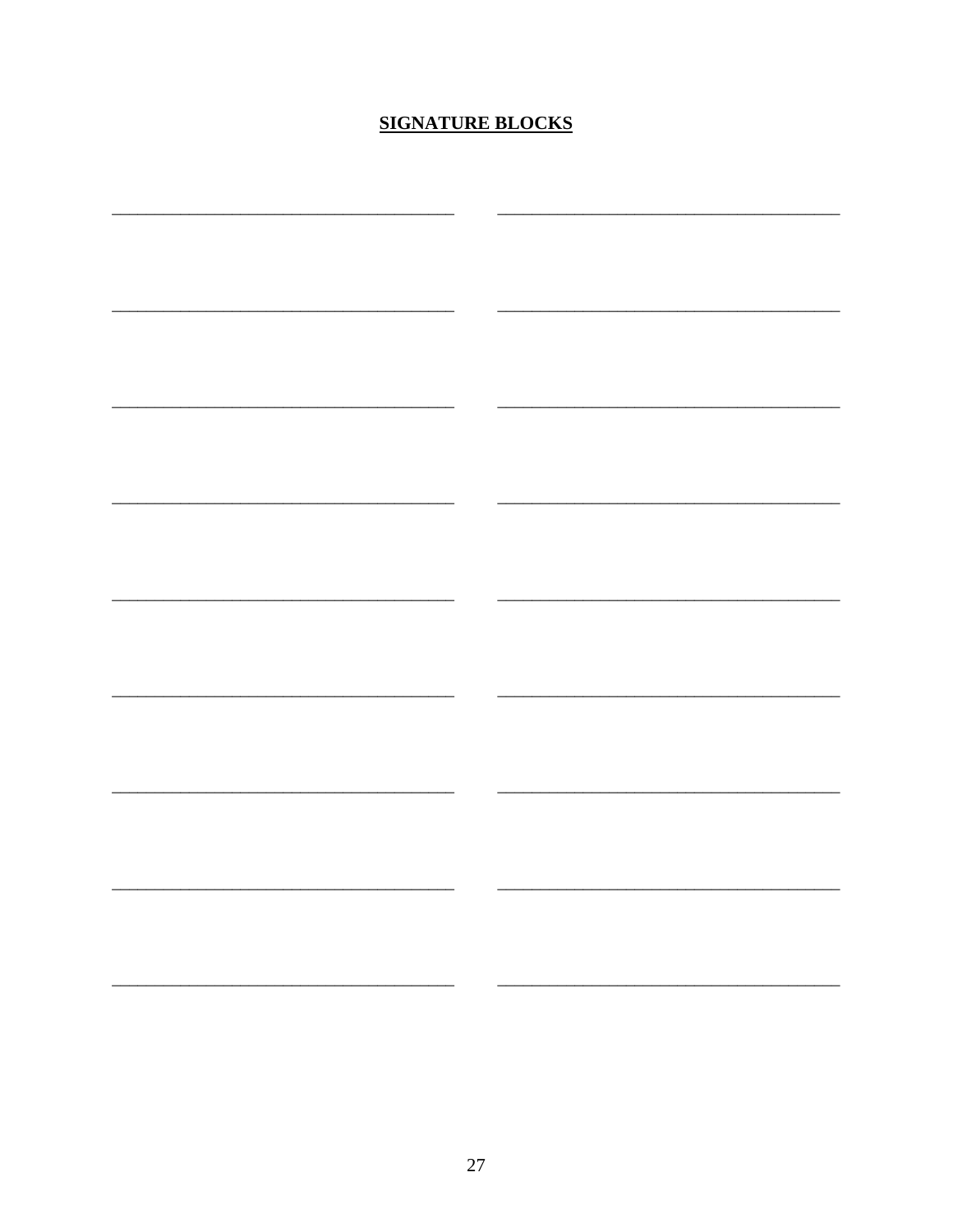**SIGNATURE BLOCKS**

\_\_\_\_\_\_\_\_\_\_\_\_\_\_\_\_\_\_\_\_\_\_\_\_\_\_\_\_\_\_\_\_\_\_\_\_\_\_ \_\_\_\_\_\_\_\_\_\_\_\_\_\_\_\_\_\_\_\_\_\_\_\_\_\_\_\_\_\_\_\_\_\_\_\_\_\_

\_\_\_\_\_\_\_\_\_\_\_\_\_\_\_\_\_\_\_\_\_\_\_\_\_\_\_\_\_\_\_\_\_\_\_\_\_\_ \_\_\_\_\_\_\_\_\_\_\_\_\_\_\_\_\_\_\_\_\_\_\_\_\_\_\_\_\_\_\_\_\_\_\_\_\_\_

\_\_\_\_\_\_\_\_\_\_\_\_\_\_\_\_\_\_\_\_\_\_\_\_\_\_\_\_\_\_\_\_\_\_\_\_\_\_ \_\_\_\_\_\_\_\_\_\_\_\_\_\_\_\_\_\_\_\_\_\_\_\_\_\_\_\_\_\_\_\_\_\_\_\_\_\_

\_\_\_\_\_\_\_\_\_\_\_\_\_\_\_\_\_\_\_\_\_\_\_\_\_\_\_\_\_\_\_\_\_\_\_\_\_\_ \_\_\_\_\_\_\_\_\_\_\_\_\_\_\_\_\_\_\_\_\_\_\_\_\_\_\_\_\_\_\_\_\_\_\_\_\_\_

\_\_\_\_\_\_\_\_\_\_\_\_\_\_\_\_\_\_\_\_\_\_\_\_\_\_\_\_\_\_\_\_\_\_\_\_\_\_ \_\_\_\_\_\_\_\_\_\_\_\_\_\_\_\_\_\_\_\_\_\_\_\_\_\_\_\_\_\_\_\_\_\_\_\_\_\_

\_\_\_\_\_\_\_\_\_\_\_\_\_\_\_\_\_\_\_\_\_\_\_\_\_\_\_\_\_\_\_\_\_\_\_\_\_\_ \_\_\_\_\_\_\_\_\_\_\_\_\_\_\_\_\_\_\_\_\_\_\_\_\_\_\_\_\_\_\_\_\_\_\_\_\_\_

\_\_\_\_\_\_\_\_\_\_\_\_\_\_\_\_\_\_\_\_\_\_\_\_\_\_\_\_\_\_\_\_\_\_\_\_\_\_ \_\_\_\_\_\_\_\_\_\_\_\_\_\_\_\_\_\_\_\_\_\_\_\_\_\_\_\_\_\_\_\_\_\_\_\_\_\_

\_\_\_\_\_\_\_\_\_\_\_\_\_\_\_\_\_\_\_\_\_\_\_\_\_\_\_\_\_\_\_\_\_\_\_\_\_\_ \_\_\_\_\_\_\_\_\_\_\_\_\_\_\_\_\_\_\_\_\_\_\_\_\_\_\_\_\_\_\_\_\_\_\_\_\_\_

\_\_\_\_\_\_\_\_\_\_\_\_\_\_\_\_\_\_\_\_\_\_\_\_\_\_\_\_\_\_\_\_\_\_\_\_\_\_ \_\_\_\_\_\_\_\_\_\_\_\_\_\_\_\_\_\_\_\_\_\_\_\_\_\_\_\_\_\_\_\_\_\_\_\_\_\_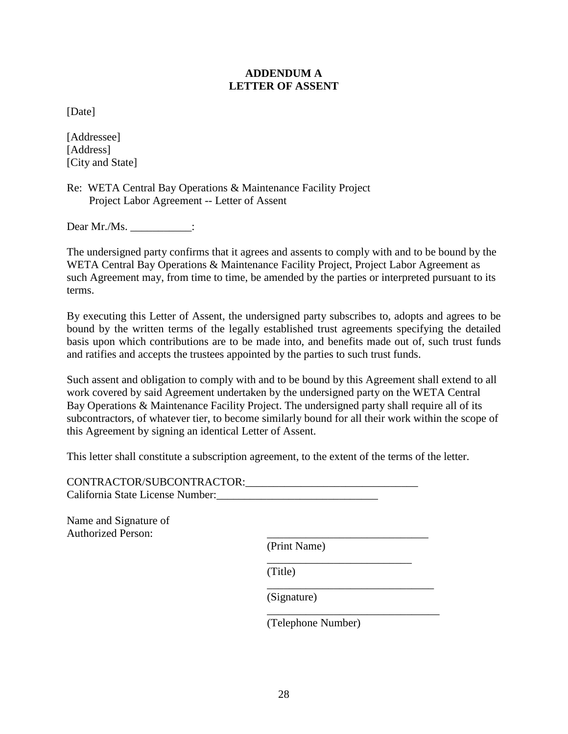# ADDENDUM A
# LETTER OF ASSENT

[Date]

[Addressee]
[Address]
[City and State]

Re: WETA Central Bay Operations & Maintenance Facility Project
Project Labor Agreement -- Letter of Assent

Dear Mr./Ms. ___________:

The undersigned party confirms that it agrees and assents to comply with and to be bound by the WETA Central Bay Operations & Maintenance Facility Project, Project Labor Agreement as such Agreement may, from time to time, be amended by the parties or interpreted pursuant to its terms.

By executing this Letter of Assent, the undersigned party subscribes to, adopts and agrees to be bound by the written terms of the legally established trust agreements specifying the detailed basis upon which contributions are to be made into, and benefits made out of, such trust funds and ratifies and accepts the trustees appointed by the parties to such trust funds.

Such assent and obligation to comply with and to be bound by this Agreement shall extend to all work covered by said Agreement undertaken by the undersigned party on the WETA Central Bay Operations & Maintenance Facility Project. The undersigned party shall require all of its subcontractors, of whatever tier, to become similarly bound for all their work within the scope of this Agreement by signing an identical Letter of Assent.

This letter shall constitute a subscription agreement, to the extent of the terms of the letter.

CONTRACTOR/SUBCONTRACTOR:_______________________________
California State License Number:_____________________________

Name and Signature of
Authorized Person:

_____________________________
(Print Name)

__________________________
(Title)

______________________________
(Signature)

_______________________________
(Telephone Number)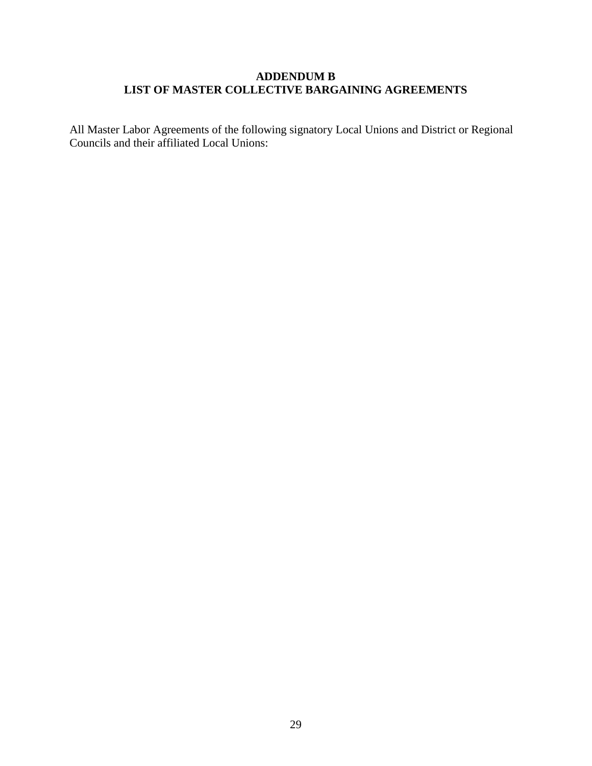## ADDENDUM B
## LIST OF MASTER COLLECTIVE BARGAINING AGREEMENTS

All Master Labor Agreements of the following signatory Local Unions and District or Regional Councils and their affiliated Local Unions: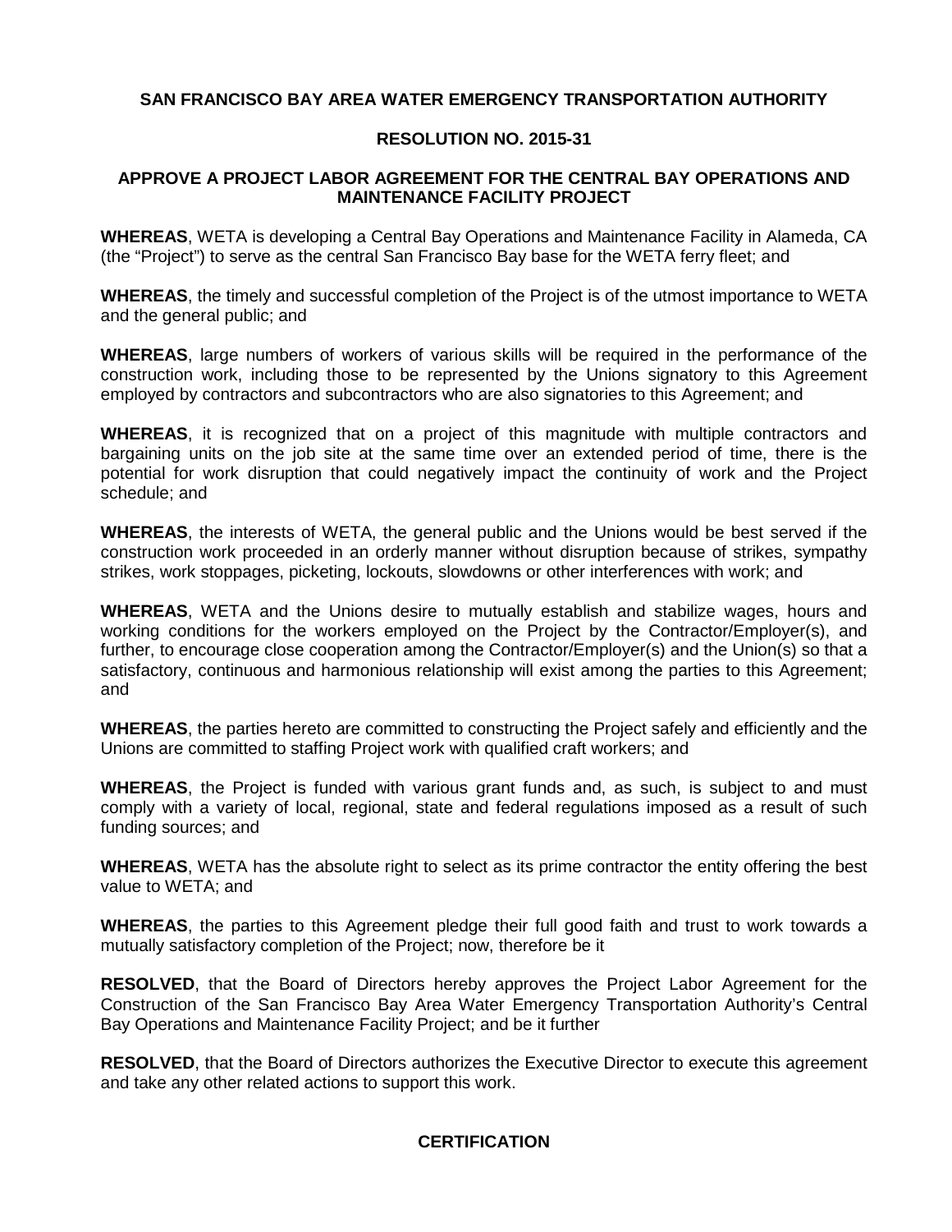**SAN FRANCISCO BAY AREA WATER EMERGENCY TRANSPORTATION AUTHORITY**

**RESOLUTION NO. 2015-31**

**APPROVE A PROJECT LABOR AGREEMENT FOR THE CENTRAL BAY OPERATIONS AND MAINTENANCE FACILITY PROJECT**

**WHEREAS**, WETA is developing a Central Bay Operations and Maintenance Facility in Alameda, CA (the "Project") to serve as the central San Francisco Bay base for the WETA ferry fleet; and

**WHEREAS**, the timely and successful completion of the Project is of the utmost importance to WETA and the general public; and

**WHEREAS**, large numbers of workers of various skills will be required in the performance of the construction work, including those to be represented by the Unions signatory to this Agreement employed by contractors and subcontractors who are also signatories to this Agreement; and

**WHEREAS**, it is recognized that on a project of this magnitude with multiple contractors and bargaining units on the job site at the same time over an extended period of time, there is the potential for work disruption that could negatively impact the continuity of work and the Project schedule; and

**WHEREAS**, the interests of WETA, the general public and the Unions would be best served if the construction work proceeded in an orderly manner without disruption because of strikes, sympathy strikes, work stoppages, picketing, lockouts, slowdowns or other interferences with work; and

**WHEREAS**, WETA and the Unions desire to mutually establish and stabilize wages, hours and working conditions for the workers employed on the Project by the Contractor/Employer(s), and further, to encourage close cooperation among the Contractor/Employer(s) and the Union(s) so that a satisfactory, continuous and harmonious relationship will exist among the parties to this Agreement; and

**WHEREAS**, the parties hereto are committed to constructing the Project safely and efficiently and the Unions are committed to staffing Project work with qualified craft workers; and

**WHEREAS**, the Project is funded with various grant funds and, as such, is subject to and must comply with a variety of local, regional, state and federal regulations imposed as a result of such funding sources; and

**WHEREAS**, WETA has the absolute right to select as its prime contractor the entity offering the best value to WETA; and

**WHEREAS**, the parties to this Agreement pledge their full good faith and trust to work towards a mutually satisfactory completion of the Project; now, therefore be it

**RESOLVED**, that the Board of Directors hereby approves the Project Labor Agreement for the Construction of the San Francisco Bay Area Water Emergency Transportation Authority's Central Bay Operations and Maintenance Facility Project; and be it further

**RESOLVED**, that the Board of Directors authorizes the Executive Director to execute this agreement and take any other related actions to support this work.

**CERTIFICATION**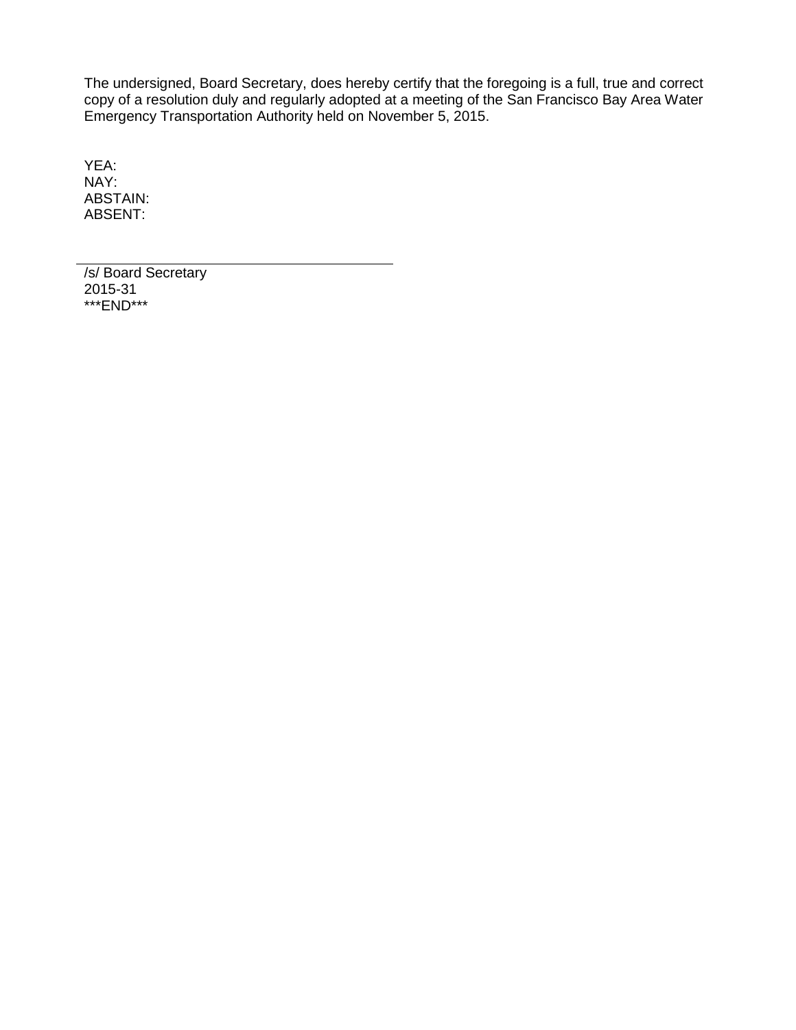The undersigned, Board Secretary, does hereby certify that the foregoing is a full, true and correct copy of a resolution duly and regularly adopted at a meeting of the San Francisco Bay Area Water Emergency Transportation Authority held on November 5, 2015.

YEA:  
NAY:  
ABSTAIN:  
ABSENT:

---

/s/ Board Secretary  
2015-31  
***END***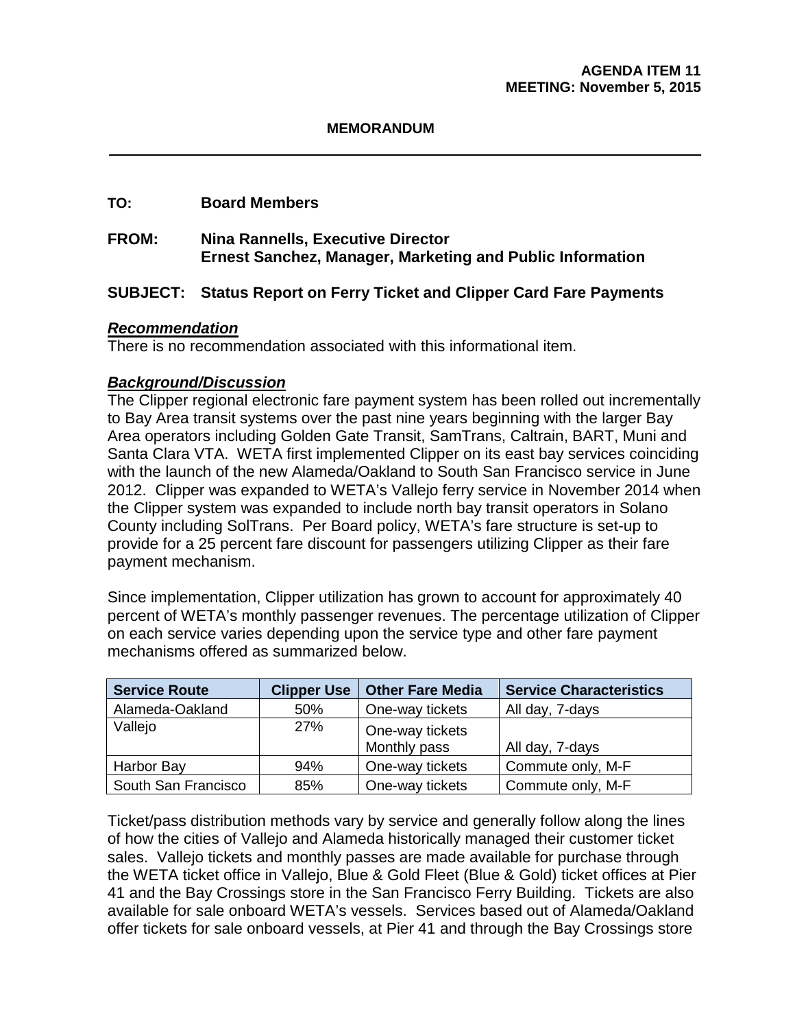**AGENDA ITEM 11**
**MEETING: November 5, 2015**

**MEMORANDUM**

---

**TO:** Board Members

**FROM:** Nina Rannells, Executive Director
Ernest Sanchez, Manager, Marketing and Public Information

**SUBJECT: Status Report on Ferry Ticket and Clipper Card Fare Payments**

***Recommendation***
There is no recommendation associated with this informational item.

***Background/Discussion***
The Clipper regional electronic fare payment system has been rolled out incrementally to Bay Area transit systems over the past nine years beginning with the larger Bay Area operators including Golden Gate Transit, SamTrans, Caltrain, BART, Muni and Santa Clara VTA. WETA first implemented Clipper on its east bay services coinciding with the launch of the new Alameda/Oakland to South San Francisco service in June 2012. Clipper was expanded to WETA's Vallejo ferry service in November 2014 when the Clipper system was expanded to include north bay transit operators in Solano County including SolTrans. Per Board policy, WETA's fare structure is set-up to provide for a 25 percent fare discount for passengers utilizing Clipper as their fare payment mechanism.

Since implementation, Clipper utilization has grown to account for approximately 40 percent of WETA's monthly passenger revenues. The percentage utilization of Clipper on each service varies depending upon the service type and other fare payment mechanisms offered as summarized below.

| Service Route | Clipper Use | Other Fare Media | Service Characteristics |
|---|---|---|---|
| Alameda-Oakland | 50% | One-way tickets | All day, 7-days |
| Vallejo | 27% | One-way tickets<br>Monthly pass | All day, 7-days |
| Harbor Bay | 94% | One-way tickets | Commute only, M-F |
| South San Francisco | 85% | One-way tickets | Commute only, M-F |

Ticket/pass distribution methods vary by service and generally follow along the lines of how the cities of Vallejo and Alameda historically managed their customer ticket sales. Vallejo tickets and monthly passes are made available for purchase through the WETA ticket office in Vallejo, Blue & Gold Fleet (Blue & Gold) ticket offices at Pier 41 and the Bay Crossings store in the San Francisco Ferry Building. Tickets are also available for sale onboard WETA's vessels. Services based out of Alameda/Oakland offer tickets for sale onboard vessels, at Pier 41 and through the Bay Crossings store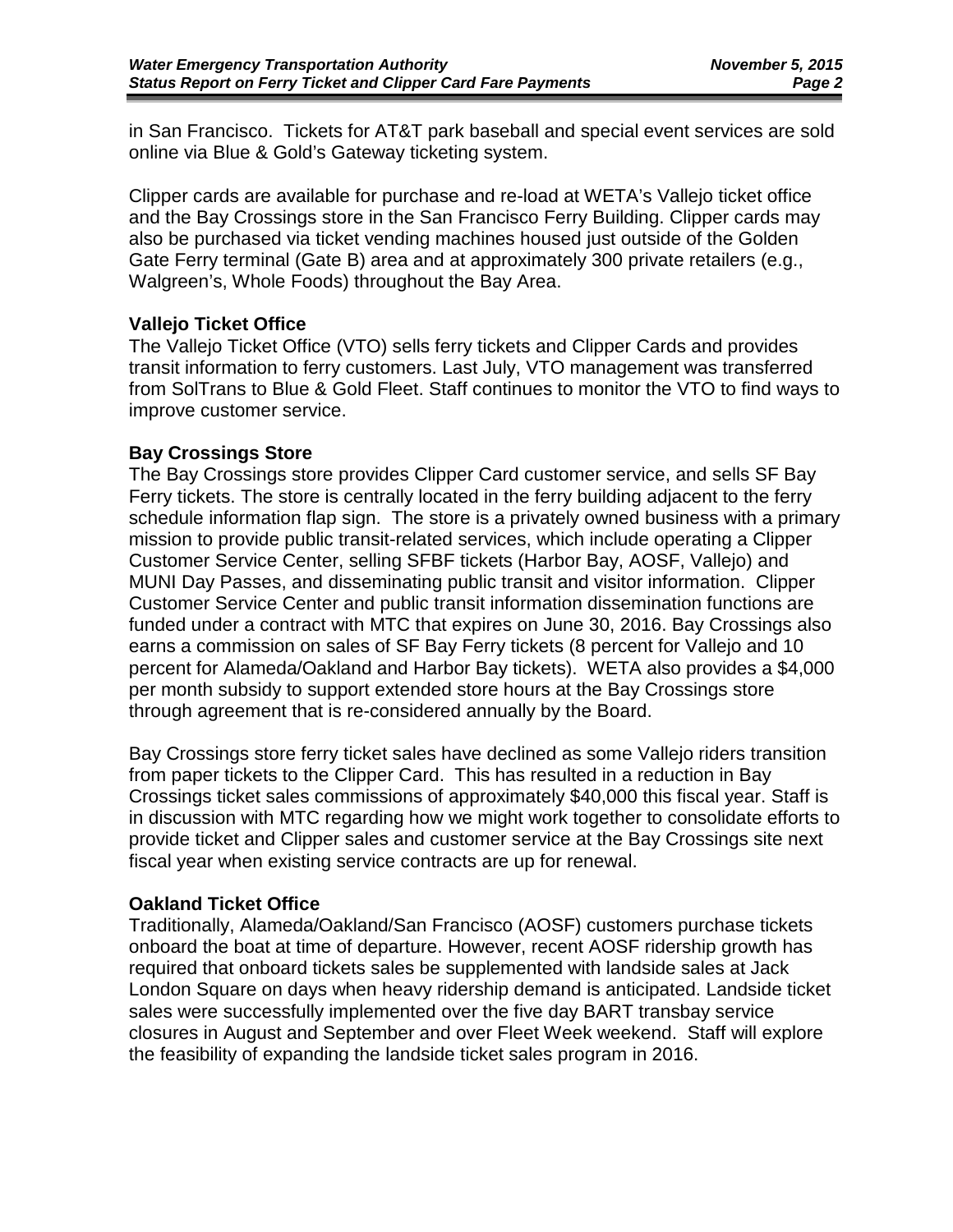in San Francisco. Tickets for AT&T park baseball and special event services are sold online via Blue & Gold's Gateway ticketing system.

Clipper cards are available for purchase and re-load at WETA's Vallejo ticket office and the Bay Crossings store in the San Francisco Ferry Building. Clipper cards may also be purchased via ticket vending machines housed just outside of the Golden Gate Ferry terminal (Gate B) area and at approximately 300 private retailers (e.g., Walgreen's, Whole Foods) throughout the Bay Area.

**Vallejo Ticket Office**

The Vallejo Ticket Office (VTO) sells ferry tickets and Clipper Cards and provides transit information to ferry customers. Last July, VTO management was transferred from SolTrans to Blue & Gold Fleet. Staff continues to monitor the VTO to find ways to improve customer service.

**Bay Crossings Store**

The Bay Crossings store provides Clipper Card customer service, and sells SF Bay Ferry tickets. The store is centrally located in the ferry building adjacent to the ferry schedule information flap sign. The store is a privately owned business with a primary mission to provide public transit-related services, which include operating a Clipper Customer Service Center, selling SFBF tickets (Harbor Bay, AOSF, Vallejo) and MUNI Day Passes, and disseminating public transit and visitor information. Clipper Customer Service Center and public transit information dissemination functions are funded under a contract with MTC that expires on June 30, 2016. Bay Crossings also earns a commission on sales of SF Bay Ferry tickets (8 percent for Vallejo and 10 percent for Alameda/Oakland and Harbor Bay tickets). WETA also provides a $4,000 per month subsidy to support extended store hours at the Bay Crossings store through agreement that is re-considered annually by the Board.

Bay Crossings store ferry ticket sales have declined as some Vallejo riders transition from paper tickets to the Clipper Card. This has resulted in a reduction in Bay Crossings ticket sales commissions of approximately $40,000 this fiscal year. Staff is in discussion with MTC regarding how we might work together to consolidate efforts to provide ticket and Clipper sales and customer service at the Bay Crossings site next fiscal year when existing service contracts are up for renewal.

**Oakland Ticket Office**

Traditionally, Alameda/Oakland/San Francisco (AOSF) customers purchase tickets onboard the boat at time of departure. However, recent AOSF ridership growth has required that onboard tickets sales be supplemented with landside sales at Jack London Square on days when heavy ridership demand is anticipated. Landside ticket sales were successfully implemented over the five day BART transbay service closures in August and September and over Fleet Week weekend. Staff will explore the feasibility of expanding the landside ticket sales program in 2016.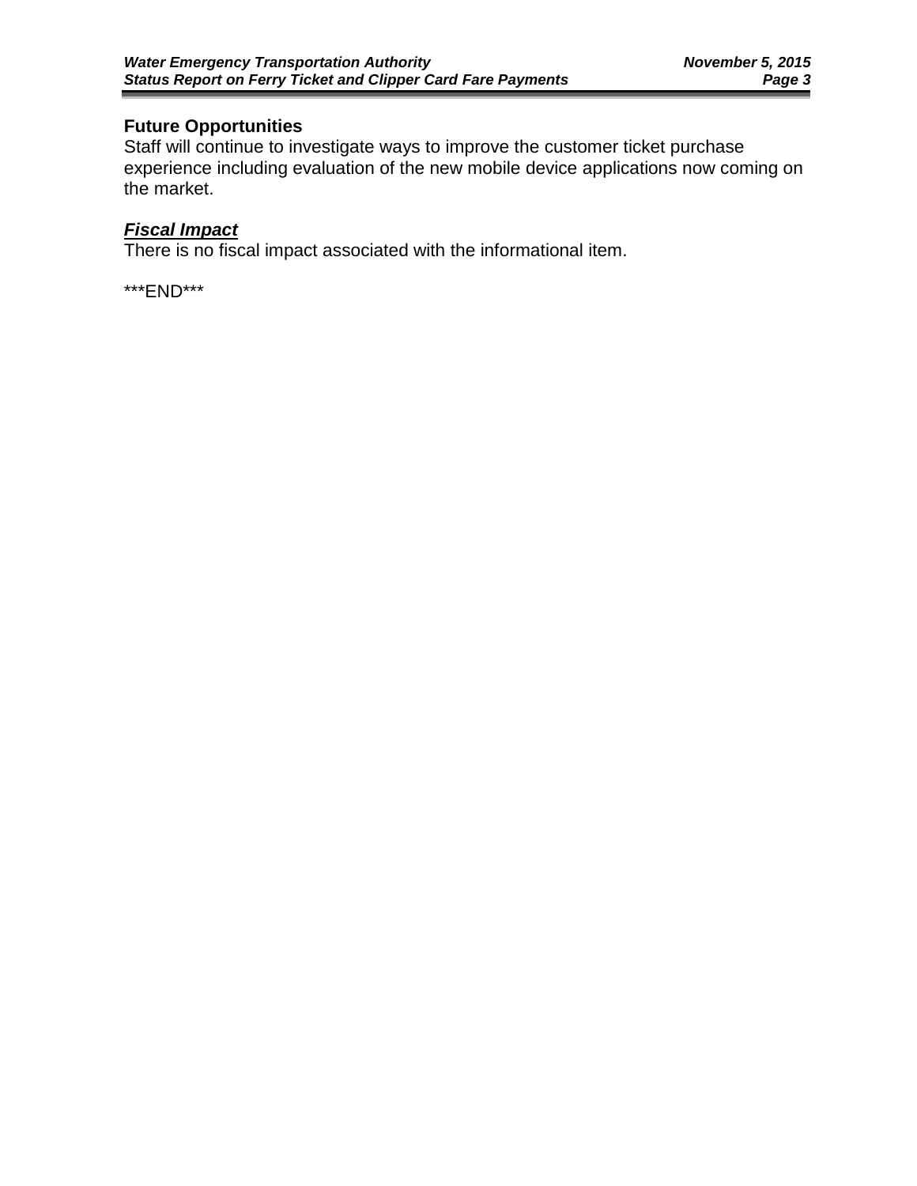**Future Opportunities**
Staff will continue to investigate ways to improve the customer ticket purchase experience including evaluation of the new mobile device applications now coming on the market.

***Fiscal Impact***
There is no fiscal impact associated with the informational item.

***END***